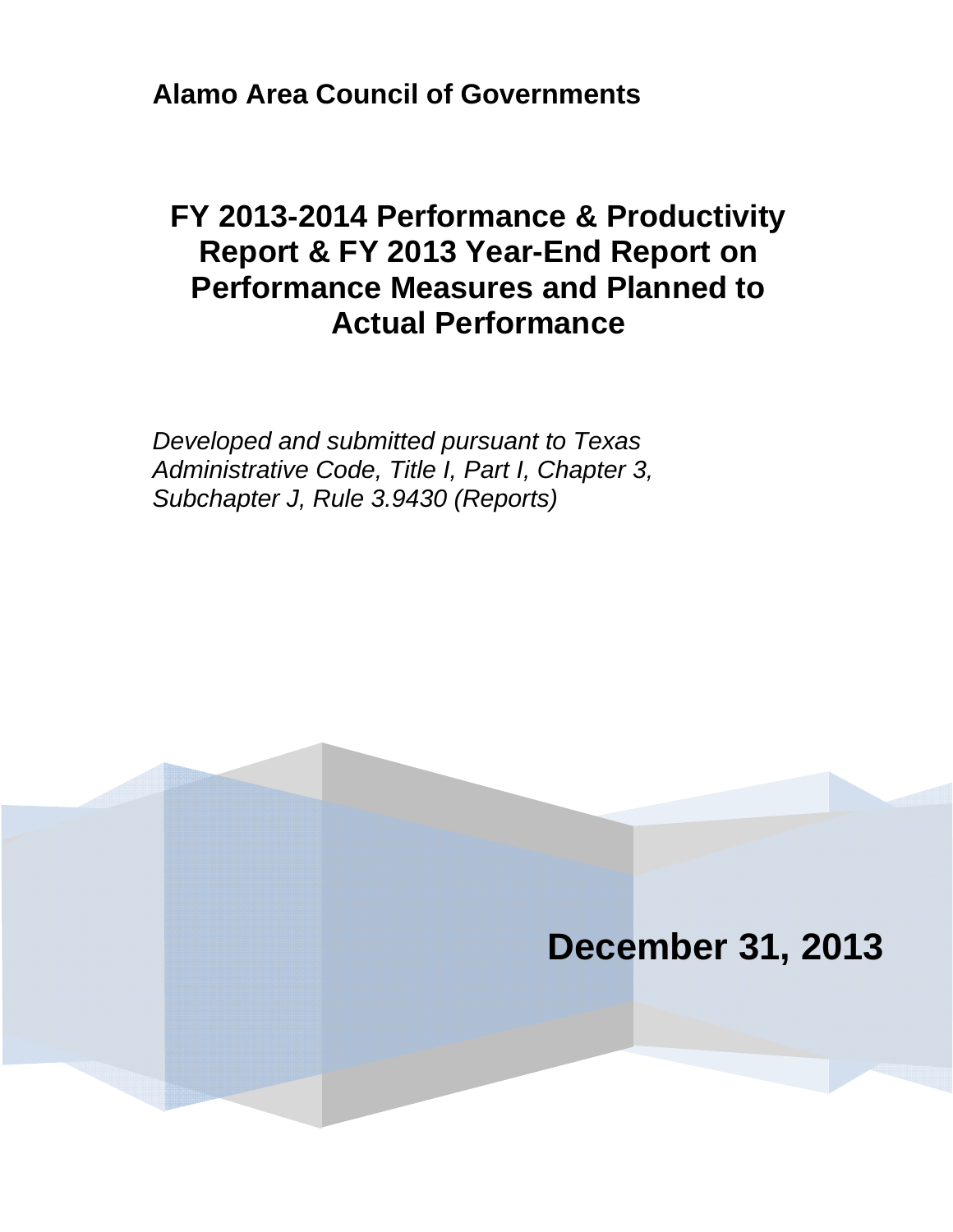**Alamo Area Council of Governments**

# FY 2013-2014 Performance & Productivity Report & FY 2013 Year-End Report on Performance Measures and Planned to Actual Performance

*Developed and submitted pursuant to Texas Administrative Code, Title I, Part I, Chapter 3, Subchapter J, Rule 3.9430 (Reports)*

**December 31, 2013**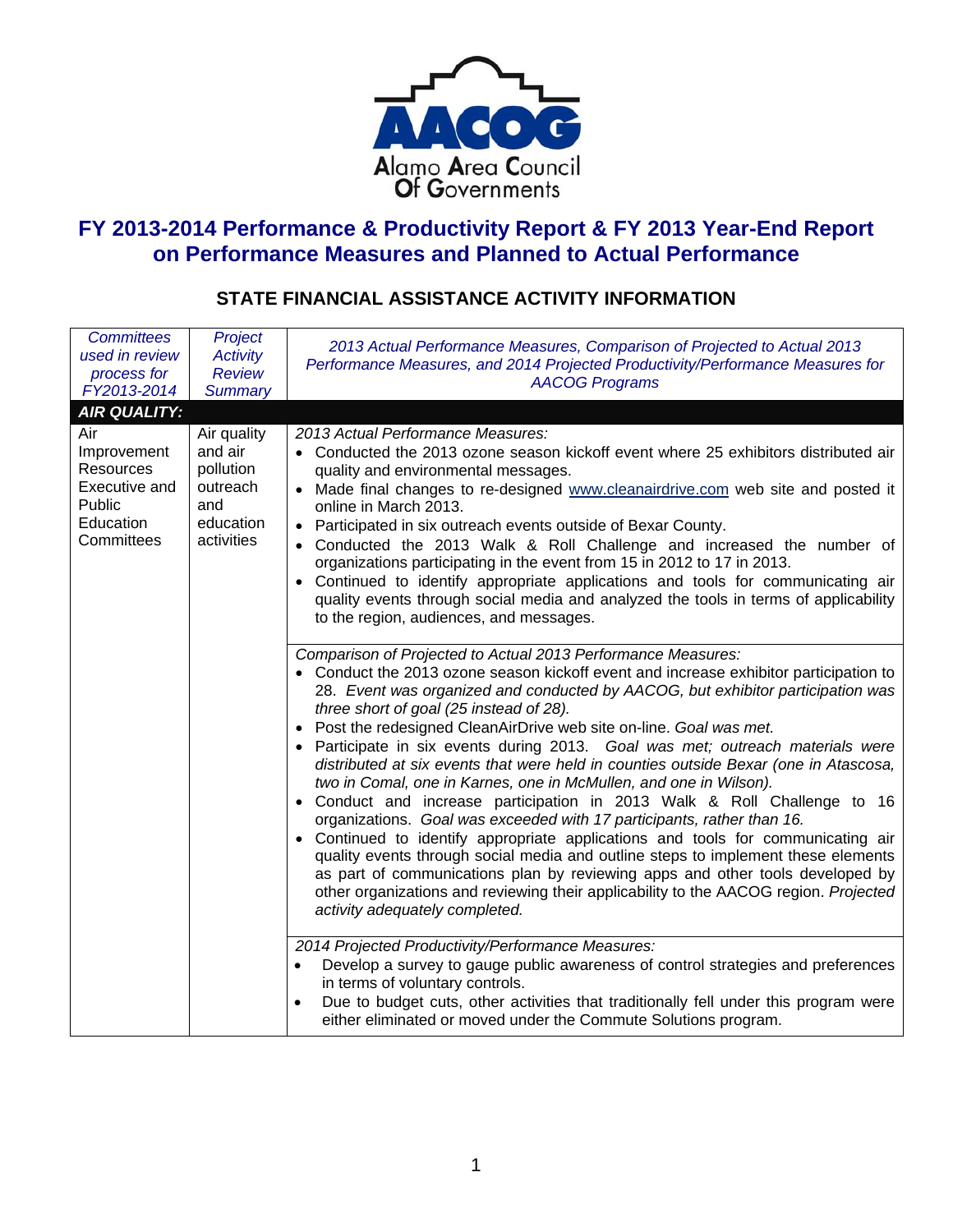# FY 2013-2014 Performance & Productivity Report & FY 2013 Year-End Report on Performance Measures and Planned to Actual Performance

## STATE FINANCIAL ASSISTANCE ACTIVITY INFORMATION

| *Committees used in review process for FY2013-2014* | *Project Activity Review Summary* | *2013 Actual Performance Measures, Comparison of Projected to Actual 2013 Performance Measures, and 2014 Projected Productivity/Performance Measures for AACOG Programs* |
|---|---|---|
| ***AIR QUALITY:*** | | |
| Air Improvement Resources Executive and Public Education Committees | Air quality and air pollution outreach and education activities | *2013 Actual Performance Measures:*<br>• Conducted the 2013 ozone season kickoff event where 25 exhibitors distributed air quality and environmental messages.<br>• Made final changes to re-designed www.cleanairdrive.com web site and posted it online in March 2013.<br>• Participated in six outreach events outside of Bexar County.<br>• Conducted the 2013 Walk & Roll Challenge and increased the number of organizations participating in the event from 15 in 2012 to 17 in 2013.<br>• Continued to identify appropriate applications and tools for communicating air quality events through social media and analyzed the tools in terms of applicability to the region, audiences, and messages. |
| | | *Comparison of Projected to Actual 2013 Performance Measures:*<br>• Conduct the 2013 ozone season kickoff event and increase exhibitor participation to 28. *Event was organized and conducted by AACOG, but exhibitor participation was three short of goal (25 instead of 28).*<br>• Post the redesigned CleanAirDrive web site on-line. *Goal was met.*<br>• Participate in six events during 2013. *Goal was met; outreach materials were distributed at six events that were held in counties outside Bexar (one in Atascosa, two in Comal, one in Karnes, one in McMullen, and one in Wilson).*<br>• Conduct and increase participation in 2013 Walk & Roll Challenge to 16 organizations. *Goal was exceeded with 17 participants, rather than 16.*<br>• Continued to identify appropriate applications and tools for communicating air quality events through social media and outline steps to implement these elements as part of communications plan by reviewing apps and other tools developed by other organizations and reviewing their applicability to the AACOG region. *Projected activity adequately completed.* |
| | | *2014 Projected Productivity/Performance Measures:*<br>• Develop a survey to gauge public awareness of control strategies and preferences in terms of voluntary controls.<br>• Due to budget cuts, other activities that traditionally fell under this program were either eliminated or moved under the Commute Solutions program. |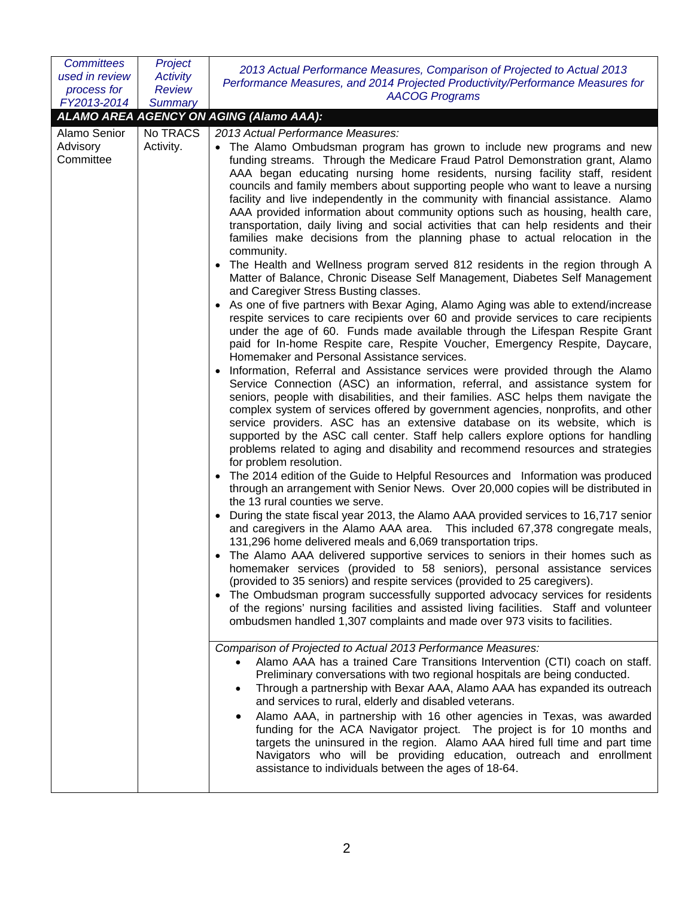| *Committees used in review process for FY2013-2014* | *Project Activity Review Summary* | *2013 Actual Performance Measures, Comparison of Projected to Actual 2013 Performance Measures, and 2014 Projected Productivity/Performance Measures for AACOG Programs* |
|---|---|---|
| ***ALAMO AREA AGENCY ON AGING (Alamo AAA):*** | | |
| Alamo Senior Advisory Committee | No TRACS Activity. | *2013 Actual Performance Measures:*<br>• The Alamo Ombudsman program has grown to include new programs and new funding streams. Through the Medicare Fraud Patrol Demonstration grant, Alamo AAA began educating nursing home residents, nursing facility staff, resident councils and family members about supporting people who want to leave a nursing facility and live independently in the community with financial assistance. Alamo AAA provided information about community options such as housing, health care, transportation, daily living and social activities that can help residents and their families make decisions from the planning phase to actual relocation in the community.<br>• The Health and Wellness program served 812 residents in the region through A Matter of Balance, Chronic Disease Self Management, Diabetes Self Management and Caregiver Stress Busting classes.<br>• As one of five partners with Bexar Aging, Alamo Aging was able to extend/increase respite services to care recipients over 60 and provide services to care recipients under the age of 60. Funds made available through the Lifespan Respite Grant paid for In-home Respite care, Respite Voucher, Emergency Respite, Daycare, Homemaker and Personal Assistance services.<br>• Information, Referral and Assistance services were provided through the Alamo Service Connection (ASC) an information, referral, and assistance system for seniors, people with disabilities, and their families. ASC helps them navigate the complex system of services offered by government agencies, nonprofits, and other service providers. ASC has an extensive database on its website, which is supported by the ASC call center. Staff help callers explore options for handling problems related to aging and disability and recommend resources and strategies for problem resolution.<br>• The 2014 edition of the Guide to Helpful Resources and Information was produced through an arrangement with Senior News. Over 20,000 copies will be distributed in the 13 rural counties we serve.<br>• During the state fiscal year 2013, the Alamo AAA provided services to 16,717 senior and caregivers in the Alamo AAA area. This included 67,378 congregate meals, 131,296 home delivered meals and 6,069 transportation trips.<br>• The Alamo AAA delivered supportive services to seniors in their homes such as homemaker services (provided to 58 seniors), personal assistance services (provided to 35 seniors) and respite services (provided to 25 caregivers).<br>• The Ombudsman program successfully supported advocacy services for residents of the regions' nursing facilities and assisted living facilities. Staff and volunteer ombudsmen handled 1,307 complaints and made over 973 visits to facilities.<br><br>*Comparison of Projected to Actual 2013 Performance Measures:*<br>• Alamo AAA has a trained Care Transitions Intervention (CTI) coach on staff. Preliminary conversations with two regional hospitals are being conducted.<br>• Through a partnership with Bexar AAA, Alamo AAA has expanded its outreach and services to rural, elderly and disabled veterans.<br>• Alamo AAA, in partnership with 16 other agencies in Texas, was awarded funding for the ACA Navigator project. The project is for 10 months and targets the uninsured in the region. Alamo AAA hired full time and part time Navigators who will be providing education, outreach and enrollment assistance to individuals between the ages of 18-64. |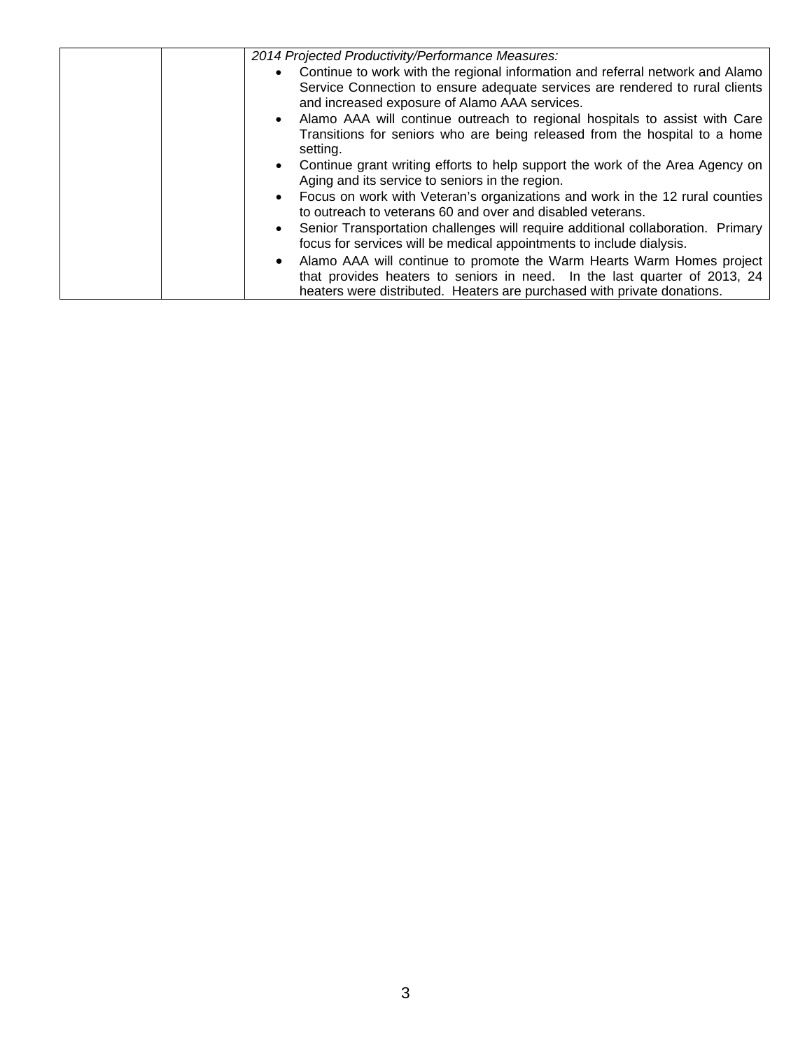| | | *2014 Projected Productivity/Performance Measures:*<br>• Continue to work with the regional information and referral network and Alamo Service Connection to ensure adequate services are rendered to rural clients and increased exposure of Alamo AAA services.<br>• Alamo AAA will continue outreach to regional hospitals to assist with Care Transitions for seniors who are being released from the hospital to a home setting.<br>• Continue grant writing efforts to help support the work of the Area Agency on Aging and its service to seniors in the region.<br>• Focus on work with Veteran's organizations and work in the 12 rural counties to outreach to veterans 60 and over and disabled veterans.<br>• Senior Transportation challenges will require additional collaboration. Primary focus for services will be medical appointments to include dialysis.<br>• Alamo AAA will continue to promote the Warm Hearts Warm Homes project that provides heaters to seniors in need. In the last quarter of 2013, 24 heaters were distributed. Heaters are purchased with private donations. |
|---|---|---|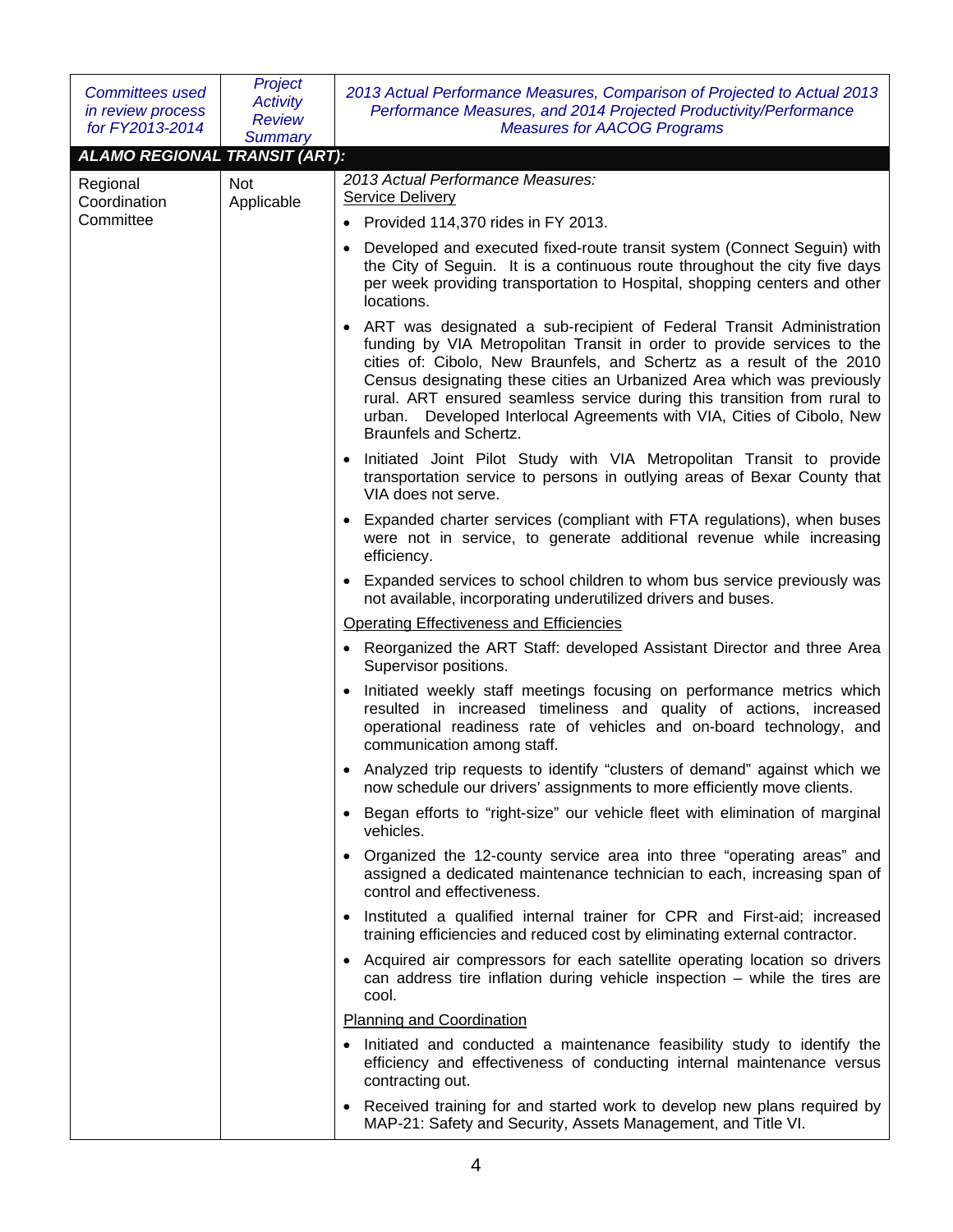| *Committees used in review process for FY2013-2014* | *Project Activity Review Summary* | *2013 Actual Performance Measures, Comparison of Projected to Actual 2013 Performance Measures, and 2014 Projected Productivity/Performance Measures for AACOG Programs* |
|---|---|---|
| ***ALAMO REGIONAL TRANSIT (ART):*** | | |
| Regional Coordination Committee | Not Applicable | *2013 Actual Performance Measures:*<br>Service Delivery<br>• Provided 114,370 rides in FY 2013.<br>• Developed and executed fixed-route transit system (Connect Seguin) with the City of Seguin. It is a continuous route throughout the city five days per week providing transportation to Hospital, shopping centers and other locations.<br>• ART was designated a sub-recipient of Federal Transit Administration funding by VIA Metropolitan Transit in order to provide services to the cities of: Cibolo, New Braunfels, and Schertz as a result of the 2010 Census designating these cities an Urbanized Area which was previously rural. ART ensured seamless service during this transition from rural to urban. Developed Interlocal Agreements with VIA, Cities of Cibolo, New Braunfels and Schertz.<br>• Initiated Joint Pilot Study with VIA Metropolitan Transit to provide transportation service to persons in outlying areas of Bexar County that VIA does not serve.<br>• Expanded charter services (compliant with FTA regulations), when buses were not in service, to generate additional revenue while increasing efficiency.<br>• Expanded services to school children to whom bus service previously was not available, incorporating underutilized drivers and buses.<br>Operating Effectiveness and Efficiencies<br>• Reorganized the ART Staff: developed Assistant Director and three Area Supervisor positions.<br>• Initiated weekly staff meetings focusing on performance metrics which resulted in increased timeliness and quality of actions, increased operational readiness rate of vehicles and on-board technology, and communication among staff.<br>• Analyzed trip requests to identify "clusters of demand" against which we now schedule our drivers' assignments to more efficiently move clients.<br>• Began efforts to "right-size" our vehicle fleet with elimination of marginal vehicles.<br>• Organized the 12-county service area into three "operating areas" and assigned a dedicated maintenance technician to each, increasing span of control and effectiveness.<br>• Instituted a qualified internal trainer for CPR and First-aid; increased training efficiencies and reduced cost by eliminating external contractor.<br>• Acquired air compressors for each satellite operating location so drivers can address tire inflation during vehicle inspection – while the tires are cool.<br>Planning and Coordination<br>• Initiated and conducted a maintenance feasibility study to identify the efficiency and effectiveness of conducting internal maintenance versus contracting out.<br>• Received training for and started work to develop new plans required by MAP-21: Safety and Security, Assets Management, and Title VI. |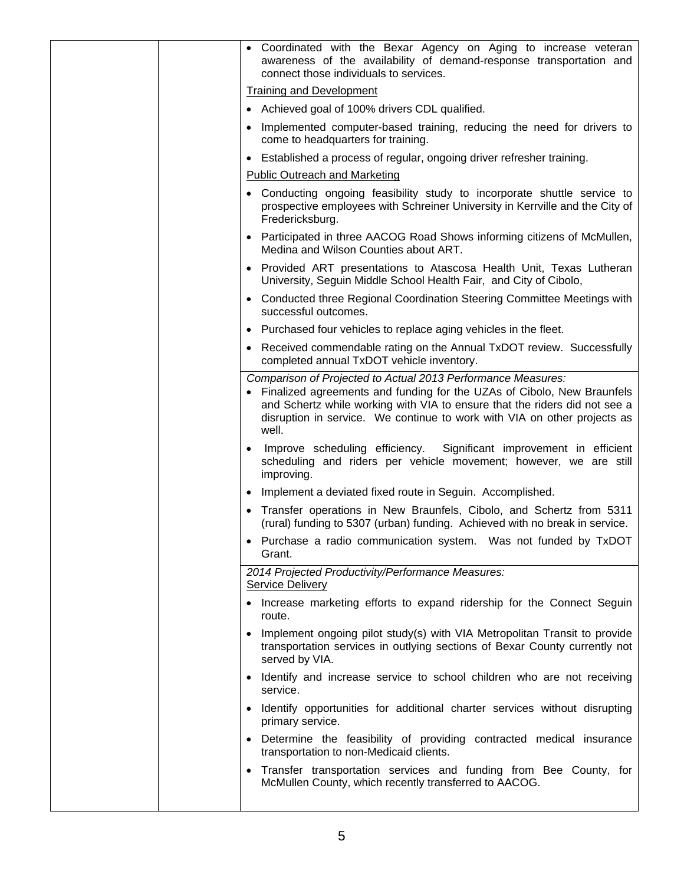| | | • Coordinated with the Bexar Agency on Aging to increase veteran awareness of the availability of demand-response transportation and connect those individuals to services.<br><br><u>Training and Development</u><br>• Achieved goal of 100% drivers CDL qualified.<br>• Implemented computer-based training, reducing the need for drivers to come to headquarters for training.<br>• Established a process of regular, ongoing driver refresher training.<br><br><u>Public Outreach and Marketing</u><br>• Conducting ongoing feasibility study to incorporate shuttle service to prospective employees with Schreiner University in Kerrville and the City of Fredericksburg.<br>• Participated in three AACOG Road Shows informing citizens of McMullen, Medina and Wilson Counties about ART.<br>• Provided ART presentations to Atascosa Health Unit, Texas Lutheran University, Seguin Middle School Health Fair, and City of Cibolo,<br>• Conducted three Regional Coordination Steering Committee Meetings with successful outcomes.<br>• Purchased four vehicles to replace aging vehicles in the fleet.<br>• Received commendable rating on the Annual TxDOT review. Successfully completed annual TxDOT vehicle inventory. |
|---|---|---|
| | | *Comparison of Projected to Actual 2013 Performance Measures:*<br>• Finalized agreements and funding for the UZAs of Cibolo, New Braunfels and Schertz while working with VIA to ensure that the riders did not see a disruption in service. We continue to work with VIA on other projects as well.<br>• Improve scheduling efficiency. Significant improvement in efficient scheduling and riders per vehicle movement; however, we are still improving.<br>• Implement a deviated fixed route in Seguin. Accomplished.<br>• Transfer operations in New Braunfels, Cibolo, and Schertz from 5311 (rural) funding to 5307 (urban) funding. Achieved with no break in service.<br>• Purchase a radio communication system. Was not funded by TxDOT Grant. |
| | | *2014 Projected Productivity/Performance Measures:*<br><u>Service Delivery</u><br>• Increase marketing efforts to expand ridership for the Connect Seguin route.<br>• Implement ongoing pilot study(s) with VIA Metropolitan Transit to provide transportation services in outlying sections of Bexar County currently not served by VIA.<br>• Identify and increase service to school children who are not receiving service.<br>• Identify opportunities for additional charter services without disrupting primary service.<br>• Determine the feasibility of providing contracted medical insurance transportation to non-Medicaid clients.<br>• Transfer transportation services and funding from Bee County, for McMullen County, which recently transferred to AACOG. |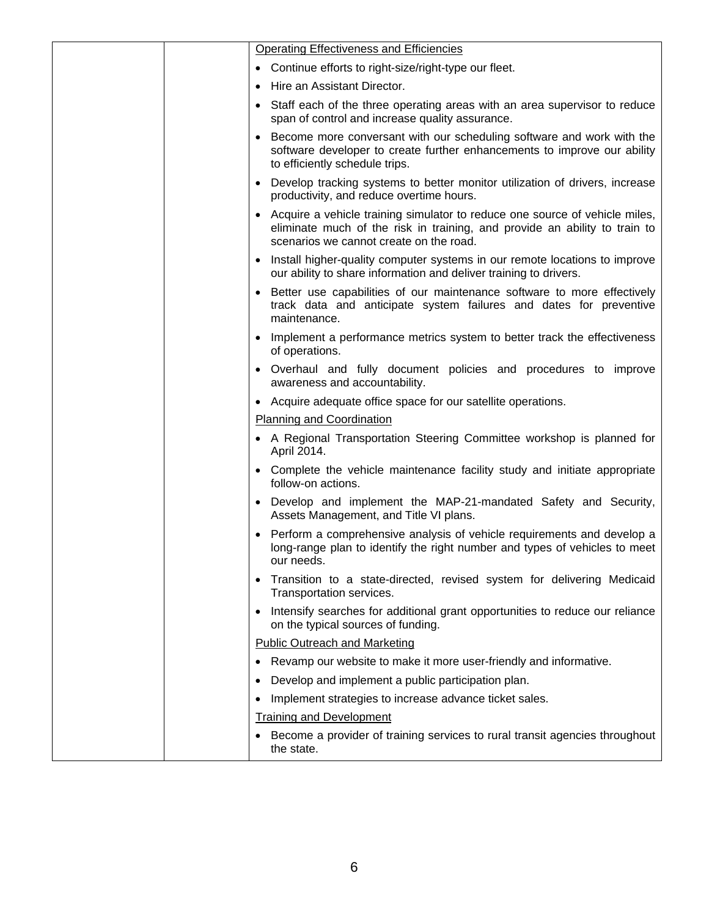| | | Operating Effectiveness and Efficiencies<br>• Continue efforts to right-size/right-type our fleet.<br>• Hire an Assistant Director.<br>• Staff each of the three operating areas with an area supervisor to reduce span of control and increase quality assurance.<br>• Become more conversant with our scheduling software and work with the software developer to create further enhancements to improve our ability to efficiently schedule trips.<br>• Develop tracking systems to better monitor utilization of drivers, increase productivity, and reduce overtime hours.<br>• Acquire a vehicle training simulator to reduce one source of vehicle miles, eliminate much of the risk in training, and provide an ability to train to scenarios we cannot create on the road.<br>• Install higher-quality computer systems in our remote locations to improve our ability to share information and deliver training to drivers.<br>• Better use capabilities of our maintenance software to more effectively track data and anticipate system failures and dates for preventive maintenance.<br>• Implement a performance metrics system to better track the effectiveness of operations.<br>• Overhaul and fully document policies and procedures to improve awareness and accountability.<br>• Acquire adequate office space for our satellite operations.<br>Planning and Coordination<br>• A Regional Transportation Steering Committee workshop is planned for April 2014.<br>• Complete the vehicle maintenance facility study and initiate appropriate follow-on actions.<br>• Develop and implement the MAP-21-mandated Safety and Security, Assets Management, and Title VI plans.<br>• Perform a comprehensive analysis of vehicle requirements and develop a long-range plan to identify the right number and types of vehicles to meet our needs.<br>• Transition to a state-directed, revised system for delivering Medicaid Transportation services.<br>• Intensify searches for additional grant opportunities to reduce our reliance on the typical sources of funding.<br>Public Outreach and Marketing<br>• Revamp our website to make it more user-friendly and informative.<br>• Develop and implement a public participation plan.<br>• Implement strategies to increase advance ticket sales.<br>Training and Development<br>• Become a provider of training services to rural transit agencies throughout the state. |
|---|---|---|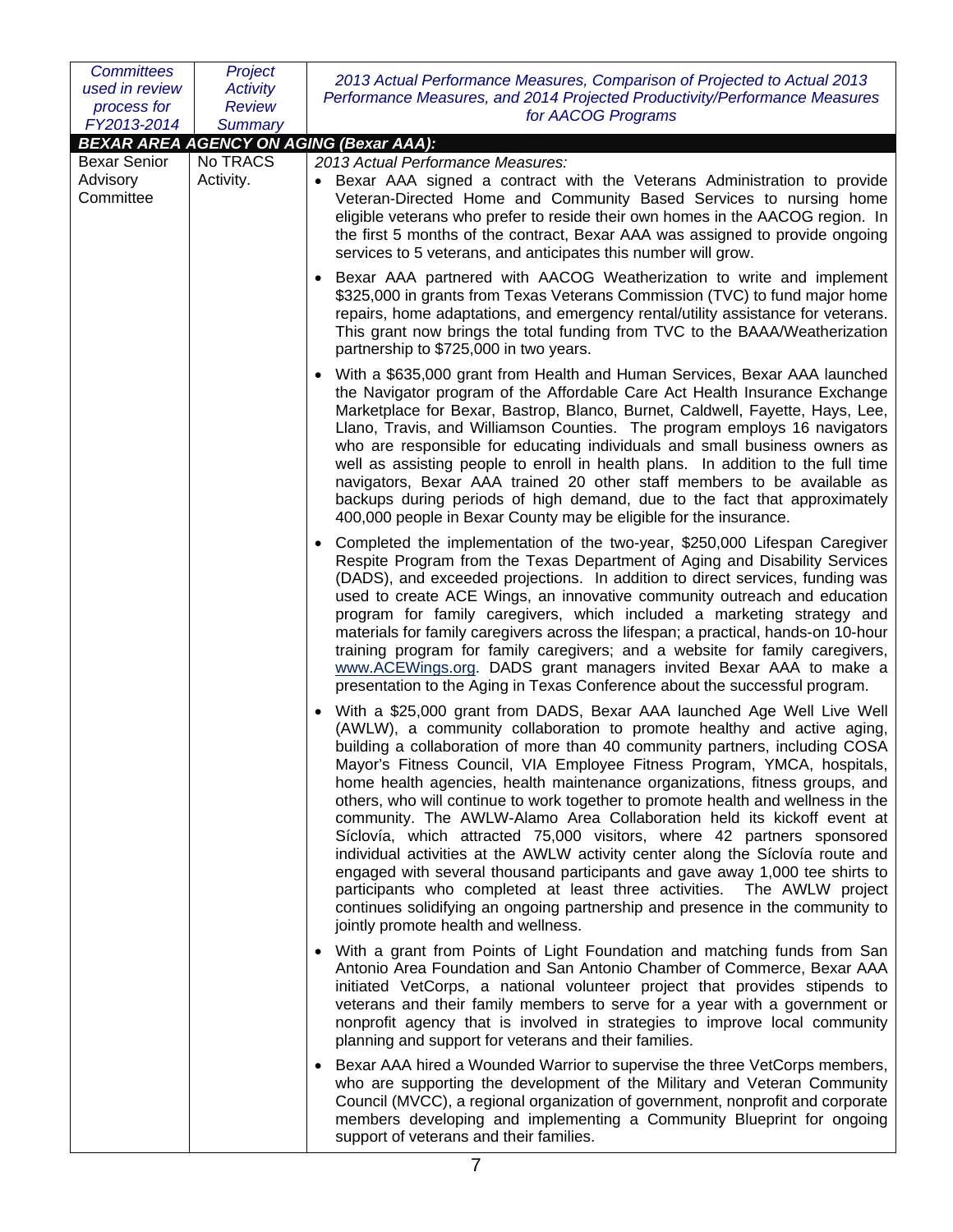| Committees used in review process for FY2013-2014 | Project Activity Review Summary | 2013 Actual Performance Measures, Comparison of Projected to Actual 2013 Performance Measures, and 2014 Projected Productivity/Performance Measures for AACOG Programs |
|---|---|---|
| **BEXAR AREA AGENCY ON AGING (Bexar AAA):** | | |
| Bexar Senior Advisory Committee | No TRACS Activity. | *2013 Actual Performance Measures:*<br>• Bexar AAA signed a contract with the Veterans Administration to provide Veteran-Directed Home and Community Based Services to nursing home eligible veterans who prefer to reside their own homes in the AACOG region. In the first 5 months of the contract, Bexar AAA was assigned to provide ongoing services to 5 veterans, and anticipates this number will grow.<br>• Bexar AAA partnered with AACOG Weatherization to write and implement \$325,000 in grants from Texas Veterans Commission (TVC) to fund major home repairs, home adaptations, and emergency rental/utility assistance for veterans. This grant now brings the total funding from TVC to the BAAA/Weatherization partnership to \$725,000 in two years.<br>• With a \$635,000 grant from Health and Human Services, Bexar AAA launched the Navigator program of the Affordable Care Act Health Insurance Exchange Marketplace for Bexar, Bastrop, Blanco, Burnet, Caldwell, Fayette, Hays, Lee, Llano, Travis, and Williamson Counties. The program employs 16 navigators who are responsible for educating individuals and small business owners as well as assisting people to enroll in health plans. In addition to the full time navigators, Bexar AAA trained 20 other staff members to be available as backups during periods of high demand, due to the fact that approximately 400,000 people in Bexar County may be eligible for the insurance.<br>• Completed the implementation of the two-year, \$250,000 Lifespan Caregiver Respite Program from the Texas Department of Aging and Disability Services (DADS), and exceeded projections. In addition to direct services, funding was used to create ACE Wings, an innovative community outreach and education program for family caregivers, which included a marketing strategy and materials for family caregivers across the lifespan; a practical, hands-on 10-hour training program for family caregivers; and a website for family caregivers, www.ACEWings.org. DADS grant managers invited Bexar AAA to make a presentation to the Aging in Texas Conference about the successful program.<br>• With a \$25,000 grant from DADS, Bexar AAA launched Age Well Live Well (AWLW), a community collaboration to promote healthy and active aging, building a collaboration of more than 40 community partners, including COSA Mayor's Fitness Council, VIA Employee Fitness Program, YMCA, hospitals, home health agencies, health maintenance organizations, fitness groups, and others, who will continue to work together to promote health and wellness in the community. The AWLW-Alamo Area Collaboration held its kickoff event at Síclovía, which attracted 75,000 visitors, where 42 partners sponsored individual activities at the AWLW activity center along the Síclovía route and engaged with several thousand participants and gave away 1,000 tee shirts to participants who completed at least three activities. The AWLW project continues solidifying an ongoing partnership and presence in the community to jointly promote health and wellness.<br>• With a grant from Points of Light Foundation and matching funds from San Antonio Area Foundation and San Antonio Chamber of Commerce, Bexar AAA initiated VetCorps, a national volunteer project that provides stipends to veterans and their family members to serve for a year with a government or nonprofit agency that is involved in strategies to improve local community planning and support for veterans and their families.<br>• Bexar AAA hired a Wounded Warrior to supervise the three VetCorps members, who are supporting the development of the Military and Veteran Community Council (MVCC), a regional organization of government, nonprofit and corporate members developing and implementing a Community Blueprint for ongoing support of veterans and their families. |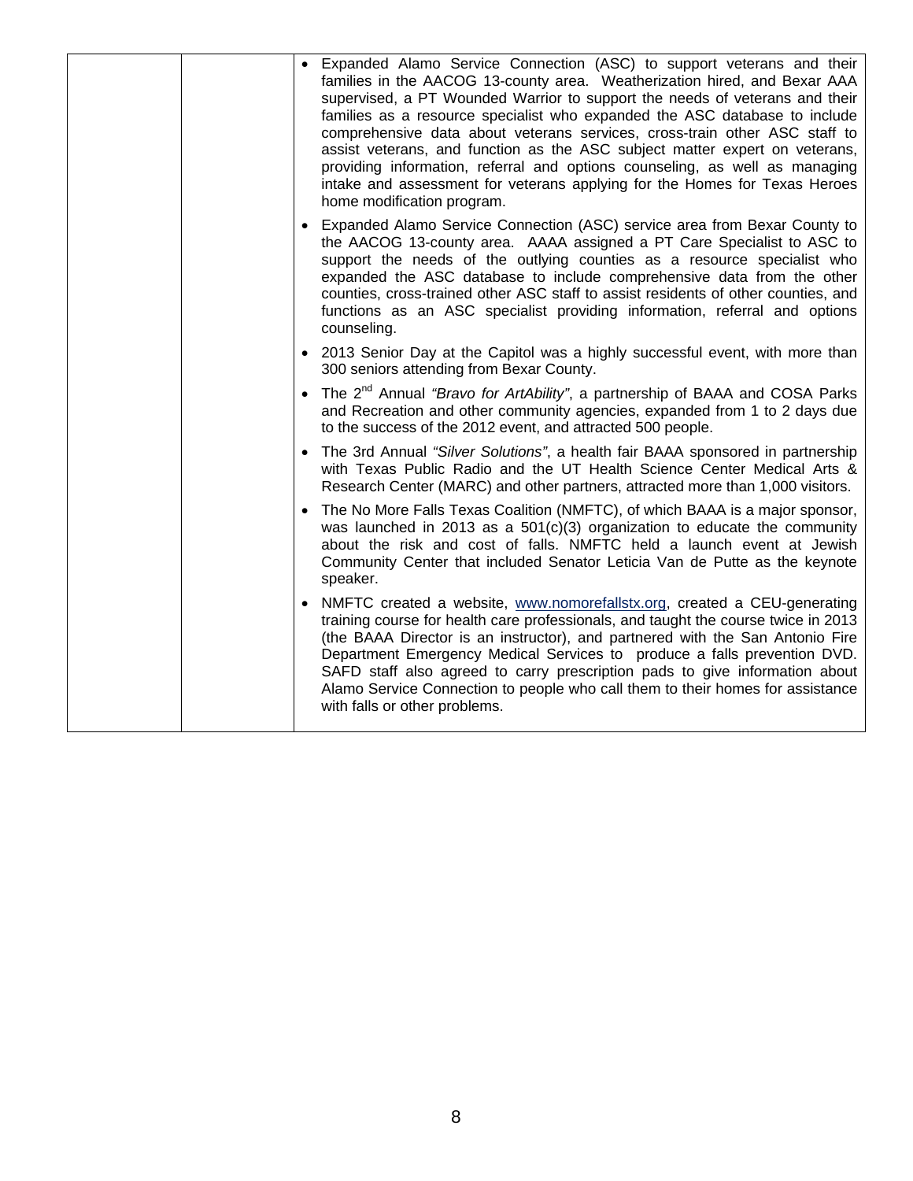| | | • Expanded Alamo Service Connection (ASC) to support veterans and their families in the AACOG 13-county area. Weatherization hired, and Bexar AAA supervised, a PT Wounded Warrior to support the needs of veterans and their families as a resource specialist who expanded the ASC database to include comprehensive data about veterans services, cross-train other ASC staff to assist veterans, and function as the ASC subject matter expert on veterans, providing information, referral and options counseling, as well as managing intake and assessment for veterans applying for the Homes for Texas Heroes home modification program.<br><br>• Expanded Alamo Service Connection (ASC) service area from Bexar County to the AACOG 13-county area. AAAA assigned a PT Care Specialist to ASC to support the needs of the outlying counties as a resource specialist who expanded the ASC database to include comprehensive data from the other counties, cross-trained other ASC staff to assist residents of other counties, and functions as an ASC specialist providing information, referral and options counseling.<br><br>• 2013 Senior Day at the Capitol was a highly successful event, with more than 300 seniors attending from Bexar County.<br><br>• The 2nd Annual *"Bravo for ArtAbility"*, a partnership of BAAA and COSA Parks and Recreation and other community agencies, expanded from 1 to 2 days due to the success of the 2012 event, and attracted 500 people.<br><br>• The 3rd Annual *"Silver Solutions"*, a health fair BAAA sponsored in partnership with Texas Public Radio and the UT Health Science Center Medical Arts & Research Center (MARC) and other partners, attracted more than 1,000 visitors.<br><br>• The No More Falls Texas Coalition (NMFTC), of which BAAA is a major sponsor, was launched in 2013 as a 501(c)(3) organization to educate the community about the risk and cost of falls. NMFTC held a launch event at Jewish Community Center that included Senator Leticia Van de Putte as the keynote speaker.<br><br>• NMFTC created a website, www.nomorefallstx.org, created a CEU-generating training course for health care professionals, and taught the course twice in 2013 (the BAAA Director is an instructor), and partnered with the San Antonio Fire Department Emergency Medical Services to produce a falls prevention DVD. SAFD staff also agreed to carry prescription pads to give information about Alamo Service Connection to people who call them to their homes for assistance with falls or other problems. |
|---|---|---|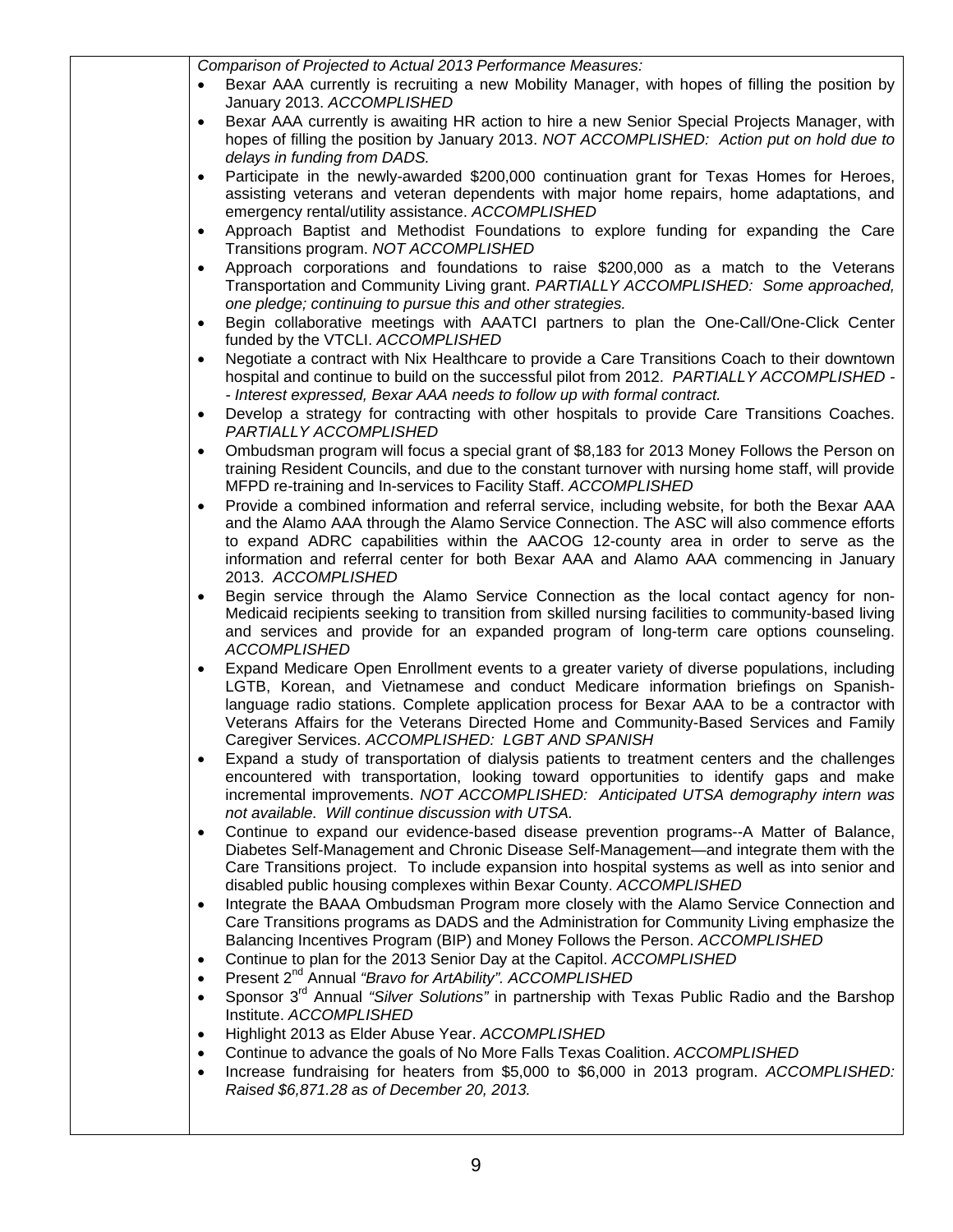*Comparison of Projected to Actual 2013 Performance Measures:*

- Bexar AAA currently is recruiting a new Mobility Manager, with hopes of filling the position by January 2013. *ACCOMPLISHED*
- Bexar AAA currently is awaiting HR action to hire a new Senior Special Projects Manager, with hopes of filling the position by January 2013. *NOT ACCOMPLISHED: Action put on hold due to delays in funding from DADS.*
- Participate in the newly-awarded $200,000 continuation grant for Texas Homes for Heroes, assisting veterans and veteran dependents with major home repairs, home adaptations, and emergency rental/utility assistance. *ACCOMPLISHED*
- Approach Baptist and Methodist Foundations to explore funding for expanding the Care Transitions program. *NOT ACCOMPLISHED*
- Approach corporations and foundations to raise $200,000 as a match to the Veterans Transportation and Community Living grant. *PARTIALLY ACCOMPLISHED: Some approached, one pledge; continuing to pursue this and other strategies.*
- Begin collaborative meetings with AAATCI partners to plan the One-Call/One-Click Center funded by the VTCLI. *ACCOMPLISHED*
- Negotiate a contract with Nix Healthcare to provide a Care Transitions Coach to their downtown hospital and continue to build on the successful pilot from 2012. *PARTIALLY ACCOMPLISHED -- Interest expressed, Bexar AAA needs to follow up with formal contract.*
- Develop a strategy for contracting with other hospitals to provide Care Transitions Coaches. *PARTIALLY ACCOMPLISHED*
- Ombudsman program will focus a special grant of $8,183 for 2013 Money Follows the Person on training Resident Councils, and due to the constant turnover with nursing home staff, will provide MFPD re-training and In-services to Facility Staff. *ACCOMPLISHED*
- Provide a combined information and referral service, including website, for both the Bexar AAA and the Alamo AAA through the Alamo Service Connection. The ASC will also commence efforts to expand ADRC capabilities within the AACOG 12-county area in order to serve as the information and referral center for both Bexar AAA and Alamo AAA commencing in January 2013. *ACCOMPLISHED*
- Begin service through the Alamo Service Connection as the local contact agency for non-Medicaid recipients seeking to transition from skilled nursing facilities to community-based living and services and provide for an expanded program of long-term care options counseling. *ACCOMPLISHED*
- Expand Medicare Open Enrollment events to a greater variety of diverse populations, including LGTB, Korean, and Vietnamese and conduct Medicare information briefings on Spanish-language radio stations. Complete application process for Bexar AAA to be a contractor with Veterans Affairs for the Veterans Directed Home and Community-Based Services and Family Caregiver Services. *ACCOMPLISHED: LGBT AND SPANISH*
- Expand a study of transportation of dialysis patients to treatment centers and the challenges encountered with transportation, looking toward opportunities to identify gaps and make incremental improvements. *NOT ACCOMPLISHED: Anticipated UTSA demography intern was not available. Will continue discussion with UTSA.*
- Continue to expand our evidence-based disease prevention programs--A Matter of Balance, Diabetes Self-Management and Chronic Disease Self-Management—and integrate them with the Care Transitions project. To include expansion into hospital systems as well as into senior and disabled public housing complexes within Bexar County. *ACCOMPLISHED*
- Integrate the BAAA Ombudsman Program more closely with the Alamo Service Connection and Care Transitions programs as DADS and the Administration for Community Living emphasize the Balancing Incentives Program (BIP) and Money Follows the Person. *ACCOMPLISHED*
- Continue to plan for the 2013 Senior Day at the Capitol. *ACCOMPLISHED*
- Present 2nd Annual *"Bravo for ArtAbility"*. *ACCOMPLISHED*
- Sponsor 3rd Annual *"Silver Solutions"* in partnership with Texas Public Radio and the Barshop Institute. *ACCOMPLISHED*
- Highlight 2013 as Elder Abuse Year. *ACCOMPLISHED*
- Continue to advance the goals of No More Falls Texas Coalition. *ACCOMPLISHED*
- Increase fundraising for heaters from $5,000 to $6,000 in 2013 program. *ACCOMPLISHED: Raised $6,871.28 as of December 20, 2013.*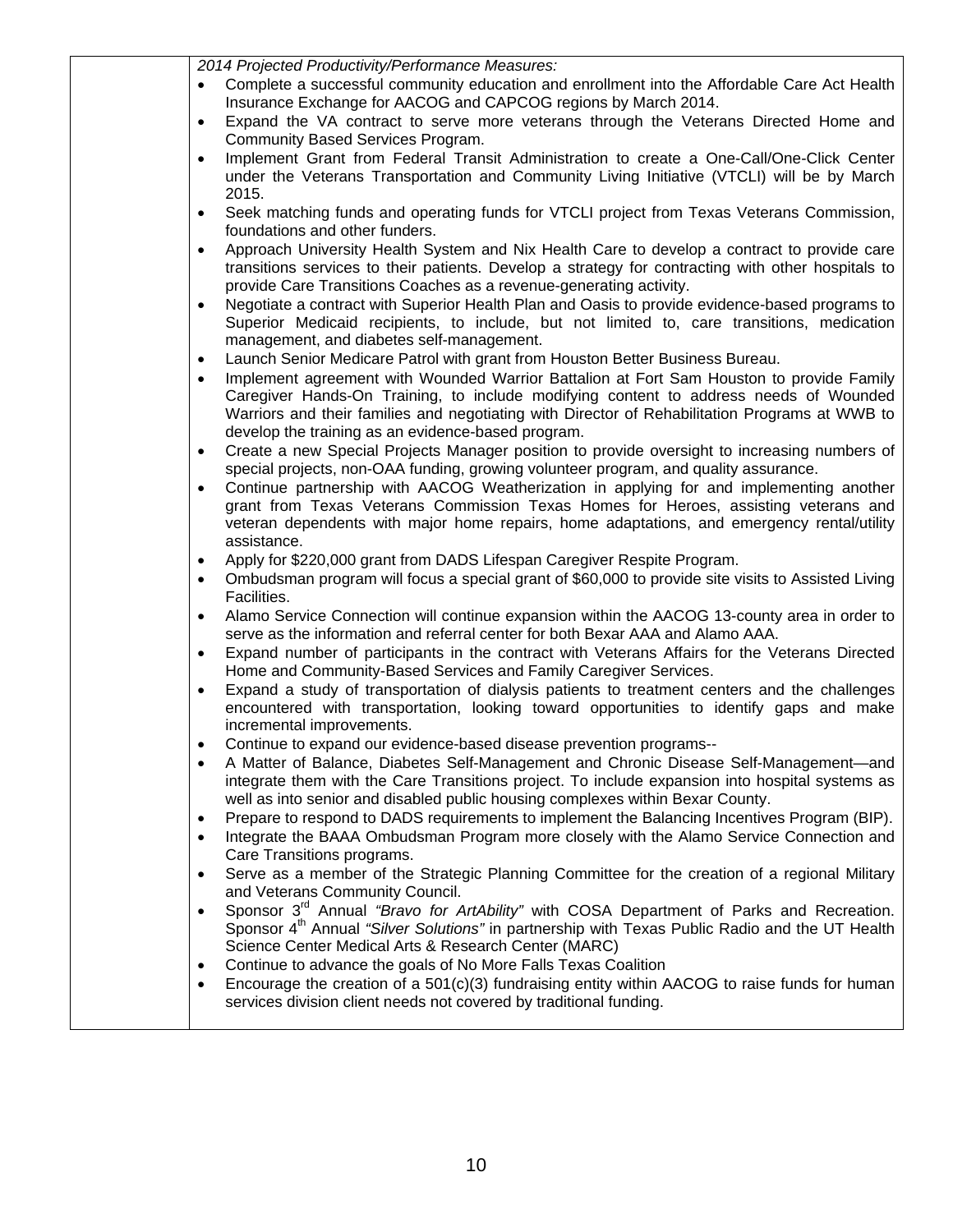*2014 Projected Productivity/Performance Measures:*

- Complete a successful community education and enrollment into the Affordable Care Act Health Insurance Exchange for AACOG and CAPCOG regions by March 2014.
- Expand the VA contract to serve more veterans through the Veterans Directed Home and Community Based Services Program.
- Implement Grant from Federal Transit Administration to create a One-Call/One-Click Center under the Veterans Transportation and Community Living Initiative (VTCLI) will be by March 2015.
- Seek matching funds and operating funds for VTCLI project from Texas Veterans Commission, foundations and other funders.
- Approach University Health System and Nix Health Care to develop a contract to provide care transitions services to their patients. Develop a strategy for contracting with other hospitals to provide Care Transitions Coaches as a revenue-generating activity.
- Negotiate a contract with Superior Health Plan and Oasis to provide evidence-based programs to Superior Medicaid recipients, to include, but not limited to, care transitions, medication management, and diabetes self-management.
- Launch Senior Medicare Patrol with grant from Houston Better Business Bureau.
- Implement agreement with Wounded Warrior Battalion at Fort Sam Houston to provide Family Caregiver Hands-On Training, to include modifying content to address needs of Wounded Warriors and their families and negotiating with Director of Rehabilitation Programs at WWB to develop the training as an evidence-based program.
- Create a new Special Projects Manager position to provide oversight to increasing numbers of special projects, non-OAA funding, growing volunteer program, and quality assurance.
- Continue partnership with AACOG Weatherization in applying for and implementing another grant from Texas Veterans Commission Texas Homes for Heroes, assisting veterans and veteran dependents with major home repairs, home adaptations, and emergency rental/utility assistance.
- Apply for $220,000 grant from DADS Lifespan Caregiver Respite Program.
- Ombudsman program will focus a special grant of $60,000 to provide site visits to Assisted Living Facilities.
- Alamo Service Connection will continue expansion within the AACOG 13-county area in order to serve as the information and referral center for both Bexar AAA and Alamo AAA.
- Expand number of participants in the contract with Veterans Affairs for the Veterans Directed Home and Community-Based Services and Family Caregiver Services.
- Expand a study of transportation of dialysis patients to treatment centers and the challenges encountered with transportation, looking toward opportunities to identify gaps and make incremental improvements.
- Continue to expand our evidence-based disease prevention programs--
- A Matter of Balance, Diabetes Self-Management and Chronic Disease Self-Management—and integrate them with the Care Transitions project. To include expansion into hospital systems as well as into senior and disabled public housing complexes within Bexar County.
- Prepare to respond to DADS requirements to implement the Balancing Incentives Program (BIP).
- Integrate the BAAA Ombudsman Program more closely with the Alamo Service Connection and Care Transitions programs.
- Serve as a member of the Strategic Planning Committee for the creation of a regional Military and Veterans Community Council.
- Sponsor 3rd Annual *"Bravo for ArtAbility"* with COSA Department of Parks and Recreation. Sponsor 4th Annual *"Silver Solutions"* in partnership with Texas Public Radio and the UT Health Science Center Medical Arts & Research Center (MARC)
- Continue to advance the goals of No More Falls Texas Coalition
- Encourage the creation of a 501(c)(3) fundraising entity within AACOG to raise funds for human services division client needs not covered by traditional funding.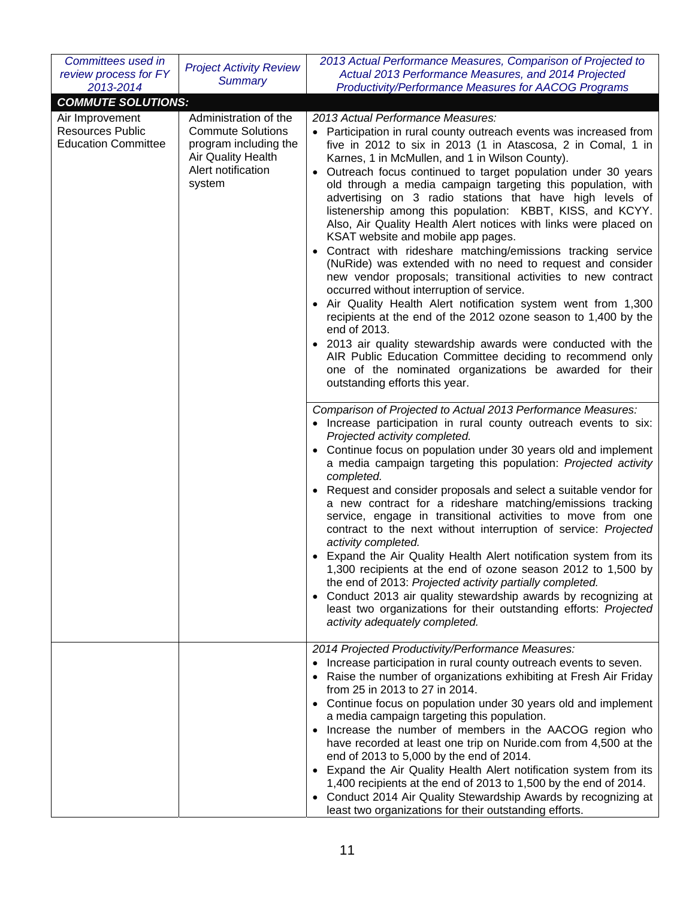| *Committees used in review process for FY 2013-2014* | *Project Activity Review Summary* | *2013 Actual Performance Measures, Comparison of Projected to Actual 2013 Performance Measures, and 2014 Projected Productivity/Performance Measures for AACOG Programs* |
|---|---|---|
| ***COMMUTE SOLUTIONS:*** | | |
| Air Improvement Resources Public Education Committee | Administration of the Commute Solutions program including the Air Quality Health Alert notification system | *2013 Actual Performance Measures:*<br>• Participation in rural county outreach events was increased from five in 2012 to six in 2013 (1 in Atascosa, 2 in Comal, 1 in Karnes, 1 in McMullen, and 1 in Wilson County).<br>• Outreach focus continued to target population under 30 years old through a media campaign targeting this population, with advertising on 3 radio stations that have high levels of listenership among this population: KBBT, KISS, and KCYY. Also, Air Quality Health Alert notices with links were placed on KSAT website and mobile app pages.<br>• Contract with rideshare matching/emissions tracking service (NuRide) was extended with no need to request and consider new vendor proposals; transitional activities to new contract occurred without interruption of service.<br>• Air Quality Health Alert notification system went from 1,300 recipients at the end of the 2012 ozone season to 1,400 by the end of 2013.<br>• 2013 air quality stewardship awards were conducted with the AIR Public Education Committee deciding to recommend only one of the nominated organizations be awarded for their outstanding efforts this year. |
| | | *Comparison of Projected to Actual 2013 Performance Measures:*<br>• Increase participation in rural county outreach events to six: *Projected activity completed.*<br>• Continue focus on population under 30 years old and implement a media campaign targeting this population: *Projected activity completed.*<br>• Request and consider proposals and select a suitable vendor for a new contract for a rideshare matching/emissions tracking service, engage in transitional activities to move from one contract to the next without interruption of service: *Projected activity completed.*<br>• Expand the Air Quality Health Alert notification system from its 1,300 recipients at the end of ozone season 2012 to 1,500 by the end of 2013: *Projected activity partially completed.*<br>• Conduct 2013 air quality stewardship awards by recognizing at least two organizations for their outstanding efforts: *Projected activity adequately completed.* |
| | | *2014 Projected Productivity/Performance Measures:*<br>• Increase participation in rural county outreach events to seven.<br>• Raise the number of organizations exhibiting at Fresh Air Friday from 25 in 2013 to 27 in 2014.<br>• Continue focus on population under 30 years old and implement a media campaign targeting this population.<br>• Increase the number of members in the AACOG region who have recorded at least one trip on Nuride.com from 4,500 at the end of 2013 to 5,000 by the end of 2014.<br>• Expand the Air Quality Health Alert notification system from its 1,400 recipients at the end of 2013 to 1,500 by the end of 2014.<br>• Conduct 2014 Air Quality Stewardship Awards by recognizing at least two organizations for their outstanding efforts. |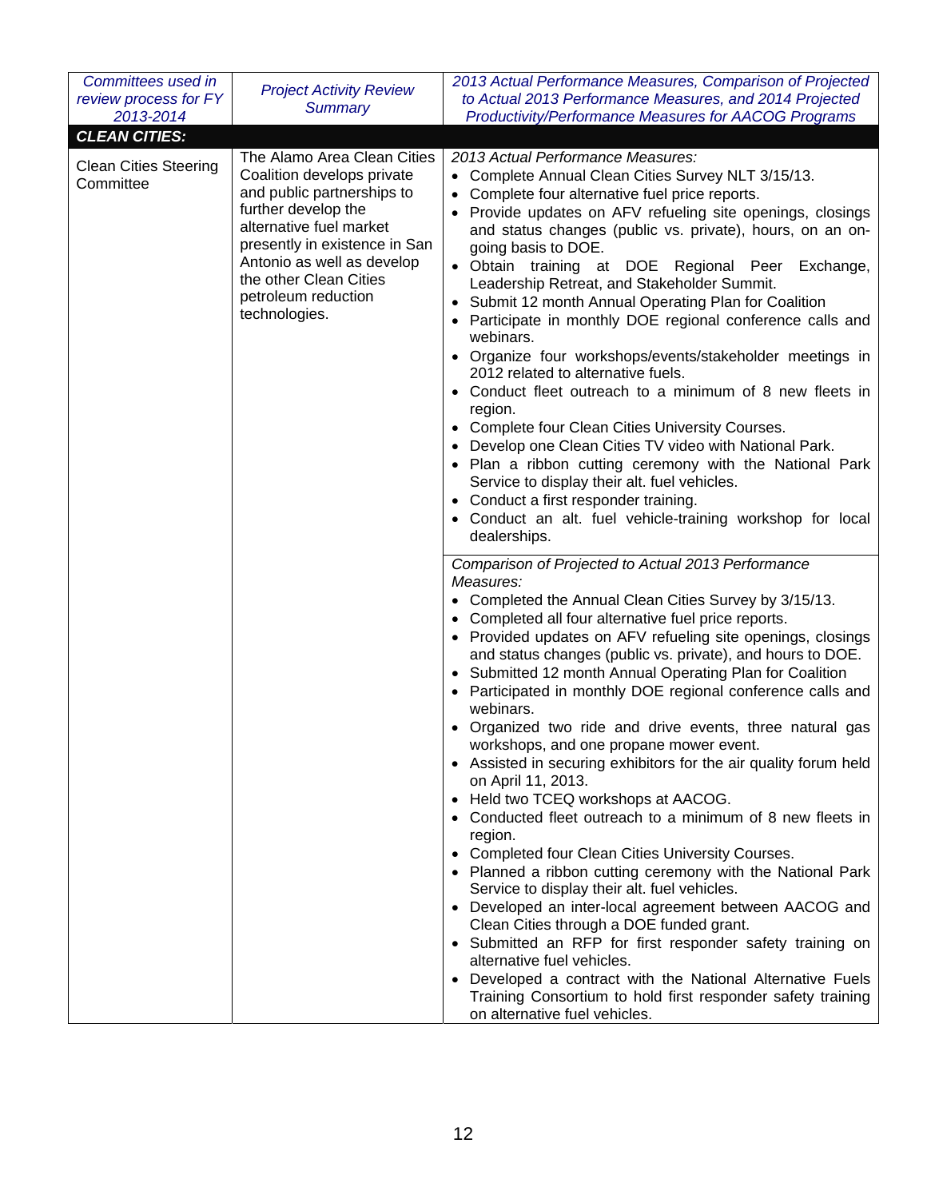| *Committees used in review process for FY 2013-2014* | *Project Activity Review Summary* | *2013 Actual Performance Measures, Comparison of Projected to Actual 2013 Performance Measures, and 2014 Projected Productivity/Performance Measures for AACOG Programs* |
|---|---|---|
| ***CLEAN CITIES:*** | | |
| Clean Cities Steering Committee | The Alamo Area Clean Cities Coalition develops private and public partnerships to further develop the alternative fuel market presently in existence in San Antonio as well as develop the other Clean Cities petroleum reduction technologies. | *2013 Actual Performance Measures:*<br>• Complete Annual Clean Cities Survey NLT 3/15/13.<br>• Complete four alternative fuel price reports.<br>• Provide updates on AFV refueling site openings, closings and status changes (public vs. private), hours, on an on-going basis to DOE.<br>• Obtain training at DOE Regional Peer Exchange, Leadership Retreat, and Stakeholder Summit.<br>• Submit 12 month Annual Operating Plan for Coalition<br>• Participate in monthly DOE regional conference calls and webinars.<br>• Organize four workshops/events/stakeholder meetings in 2012 related to alternative fuels.<br>• Conduct fleet outreach to a minimum of 8 new fleets in region.<br>• Complete four Clean Cities University Courses.<br>• Develop one Clean Cities TV video with National Park.<br>• Plan a ribbon cutting ceremony with the National Park Service to display their alt. fuel vehicles.<br>• Conduct a first responder training.<br>• Conduct an alt. fuel vehicle-training workshop for local dealerships. |
| | | *Comparison of Projected to Actual 2013 Performance Measures:*<br>• Completed the Annual Clean Cities Survey by 3/15/13.<br>• Completed all four alternative fuel price reports.<br>• Provided updates on AFV refueling site openings, closings and status changes (public vs. private), and hours to DOE.<br>• Submitted 12 month Annual Operating Plan for Coalition<br>• Participated in monthly DOE regional conference calls and webinars.<br>• Organized two ride and drive events, three natural gas workshops, and one propane mower event.<br>• Assisted in securing exhibitors for the air quality forum held on April 11, 2013.<br>• Held two TCEQ workshops at AACOG.<br>• Conducted fleet outreach to a minimum of 8 new fleets in region.<br>• Completed four Clean Cities University Courses.<br>• Planned a ribbon cutting ceremony with the National Park Service to display their alt. fuel vehicles.<br>• Developed an inter-local agreement between AACOG and Clean Cities through a DOE funded grant.<br>• Submitted an RFP for first responder safety training on alternative fuel vehicles.<br>• Developed a contract with the National Alternative Fuels Training Consortium to hold first responder safety training on alternative fuel vehicles. |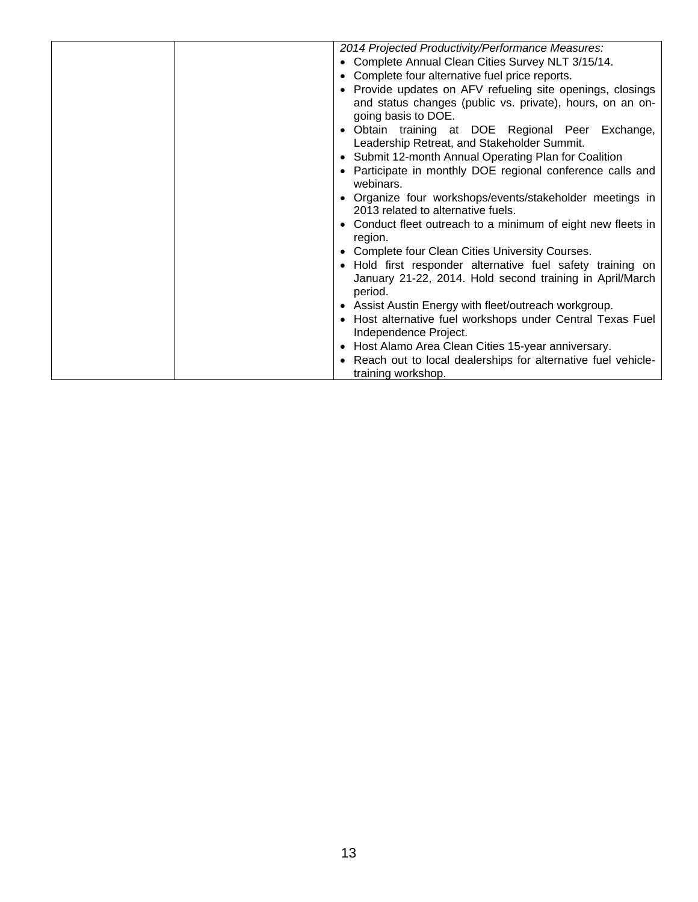| | | *2014 Projected Productivity/Performance Measures:*<br>• Complete Annual Clean Cities Survey NLT 3/15/14.<br>• Complete four alternative fuel price reports.<br>• Provide updates on AFV refueling site openings, closings and status changes (public vs. private), hours, on an on-going basis to DOE.<br>• Obtain training at DOE Regional Peer Exchange, Leadership Retreat, and Stakeholder Summit.<br>• Submit 12-month Annual Operating Plan for Coalition<br>• Participate in monthly DOE regional conference calls and webinars.<br>• Organize four workshops/events/stakeholder meetings in 2013 related to alternative fuels.<br>• Conduct fleet outreach to a minimum of eight new fleets in region.<br>• Complete four Clean Cities University Courses.<br>• Hold first responder alternative fuel safety training on January 21-22, 2014. Hold second training in April/March period.<br>• Assist Austin Energy with fleet/outreach workgroup.<br>• Host alternative fuel workshops under Central Texas Fuel Independence Project.<br>• Host Alamo Area Clean Cities 15-year anniversary.<br>• Reach out to local dealerships for alternative fuel vehicle-training workshop. |
|---|---|---|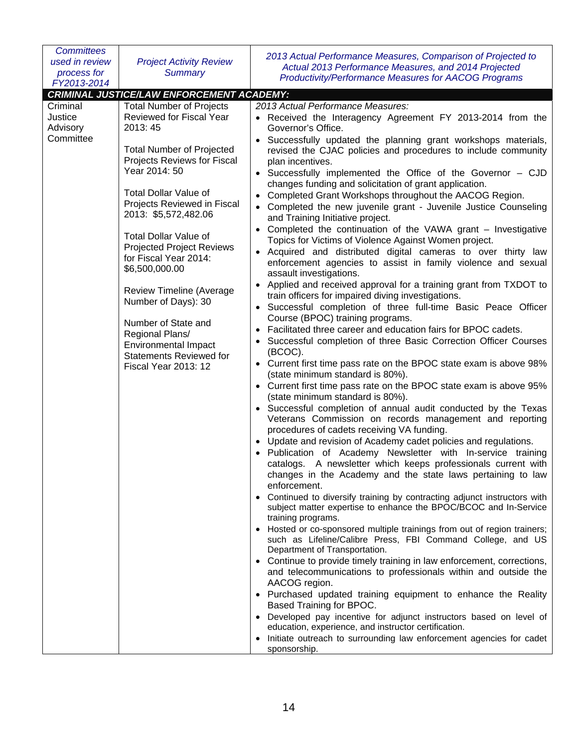| *Committees used in review process for FY2013-2014* | *Project Activity Review Summary* | *2013 Actual Performance Measures, Comparison of Projected to Actual 2013 Performance Measures, and 2014 Projected Productivity/Performance Measures for AACOG Programs* |
|---|---|---|
| ***CRIMINAL JUSTICE/LAW ENFORCEMENT ACADEMY:*** | | |
| Criminal Justice Advisory Committee | Total Number of Projects Reviewed for Fiscal Year 2013: 45<br><br>Total Number of Projected Projects Reviews for Fiscal Year 2014: 50<br><br>Total Dollar Value of Projects Reviewed in Fiscal 2013: $5,572,482.06<br><br>Total Dollar Value of Projected Project Reviews for Fiscal Year 2014: $6,500,000.00<br><br>Review Timeline (Average Number of Days): 30<br><br>Number of State and Regional Plans/ Environmental Impact Statements Reviewed for Fiscal Year 2013: 12 | *2013 Actual Performance Measures:*<br>• Received the Interagency Agreement FY 2013-2014 from the Governor's Office.<br>• Successfully updated the planning grant workshops materials, revised the CJAC policies and procedures to include community plan incentives.<br>• Successfully implemented the Office of the Governor – CJD changes funding and solicitation of grant application.<br>• Completed Grant Workshops throughout the AACOG Region.<br>• Completed the new juvenile grant - Juvenile Justice Counseling and Training Initiative project.<br>• Completed the continuation of the VAWA grant – Investigative Topics for Victims of Violence Against Women project.<br>• Acquired and distributed digital cameras to over thirty law enforcement agencies to assist in family violence and sexual assault investigations.<br>• Applied and received approval for a training grant from TXDOT to train officers for impaired diving investigations.<br>• Successful completion of three full-time Basic Peace Officer Course (BPOC) training programs.<br>• Facilitated three career and education fairs for BPOC cadets.<br>• Successful completion of three Basic Correction Officer Courses (BCOC).<br>• Current first time pass rate on the BPOC state exam is above 98% (state minimum standard is 80%).<br>• Current first time pass rate on the BPOC state exam is above 95% (state minimum standard is 80%).<br>• Successful completion of annual audit conducted by the Texas Veterans Commission on records management and reporting procedures of cadets receiving VA funding.<br>• Update and revision of Academy cadet policies and regulations.<br>• Publication of Academy Newsletter with In-service training catalogs. A newsletter which keeps professionals current with changes in the Academy and the state laws pertaining to law enforcement.<br>• Continued to diversify training by contracting adjunct instructors with subject matter expertise to enhance the BPOC/BCOC and In-Service training programs.<br>• Hosted or co-sponsored multiple trainings from out of region trainers; such as Lifeline/Calibre Press, FBI Command College, and US Department of Transportation.<br>• Continue to provide timely training in law enforcement, corrections, and telecommunications to professionals within and outside the AACOG region.<br>• Purchased updated training equipment to enhance the Reality Based Training for BPOC.<br>• Developed pay incentive for adjunct instructors based on level of education, experience, and instructor certification.<br>• Initiate outreach to surrounding law enforcement agencies for cadet sponsorship. |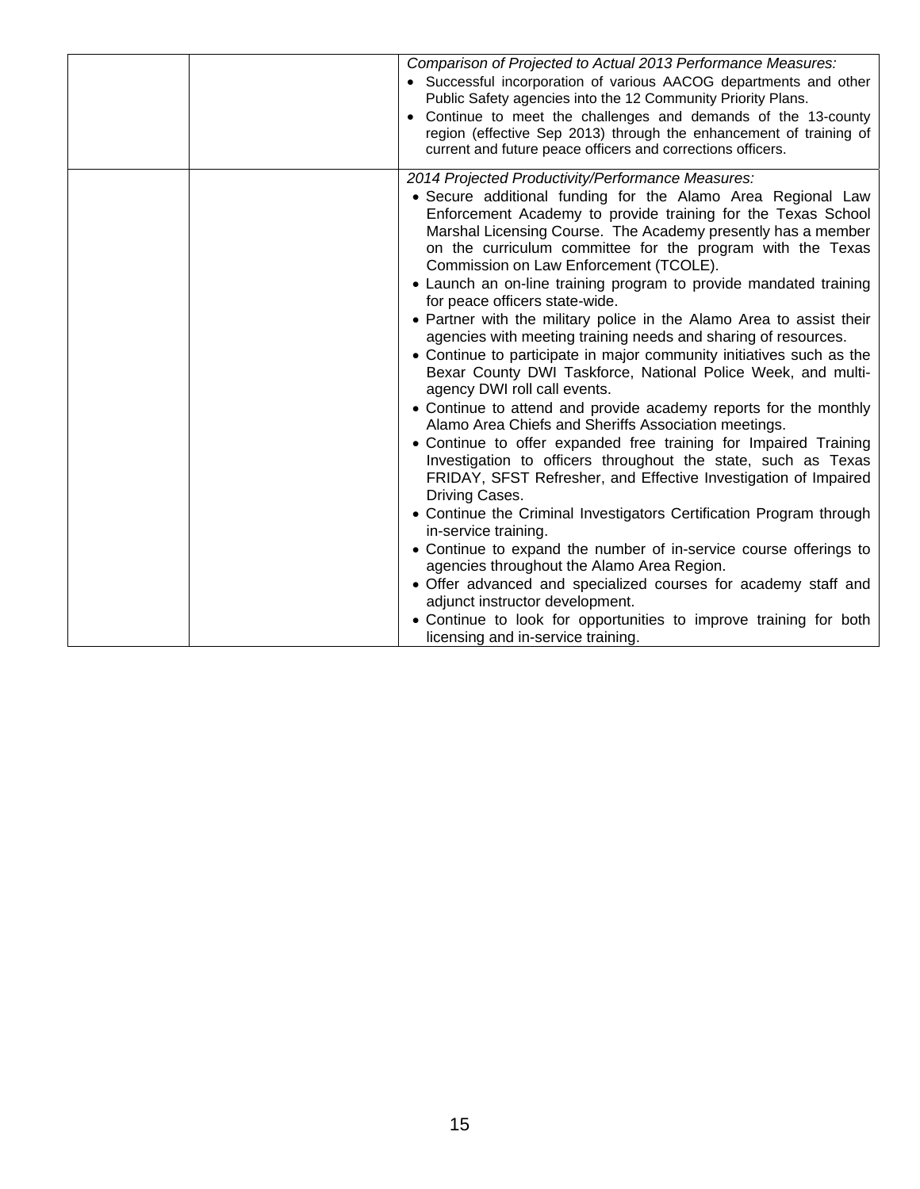| | | *Comparison of Projected to Actual 2013 Performance Measures:*<br>• Successful incorporation of various AACOG departments and other Public Safety agencies into the 12 Community Priority Plans.<br>• Continue to meet the challenges and demands of the 13-county region (effective Sep 2013) through the enhancement of training of current and future peace officers and corrections officers. |
|---|---|---|
| | | *2014 Projected Productivity/Performance Measures:*<br>• Secure additional funding for the Alamo Area Regional Law Enforcement Academy to provide training for the Texas School Marshal Licensing Course. The Academy presently has a member on the curriculum committee for the program with the Texas Commission on Law Enforcement (TCOLE).<br>• Launch an on-line training program to provide mandated training for peace officers state-wide.<br>• Partner with the military police in the Alamo Area to assist their agencies with meeting training needs and sharing of resources.<br>• Continue to participate in major community initiatives such as the Bexar County DWI Taskforce, National Police Week, and multi-agency DWI roll call events.<br>• Continue to attend and provide academy reports for the monthly Alamo Area Chiefs and Sheriffs Association meetings.<br>• Continue to offer expanded free training for Impaired Training Investigation to officers throughout the state, such as Texas FRIDAY, SFST Refresher, and Effective Investigation of Impaired Driving Cases.<br>• Continue the Criminal Investigators Certification Program through in-service training.<br>• Continue to expand the number of in-service course offerings to agencies throughout the Alamo Area Region.<br>• Offer advanced and specialized courses for academy staff and adjunct instructor development.<br>• Continue to look for opportunities to improve training for both licensing and in-service training. |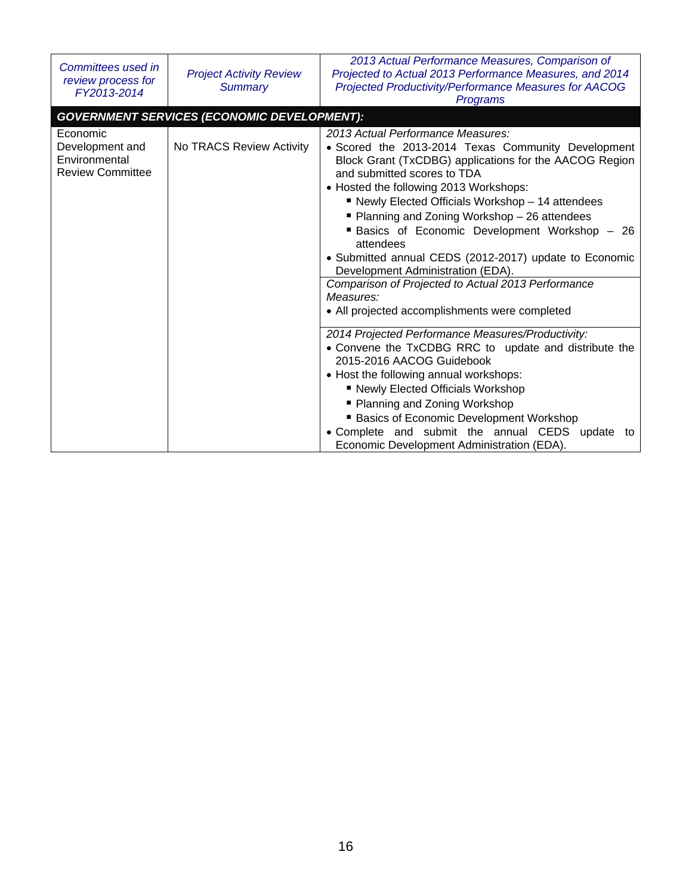| *Committees used in review process for FY2013-2014* | *Project Activity Review Summary* | *2013 Actual Performance Measures, Comparison of Projected to Actual 2013 Performance Measures, and 2014 Projected Productivity/Performance Measures for AACOG Programs* |
|---|---|---|
| ***GOVERNMENT SERVICES (ECONOMIC DEVELOPMENT):*** | | |
| Economic Development and Environmental Review Committee | No TRACS Review Activity | *2013 Actual Performance Measures:*<br>• Scored the 2013-2014 Texas Community Development Block Grant (TxCDBG) applications for the AACOG Region and submitted scores to TDA<br>• Hosted the following 2013 Workshops:<br>▪ Newly Elected Officials Workshop – 14 attendees<br>▪ Planning and Zoning Workshop – 26 attendees<br>▪ Basics of Economic Development Workshop – 26 attendees<br>• Submitted annual CEDS (2012-2017) update to Economic Development Administration (EDA). |
| | | *Comparison of Projected to Actual 2013 Performance Measures:*<br>• All projected accomplishments were completed |
| | | *2014 Projected Performance Measures/Productivity:*<br>• Convene the TxCDBG RRC to update and distribute the 2015-2016 AACOG Guidebook<br>• Host the following annual workshops:<br>▪ Newly Elected Officials Workshop<br>▪ Planning and Zoning Workshop<br>▪ Basics of Economic Development Workshop<br>• Complete and submit the annual CEDS update to Economic Development Administration (EDA). |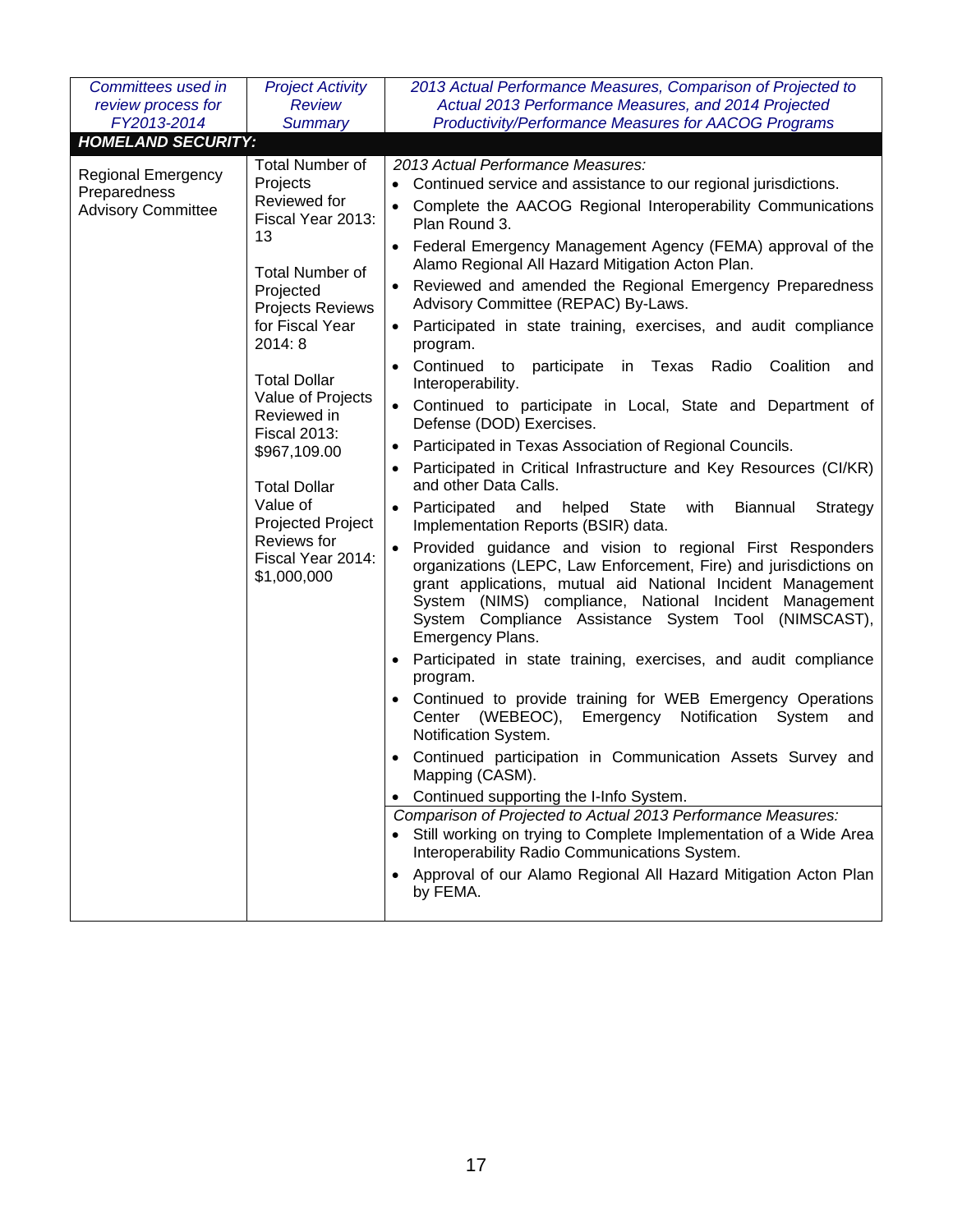| *Committees used in review process for FY2013-2014* | *Project Activity Review Summary* | *2013 Actual Performance Measures, Comparison of Projected to Actual 2013 Performance Measures, and 2014 Projected Productivity/Performance Measures for AACOG Programs* |
|---|---|---|
| ***HOMELAND SECURITY:*** | | |
| Regional Emergency Preparedness Advisory Committee | Total Number of Projects Reviewed for Fiscal Year 2013: 13<br><br>Total Number of Projected Projects Reviews for Fiscal Year 2014: 8<br><br>Total Dollar Value of Projects Reviewed in Fiscal 2013: $967,109.00<br><br>Total Dollar Value of Projected Project Reviews for Fiscal Year 2014: $1,000,000 | *2013 Actual Performance Measures:*<br>• Continued service and assistance to our regional jurisdictions.<br>• Complete the AACOG Regional Interoperability Communications Plan Round 3.<br>• Federal Emergency Management Agency (FEMA) approval of the Alamo Regional All Hazard Mitigation Acton Plan.<br>• Reviewed and amended the Regional Emergency Preparedness Advisory Committee (REPAC) By-Laws.<br>• Participated in state training, exercises, and audit compliance program.<br>• Continued to participate in Texas Radio Coalition and Interoperability.<br>• Continued to participate in Local, State and Department of Defense (DOD) Exercises.<br>• Participated in Texas Association of Regional Councils.<br>• Participated in Critical Infrastructure and Key Resources (CI/KR) and other Data Calls.<br>• Participated and helped State with Biannual Strategy Implementation Reports (BSIR) data.<br>• Provided guidance and vision to regional First Responders organizations (LEPC, Law Enforcement, Fire) and jurisdictions on grant applications, mutual aid National Incident Management System (NIMS) compliance, National Incident Management System Compliance Assistance System Tool (NIMSCAST), Emergency Plans.<br>• Participated in state training, exercises, and audit compliance program.<br>• Continued to provide training for WEB Emergency Operations Center (WEBEOC), Emergency Notification System and Notification System.<br>• Continued participation in Communication Assets Survey and Mapping (CASM).<br>• Continued supporting the I-Info System.<br><br>*Comparison of Projected to Actual 2013 Performance Measures:*<br>• Still working on trying to Complete Implementation of a Wide Area Interoperability Radio Communications System.<br>• Approval of our Alamo Regional All Hazard Mitigation Acton Plan by FEMA. |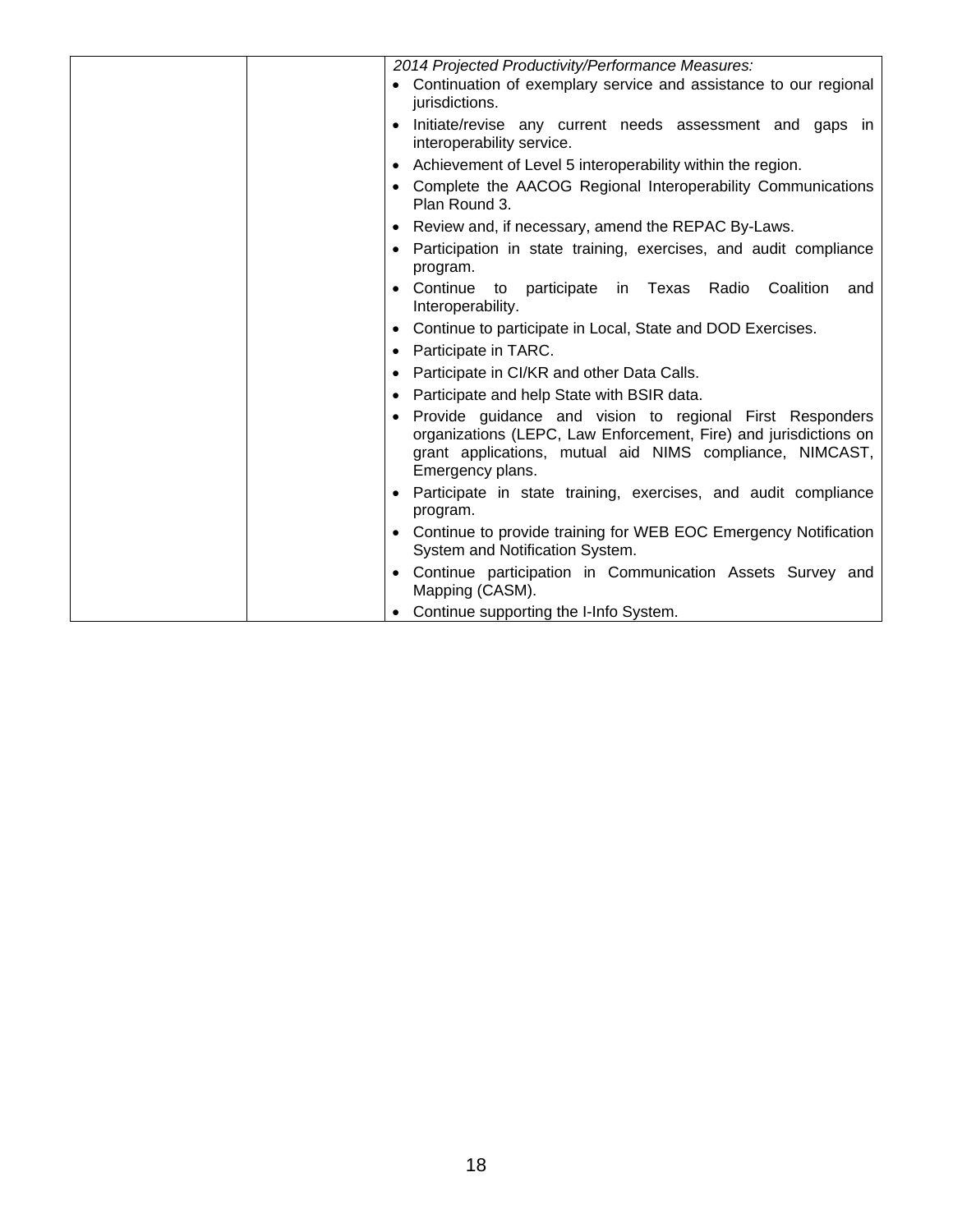| | | *2014 Projected Productivity/Performance Measures:*<br>• Continuation of exemplary service and assistance to our regional jurisdictions.<br>• Initiate/revise any current needs assessment and gaps in interoperability service.<br>• Achievement of Level 5 interoperability within the region.<br>• Complete the AACOG Regional Interoperability Communications Plan Round 3.<br>• Review and, if necessary, amend the REPAC By-Laws.<br>• Participation in state training, exercises, and audit compliance program.<br>• Continue to participate in Texas Radio Coalition and Interoperability.<br>• Continue to participate in Local, State and DOD Exercises.<br>• Participate in TARC.<br>• Participate in CI/KR and other Data Calls.<br>• Participate and help State with BSIR data.<br>• Provide guidance and vision to regional First Responders organizations (LEPC, Law Enforcement, Fire) and jurisdictions on grant applications, mutual aid NIMS compliance, NIMCAST, Emergency plans.<br>• Participate in state training, exercises, and audit compliance program.<br>• Continue to provide training for WEB EOC Emergency Notification System and Notification System.<br>• Continue participation in Communication Assets Survey and Mapping (CASM).<br>• Continue supporting the I-Info System. |
|---|---|---|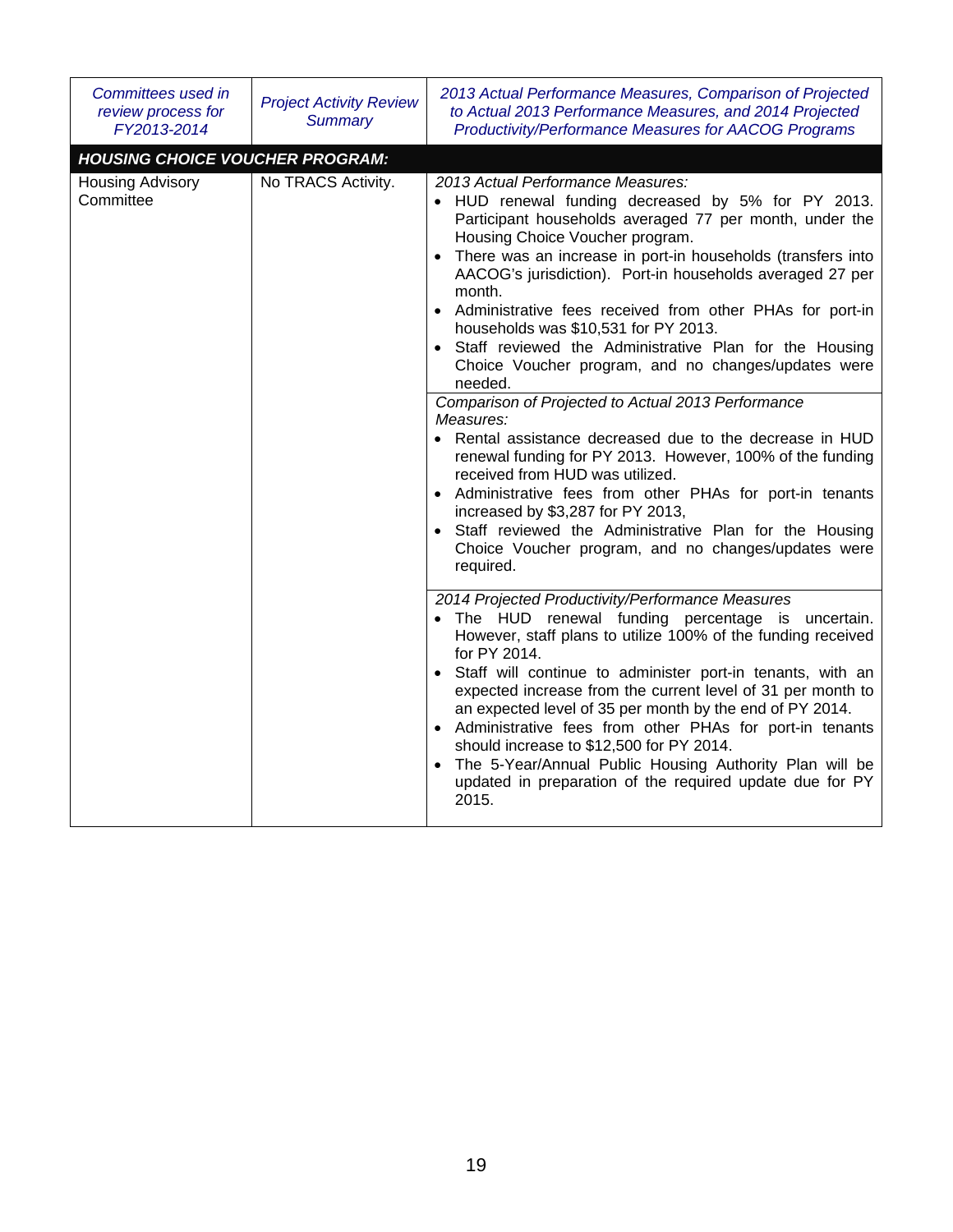| *Committees used in review process for FY2013-2014* | *Project Activity Review Summary* | *2013 Actual Performance Measures, Comparison of Projected to Actual 2013 Performance Measures, and 2014 Projected Productivity/Performance Measures for AACOG Programs* |
|---|---|---|
| ***HOUSING CHOICE VOUCHER PROGRAM:*** | | |
| Housing Advisory Committee | No TRACS Activity. | *2013 Actual Performance Measures:*<br>• HUD renewal funding decreased by 5% for PY 2013. Participant households averaged 77 per month, under the Housing Choice Voucher program.<br>• There was an increase in port-in households (transfers into AACOG's jurisdiction). Port-in households averaged 27 per month.<br>• Administrative fees received from other PHAs for port-in households was $10,531 for PY 2013.<br>• Staff reviewed the Administrative Plan for the Housing Choice Voucher program, and no changes/updates were needed. |
| | | *Comparison of Projected to Actual 2013 Performance Measures:*<br>• Rental assistance decreased due to the decrease in HUD renewal funding for PY 2013. However, 100% of the funding received from HUD was utilized.<br>• Administrative fees from other PHAs for port-in tenants increased by $3,287 for PY 2013,<br>• Staff reviewed the Administrative Plan for the Housing Choice Voucher program, and no changes/updates were required. |
| | | *2014 Projected Productivity/Performance Measures*<br>• The HUD renewal funding percentage is uncertain. However, staff plans to utilize 100% of the funding received for PY 2014.<br>• Staff will continue to administer port-in tenants, with an expected increase from the current level of 31 per month to an expected level of 35 per month by the end of PY 2014.<br>• Administrative fees from other PHAs for port-in tenants should increase to $12,500 for PY 2014.<br>• The 5-Year/Annual Public Housing Authority Plan will be updated in preparation of the required update due for PY 2015. |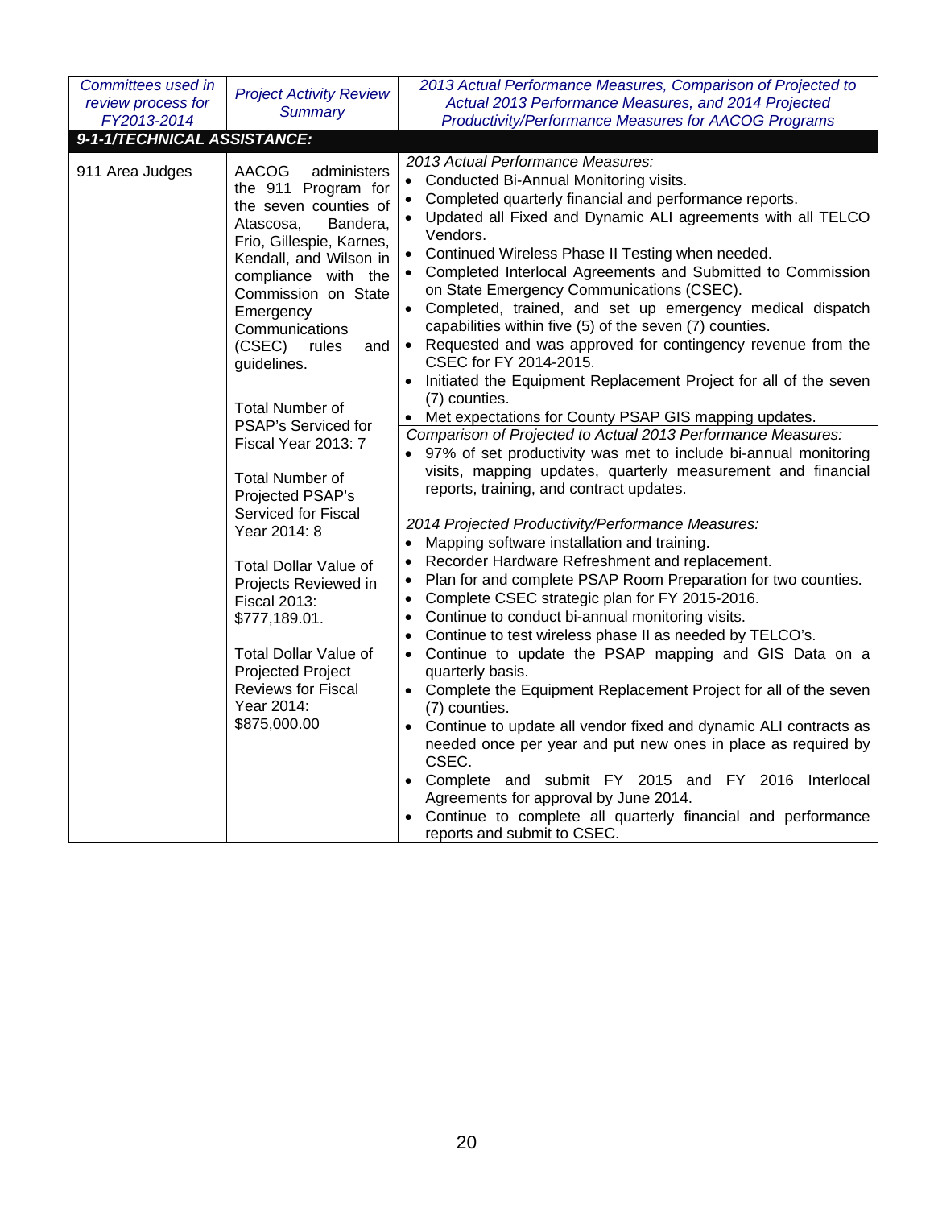| *Committees used in review process for FY2013-2014* | *Project Activity Review Summary* | *2013 Actual Performance Measures, Comparison of Projected to Actual 2013 Performance Measures, and 2014 Projected Productivity/Performance Measures for AACOG Programs* |
|---|---|---|
| ***9-1-1/TECHNICAL ASSISTANCE:*** | | |
| 911 Area Judges | AACOG administers the 911 Program for the seven counties of Atascosa, Bandera, Frio, Gillespie, Karnes, Kendall, and Wilson in compliance with the Commission on State Emergency Communications (CSEC) rules and guidelines.<br><br>Total Number of PSAP's Serviced for Fiscal Year 2013: 7<br><br>Total Number of Projected PSAP's Serviced for Fiscal Year 2014: 8<br><br>Total Dollar Value of Projects Reviewed in Fiscal 2013: $777,189.01.<br><br>Total Dollar Value of Projected Project Reviews for Fiscal Year 2014: $875,000.00 | *2013 Actual Performance Measures:*<br>• Conducted Bi-Annual Monitoring visits.<br>• Completed quarterly financial and performance reports.<br>• Updated all Fixed and Dynamic ALI agreements with all TELCO Vendors.<br>• Continued Wireless Phase II Testing when needed.<br>• Completed Interlocal Agreements and Submitted to Commission on State Emergency Communications (CSEC).<br>• Completed, trained, and set up emergency medical dispatch capabilities within five (5) of the seven (7) counties.<br>• Requested and was approved for contingency revenue from the CSEC for FY 2014-2015.<br>• Initiated the Equipment Replacement Project for all of the seven (7) counties.<br>• Met expectations for County PSAP GIS mapping updates.<br><br>*Comparison of Projected to Actual 2013 Performance Measures:*<br>• 97% of set productivity was met to include bi-annual monitoring visits, mapping updates, quarterly measurement and financial reports, training, and contract updates.<br><br>*2014 Projected Productivity/Performance Measures:*<br>• Mapping software installation and training.<br>• Recorder Hardware Refreshment and replacement.<br>• Plan for and complete PSAP Room Preparation for two counties.<br>• Complete CSEC strategic plan for FY 2015-2016.<br>• Continue to conduct bi-annual monitoring visits.<br>• Continue to test wireless phase II as needed by TELCO's.<br>• Continue to update the PSAP mapping and GIS Data on a quarterly basis.<br>• Complete the Equipment Replacement Project for all of the seven (7) counties.<br>• Continue to update all vendor fixed and dynamic ALI contracts as needed once per year and put new ones in place as required by CSEC.<br>• Complete and submit FY 2015 and FY 2016 Interlocal Agreements for approval by June 2014.<br>• Continue to complete all quarterly financial and performance reports and submit to CSEC. |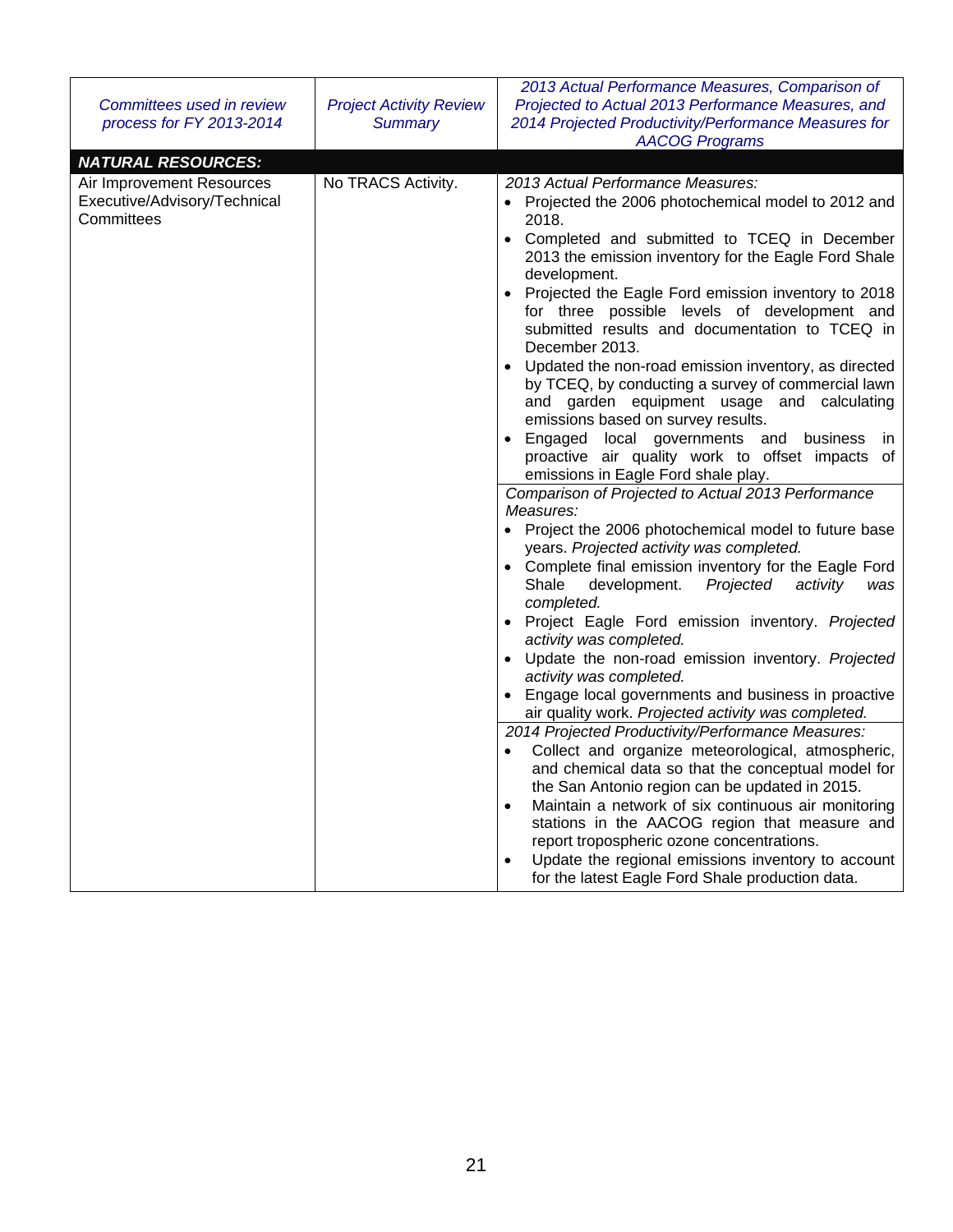| *Committees used in review process for FY 2013-2014* | *Project Activity Review Summary* | *2013 Actual Performance Measures, Comparison of Projected to Actual 2013 Performance Measures, and 2014 Projected Productivity/Performance Measures for AACOG Programs* |
|---|---|---|
| ***NATURAL RESOURCES:*** | | |
| Air Improvement Resources Executive/Advisory/Technical Committees | No TRACS Activity. | *2013 Actual Performance Measures:*<br>• Projected the 2006 photochemical model to 2012 and 2018.<br>• Completed and submitted to TCEQ in December 2013 the emission inventory for the Eagle Ford Shale development.<br>• Projected the Eagle Ford emission inventory to 2018 for three possible levels of development and submitted results and documentation to TCEQ in December 2013.<br>• Updated the non-road emission inventory, as directed by TCEQ, by conducting a survey of commercial lawn and garden equipment usage and calculating emissions based on survey results.<br>• Engaged local governments and business in proactive air quality work to offset impacts of emissions in Eagle Ford shale play. |
| | | *Comparison of Projected to Actual 2013 Performance Measures:*<br>• Project the 2006 photochemical model to future base years. *Projected activity was completed.*<br>• Complete final emission inventory for the Eagle Ford Shale development. *Projected activity was completed.*<br>• Project Eagle Ford emission inventory. *Projected activity was completed.*<br>• Update the non-road emission inventory. *Projected activity was completed.*<br>• Engage local governments and business in proactive air quality work. *Projected activity was completed.* |
| | | *2014 Projected Productivity/Performance Measures:*<br>• Collect and organize meteorological, atmospheric, and chemical data so that the conceptual model for the San Antonio region can be updated in 2015.<br>• Maintain a network of six continuous air monitoring stations in the AACOG region that measure and report tropospheric ozone concentrations.<br>• Update the regional emissions inventory to account for the latest Eagle Ford Shale production data. |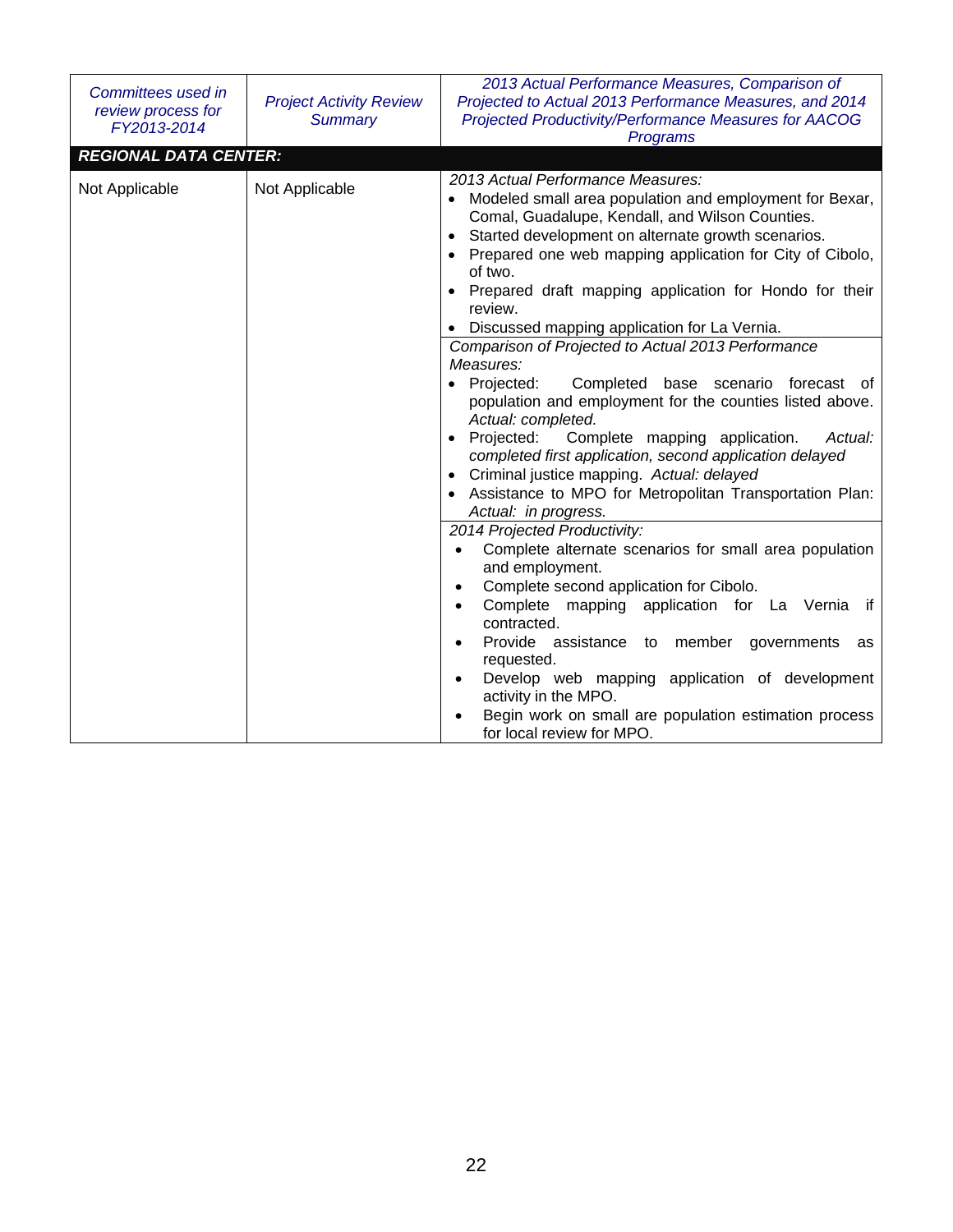| *Committees used in review process for FY2013-2014* | *Project Activity Review Summary* | *2013 Actual Performance Measures, Comparison of Projected to Actual 2013 Performance Measures, and 2014 Projected Productivity/Performance Measures for AACOG Programs* |
|---|---|---|
| ***REGIONAL DATA CENTER:*** | | |
| Not Applicable | Not Applicable | *2013 Actual Performance Measures:*<br>• Modeled small area population and employment for Bexar, Comal, Guadalupe, Kendall, and Wilson Counties.<br>• Started development on alternate growth scenarios.<br>• Prepared one web mapping application for City of Cibolo, of two.<br>• Prepared draft mapping application for Hondo for their review.<br>• Discussed mapping application for La Vernia. |
| | | *Comparison of Projected to Actual 2013 Performance Measures:*<br>• Projected: Completed base scenario forecast of population and employment for the counties listed above. *Actual: completed.*<br>• Projected: Complete mapping application. *Actual: completed first application, second application delayed*<br>• Criminal justice mapping. *Actual: delayed*<br>• Assistance to MPO for Metropolitan Transportation Plan: *Actual: in progress.* |
| | | *2014 Projected Productivity:*<br>• Complete alternate scenarios for small area population and employment.<br>• Complete second application for Cibolo.<br>• Complete mapping application for La Vernia if contracted.<br>• Provide assistance to member governments as requested.<br>• Develop web mapping application of development activity in the MPO.<br>• Begin work on small are population estimation process for local review for MPO. |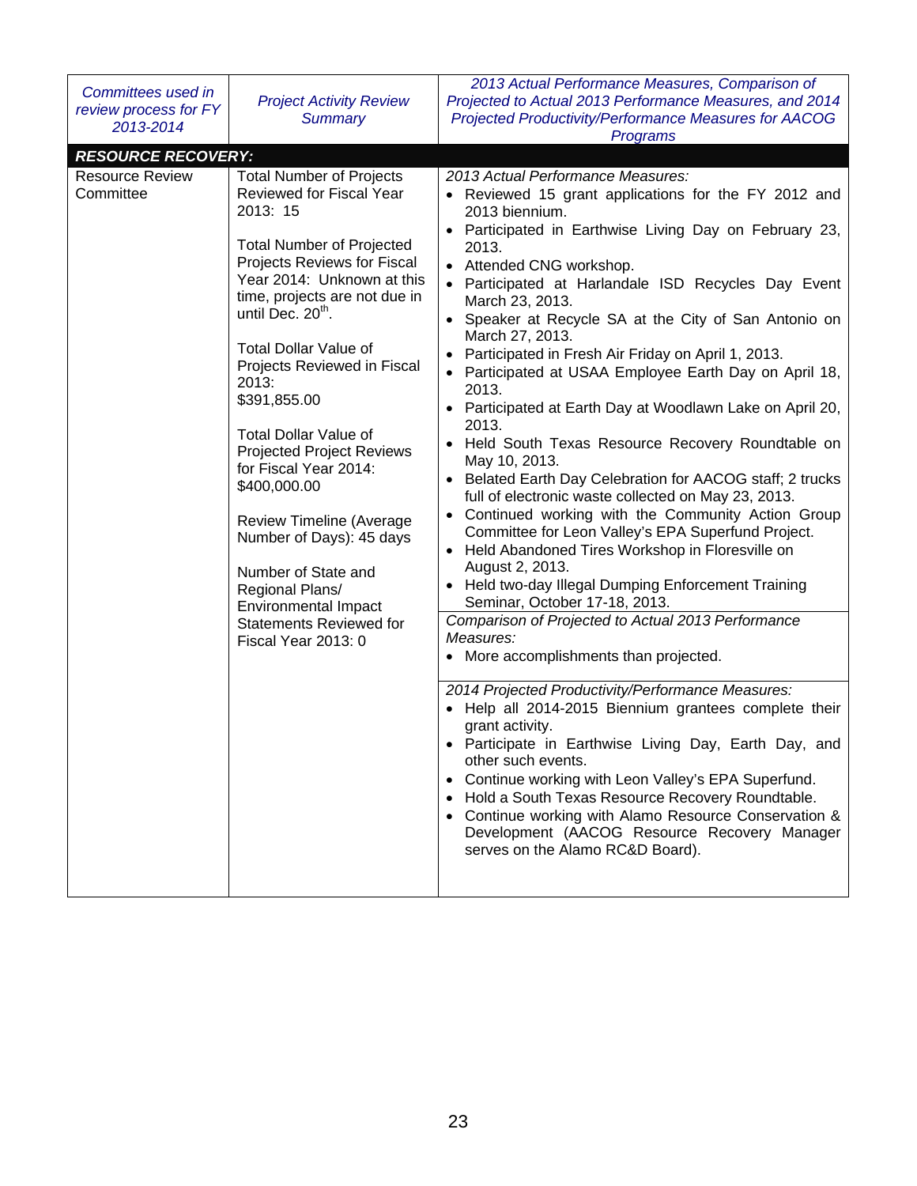| *Committees used in review process for FY 2013-2014* | *Project Activity Review Summary* | *2013 Actual Performance Measures, Comparison of Projected to Actual 2013 Performance Measures, and 2014 Projected Productivity/Performance Measures for AACOG Programs* |
|---|---|---|
| ***RESOURCE RECOVERY:*** | | |
| Resource Review Committee | Total Number of Projects Reviewed for Fiscal Year 2013: 15<br><br>Total Number of Projected Projects Reviews for Fiscal Year 2014: Unknown at this time, projects are not due in until Dec. 20th.<br><br>Total Dollar Value of Projects Reviewed in Fiscal 2013: $391,855.00<br><br>Total Dollar Value of Projected Project Reviews for Fiscal Year 2014: $400,000.00<br><br>Review Timeline (Average Number of Days): 45 days<br><br>Number of State and Regional Plans/ Environmental Impact Statements Reviewed for Fiscal Year 2013: 0 | *2013 Actual Performance Measures:*<br>• Reviewed 15 grant applications for the FY 2012 and 2013 biennium.<br>• Participated in Earthwise Living Day on February 23, 2013.<br>• Attended CNG workshop.<br>• Participated at Harlandale ISD Recycles Day Event March 23, 2013.<br>• Speaker at Recycle SA at the City of San Antonio on March 27, 2013.<br>• Participated in Fresh Air Friday on April 1, 2013.<br>• Participated at USAA Employee Earth Day on April 18, 2013.<br>• Participated at Earth Day at Woodlawn Lake on April 20, 2013.<br>• Held South Texas Resource Recovery Roundtable on May 10, 2013.<br>• Belated Earth Day Celebration for AACOG staff; 2 trucks full of electronic waste collected on May 23, 2013.<br>• Continued working with the Community Action Group Committee for Leon Valley's EPA Superfund Project.<br>• Held Abandoned Tires Workshop in Floresville on August 2, 2013.<br>• Held two-day Illegal Dumping Enforcement Training Seminar, October 17-18, 2013.<br><br>*Comparison of Projected to Actual 2013 Performance Measures:*<br>• More accomplishments than projected.<br><br>*2014 Projected Productivity/Performance Measures:*<br>• Help all 2014-2015 Biennium grantees complete their grant activity.<br>• Participate in Earthwise Living Day, Earth Day, and other such events.<br>• Continue working with Leon Valley's EPA Superfund.<br>• Hold a South Texas Resource Recovery Roundtable.<br>• Continue working with Alamo Resource Conservation & Development (AACOG Resource Recovery Manager serves on the Alamo RC&D Board). |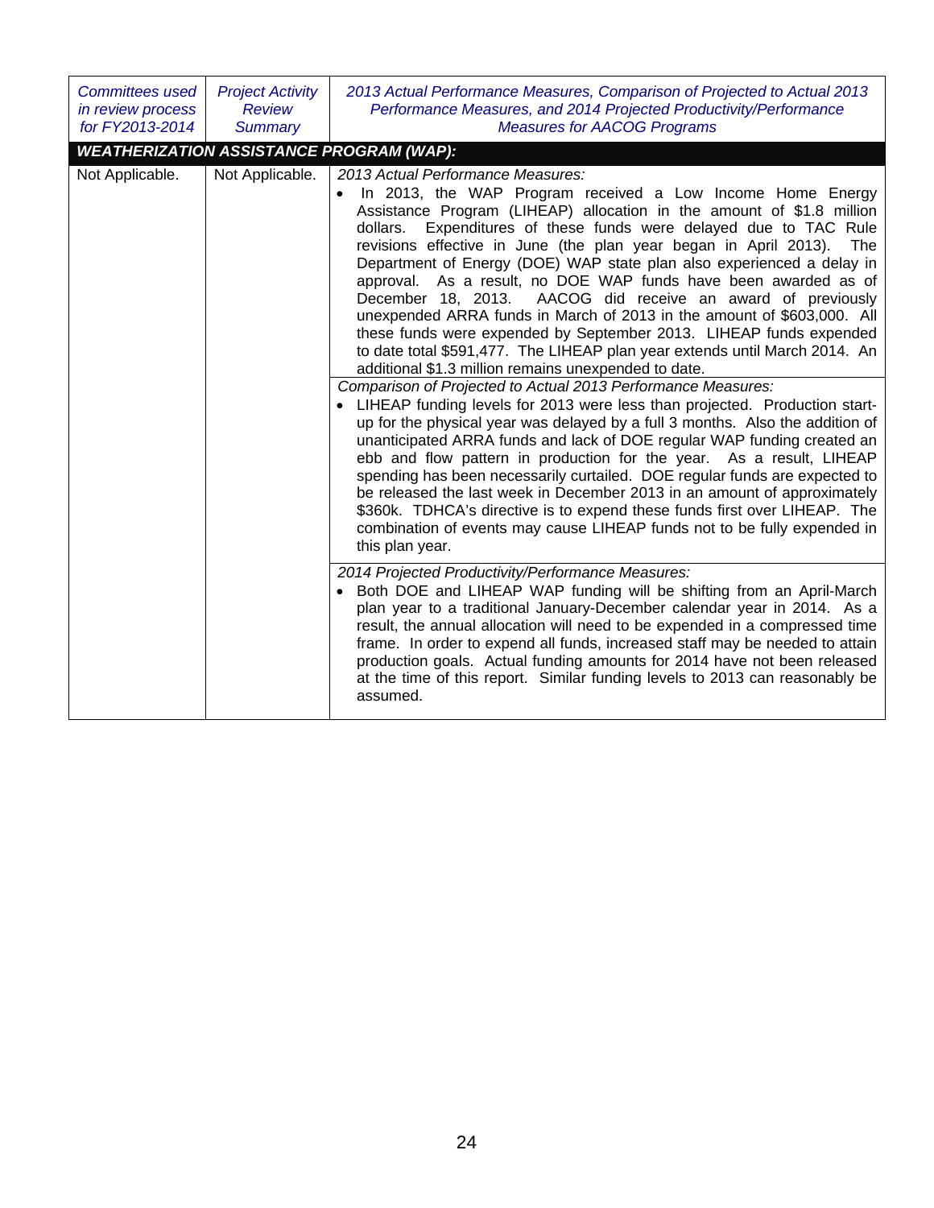| Committees used in review process for FY2013-2014 | Project Activity Review Summary | 2013 Actual Performance Measures, Comparison of Projected to Actual 2013 Performance Measures, and 2014 Projected Productivity/Performance Measures for AACOG Programs |
|---|---|---|
| ***WEATHERIZATION ASSISTANCE PROGRAM (WAP):*** | | |
| Not Applicable. | Not Applicable. | *2013 Actual Performance Measures:*<br>• In 2013, the WAP Program received a Low Income Home Energy Assistance Program (LIHEAP) allocation in the amount of $1.8 million dollars. Expenditures of these funds were delayed due to TAC Rule revisions effective in June (the plan year began in April 2013). The Department of Energy (DOE) WAP state plan also experienced a delay in approval. As a result, no DOE WAP funds have been awarded as of December 18, 2013. AACOG did receive an award of previously unexpended ARRA funds in March of 2013 in the amount of $603,000. All these funds were expended by September 2013. LIHEAP funds expended to date total $591,477. The LIHEAP plan year extends until March 2014. An additional $1.3 million remains unexpended to date.<br>*Comparison of Projected to Actual 2013 Performance Measures:*<br>• LIHEAP funding levels for 2013 were less than projected. Production start-up for the physical year was delayed by a full 3 months. Also the addition of unanticipated ARRA funds and lack of DOE regular WAP funding created an ebb and flow pattern in production for the year. As a result, LIHEAP spending has been necessarily curtailed. DOE regular funds are expected to be released the last week in December 2013 in an amount of approximately $360k. TDHCA's directive is to expend these funds first over LIHEAP. The combination of events may cause LIHEAP funds not to be fully expended in this plan year.<br>*2014 Projected Productivity/Performance Measures:*<br>• Both DOE and LIHEAP WAP funding will be shifting from an April-March plan year to a traditional January-December calendar year in 2014. As a result, the annual allocation will need to be expended in a compressed time frame. In order to expend all funds, increased staff may be needed to attain production goals. Actual funding amounts for 2014 have not been released at the time of this report. Similar funding levels to 2013 can reasonably be assumed. |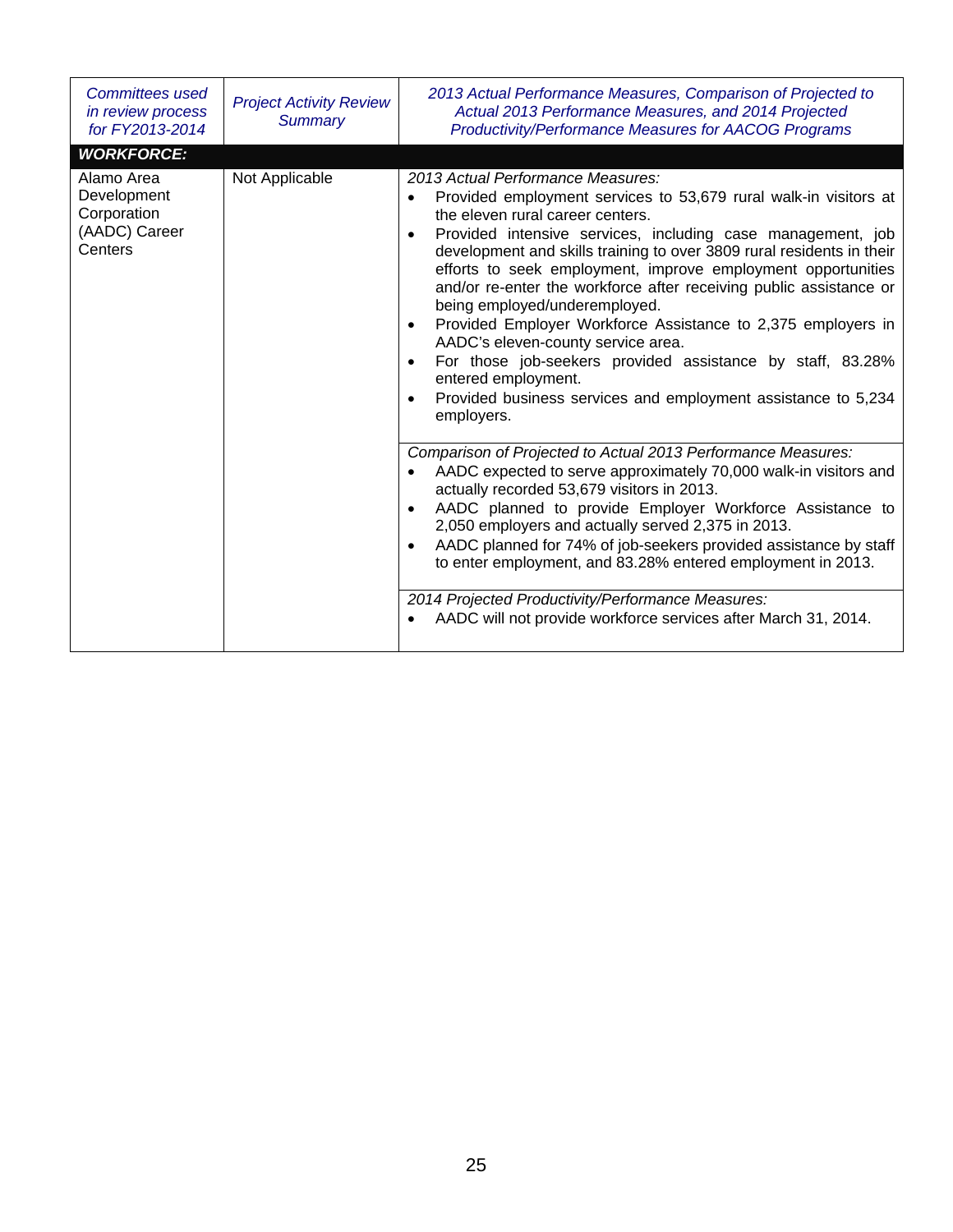| *Committees used in review process for FY2013-2014* | *Project Activity Review Summary* | *2013 Actual Performance Measures, Comparison of Projected to Actual 2013 Performance Measures, and 2014 Projected Productivity/Performance Measures for AACOG Programs* |
|---|---|---|
| ***WORKFORCE:*** | | |
| Alamo Area Development Corporation (AADC) Career Centers | Not Applicable | *2013 Actual Performance Measures:*<br>• Provided employment services to 53,679 rural walk-in visitors at the eleven rural career centers.<br>• Provided intensive services, including case management, job development and skills training to over 3809 rural residents in their efforts to seek employment, improve employment opportunities and/or re-enter the workforce after receiving public assistance or being employed/underemployed.<br>• Provided Employer Workforce Assistance to 2,375 employers in AADC's eleven-county service area.<br>• For those job-seekers provided assistance by staff, 83.28% entered employment.<br>• Provided business services and employment assistance to 5,234 employers. |
| | | *Comparison of Projected to Actual 2013 Performance Measures:*<br>• AADC expected to serve approximately 70,000 walk-in visitors and actually recorded 53,679 visitors in 2013.<br>• AADC planned to provide Employer Workforce Assistance to 2,050 employers and actually served 2,375 in 2013.<br>• AADC planned for 74% of job-seekers provided assistance by staff to enter employment, and 83.28% entered employment in 2013. |
| | | *2014 Projected Productivity/Performance Measures:*<br>• AADC will not provide workforce services after March 31, 2014. |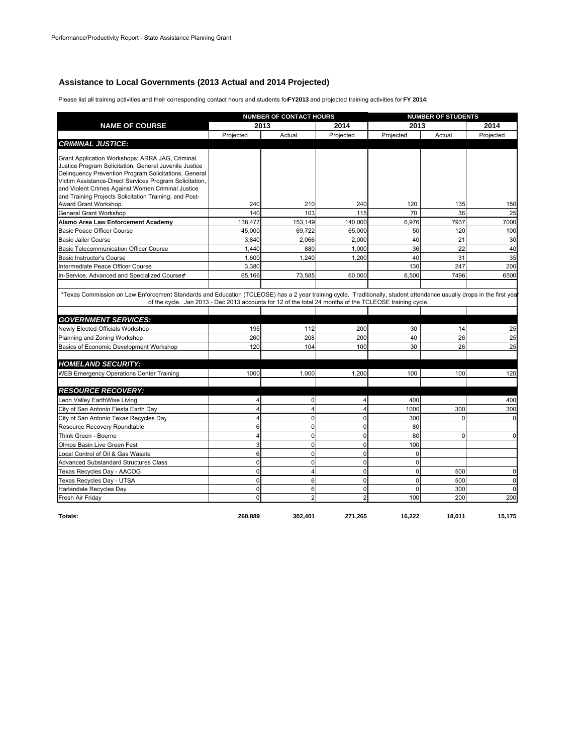Performance/Productivity Report - State Assistance Planning Grant

## Assistance to Local Governments (2013 Actual and 2014 Projected)

Please list all training activities and their corresponding contact hours and students for **FY2013** and projected training activities for **FY 2014**:

| NAME OF COURSE | NUMBER OF CONTACT HOURS | | | NUMBER OF STUDENTS | | |
|---|---|---|---|---|---|---|
| | 2013 | | 2014 | 2013 | | 2014 |
| | Projected | Actual | Projected | Projected | Actual | Projected |
| ***CRIMINAL JUSTICE:*** | | | | | | |
| Grant Application Workshops: ARRA JAG, Criminal Justice Program Solicitation, General Juvenile Justice Delinquency Prevention Program Solicitations, General Victim Assistance-Direct Services Program Solicitation, and Violent Crimes Against Women Criminal Justice and Training Projects Solicitation Training; and Post-Award Grant Workshop. | 240 | 210 | 240 | 120 | 135 | 150 |
| General Grant Workshop | 140 | 103 | 115 | 70 | 36 | 25 |
| **Alamo Area Law Enforcement Academy** | 138,477 | 153,149 | 140,000 | 6,976 | 7937 | 7000 |
| Basic Peace Officer Course | 45,000 | 69,722 | 65,000 | 50 | 120 | 100 |
| Basic Jailer Course | 3,840 | 2,066 | 2,000 | 40 | 21 | 30 |
| Basic Telecommunication Officer Course | 1,440 | 880 | 1,000 | 36 | 22 | 40 |
| Basic Instructor's Course | 1,600 | 1,240 | 1,200 | 40 | 31 | 35 |
| Intermediate Peace Officer Course | 3,380 | | | 130 | 247 | 200 |
| In-Service, Advanced and Specialized Courses* | 65,166 | 73,585 | 60,000 | 6,500 | 7496 | 6500 |
| *Texas Commission on Law Enforcement Standards and Education (TCLEOSE) has a 2 year training cycle. Traditionally, student attendance usually drops in the first year of the cycle. Jan 2013 - Dec 2013 accounts for 12 of the total 24 months of the TCLEOSE training cycle. | | | | | | |
| ***GOVERNMENT SERVICES:*** | | | | | | |
| Newly Elected Officials Workshop | 195 | 112 | 200 | 30 | 14 | 25 |
| Planning and Zoning Workshop | 260 | 208 | 200 | 40 | 26 | 25 |
| Basics of Economic Development Workshop | 120 | 104 | 100 | 30 | 26 | 25 |
| ***HOMELAND SECURITY:*** | | | | | | |
| WEB Emergency Operations Center Training | 1000 | 1,000 | 1,200 | 100 | 100 | 120 |
| ***RESOURCE RECOVERY:*** | | | | | | |
| Leon Valley EarthWise Living | 4 | 0 | 4 | 400 | | 400 |
| City of San Antonio Fiesta Earth Day | 4 | 4 | 4 | 1000 | 300 | 300 |
| City of San Antonio Texas Recycles Day | 4 | 0 | 0 | 300 | 0 | 0 |
| Resource Recovery Roundtable | 6 | 0 | 0 | 80 | | |
| Think Green - Boerne | 4 | 0 | 0 | 80 | 0 | 0 |
| Olmos Basin Live Green Fest | 3 | 0 | 0 | 100 | | |
| Local Control of Oil & Gas Wasate | 6 | 0 | 0 | 0 | | |
| Advanced Substandard Structures Class | 0 | 0 | 0 | 0 | | |
| Texas Recycles Day - AACOG | 0 | 4 | 0 | 0 | 500 | 0 |
| Texas Recycles Day - UTSA | 0 | 6 | 0 | 0 | 500 | 0 |
| Harlandale Recycles Day | 0 | 6 | 0 | 0 | 300 | 0 |
| Fresh Air Friday | 0 | 2 | 2 | 100 | 200 | 200 |
| **Totals:** | **260,889** | **302,401** | **271,265** | **16,222** | **18,011** | **15,175** |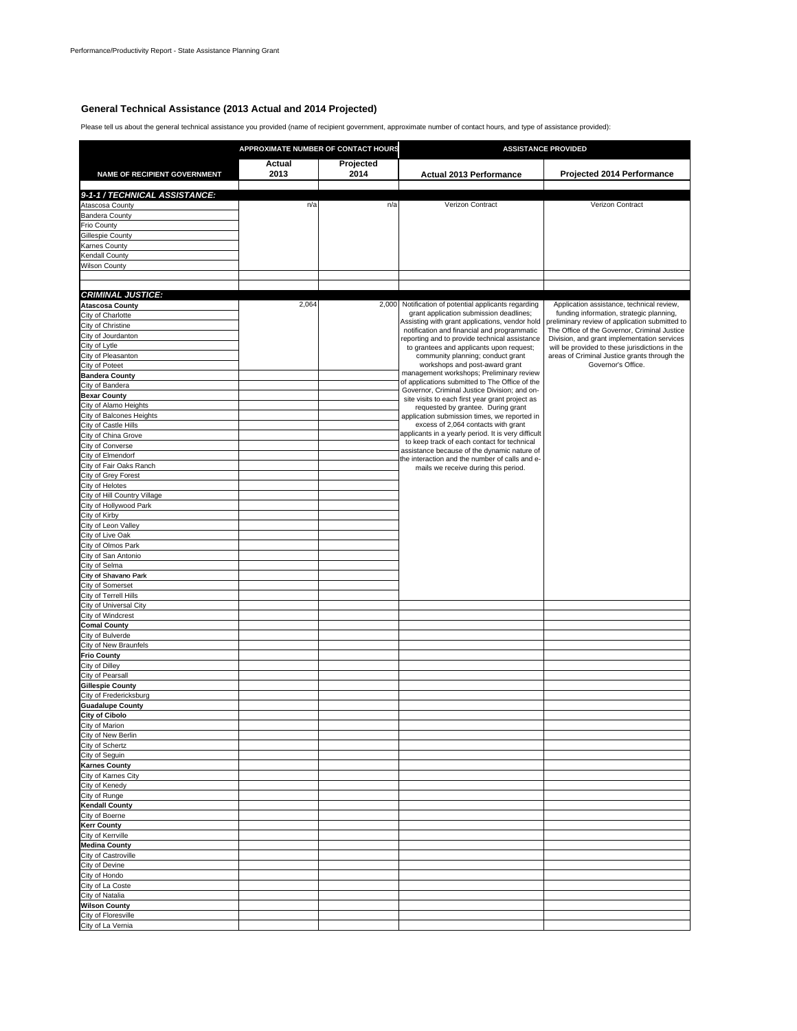## General Technical Assistance (2013 Actual and 2014 Projected)

Please tell us about the general technical assistance you provided (name of recipient government, approximate number of contact hours, and type of assistance provided):

| NAME OF RECIPIENT GOVERNMENT | APPROXIMATE NUMBER OF CONTACT HOURS | | ASSISTANCE PROVIDED | |
|---|---|---|---|---|
| | Actual 2013 | Projected 2014 | Actual 2013 Performance | Projected 2014 Performance |
| ***9-1-1 / TECHNICAL ASSISTANCE:*** | | | | |
| Atascosa County | n/a | n/a | Verizon Contract | Verizon Contract |
| Bandera County | | | | |
| Frio County | | | | |
| Gillespie County | | | | |
| Karnes County | | | | |
| Kendall County | | | | |
| Wilson County | | | | |
| ***CRIMINAL JUSTICE:*** | | | | |
| **Atascosa County** | 2,064 | 2,000 | Notification of potential applicants regarding grant application submission deadlines; Assisting with grant applications, vendor hold notification and financial and programmatic reporting and to provide technical assistance to grantees and applicants upon request; community planning; conduct grant workshops and post-award grant management workshops; Preliminary review of applications submitted to The Office of the Governor, Criminal Justice Division; and on-site visits to each first year grant project as requested by grantee. During grant application submission times, we reported in excess of 2,064 contacts with grant applicants in a yearly period. It is very difficult to keep track of each contact for technical assistance because of the dynamic nature of the interaction and the number of calls and e-mails we receive during this period. | Application assistance, technical review, funding information, strategic planning, preliminary review of application submitted to The Office of the Governor, Criminal Justice Division, and grant implementation services will be provided to these jurisdictions in the areas of Criminal Justice grants through the Governor's Office. |
| City of Charlotte | | | | |
| City of Christine | | | | |
| City of Jourdanton | | | | |
| City of Lytle | | | | |
| City of Pleasanton | | | | |
| City of Poteet | | | | |
| **Bandera County** | | | | |
| City of Bandera | | | | |
| **Bexar County** | | | | |
| City of Alamo Heights | | | | |
| City of Balcones Heights | | | | |
| City of Castle Hills | | | | |
| City of China Grove | | | | |
| City of Converse | | | | |
| City of Elmendorf | | | | |
| City of Fair Oaks Ranch | | | | |
| City of Grey Forest | | | | |
| City of Helotes | | | | |
| City of Hill Country Village | | | | |
| City of Hollywood Park | | | | |
| City of Kirby | | | | |
| City of Leon Valley | | | | |
| City of Live Oak | | | | |
| City of Olmos Park | | | | |
| City of San Antonio | | | | |
| City of Selma | | | | |
| City of Shavano Park | | | | |
| City of Somerset | | | | |
| City of Terrell Hills | | | | |
| City of Universal City | | | | |
| City of Windcrest | | | | |
| **Comal County** | | | | |
| City of Bulverde | | | | |
| City of New Braunfels | | | | |
| **Frio County** | | | | |
| City of Dilley | | | | |
| City of Pearsall | | | | |
| **Gillespie County** | | | | |
| City of Fredericksburg | | | | |
| **Guadalupe County** | | | | |
| **City of Cibolo** | | | | |
| City of Marion | | | | |
| City of New Berlin | | | | |
| City of Schertz | | | | |
| City of Seguin | | | | |
| **Karnes County** | | | | |
| City of Karnes City | | | | |
| City of Kenedy | | | | |
| City of Runge | | | | |
| **Kendall County** | | | | |
| City of Boerne | | | | |
| **Kerr County** | | | | |
| City of Kerrville | | | | |
| **Medina County** | | | | |
| City of Castroville | | | | |
| City of Devine | | | | |
| City of Hondo | | | | |
| City of La Coste | | | | |
| City of Natalia | | | | |
| **Wilson County** | | | | |
| City of Floresville | | | | |
| City of La Vernia | | | | |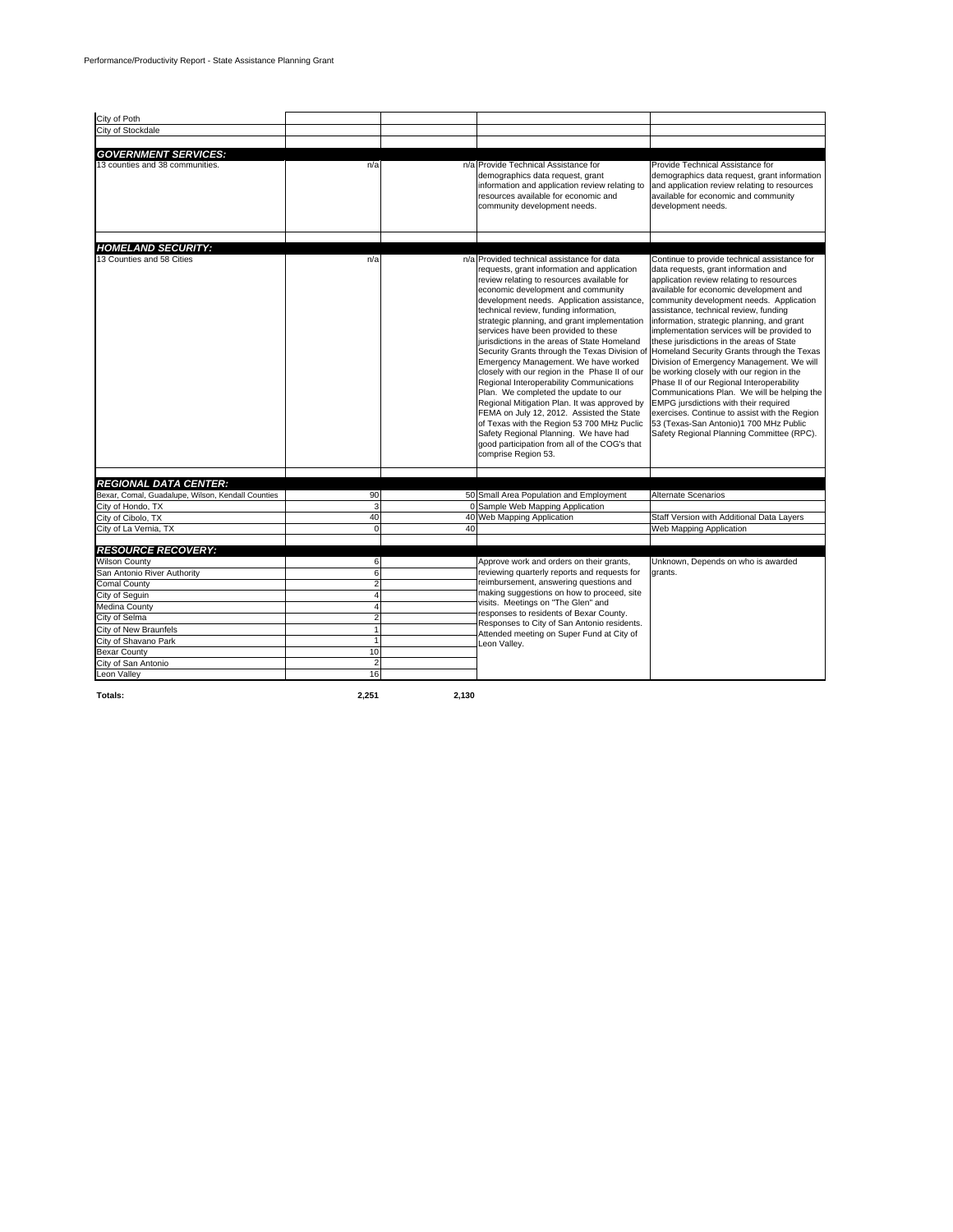Performance/Productivity Report - State Assistance Planning Grant

| | | | | |
|---|---|---|---|---|
| City of Poth | | | | |
| City of Stockdale | | | | |
| | | | | |
| ***GOVERNMENT SERVICES:*** | | | | |
| 13 counties and 38 communities. | n/a | n/a | Provide Technical Assistance for demographics data request, grant information and application review relating to resources available for economic and community development needs. | Provide Technical Assistance for demographics data request, grant information and application review relating to resources available for economic and community development needs. |
| | | | | |
| ***HOMELAND SECURITY:*** | | | | |
| 13 Counties and 58 Cities | n/a | n/a | Provided technical assistance for data requests, grant information and application review relating to resources available for economic development and community development needs. Application assistance, technical review, funding information, strategic planning, and grant implementation services have been provided to these jurisdictions in the areas of State Homeland Security Grants through the Texas Division of Emergency Management. We have worked closely with our region in the Phase II of our Regional Interoperability Communications Plan. We completed the update to our Regional Mitigation Plan. It was approved by FEMA on July 12, 2012. Assisted the State of Texas with the Region 53 700 MHz Puclic Safety Regional Planning. We have had good participation from all of the COG's that comprise Region 53. | Continue to provide technical assistance for data requests, grant information and application review relating to resources available for economic development and community development needs. Application assistance, technical review, funding information, strategic planning, and grant implementation services will be provided to these jurisdictions in the areas of State Homeland Security Grants through the Texas Division of Emergency Management. We will be working closely with our region in the Phase II of our Regional Interoperability Communications Plan. We will be helping the EMPG jursdictions with their required exercises. Continue to assist with the Region 53 (Texas-San Antonio)1 700 MHz Public Safety Regional Planning Committee (RPC). |
| | | | | |
| ***REGIONAL DATA CENTER:*** | | | | |
| Bexar, Comal, Guadalupe, Wilson, Kendall Counties | 90 | 50 | Small Area Population and Employment | Alternate Scenarios |
| City of Hondo, TX | 3 | 0 | Sample Web Mapping Application | |
| City of Cibolo, TX | 40 | 40 | Web Mapping Application | Staff Version with Additional Data Layers |
| City of La Vernia, TX | 0 | 40 | | Web Mapping Application |
| | | | | |
| ***RESOURCE RECOVERY:*** | | | | |
| Wilson County | 6 | | Approve work and orders on their grants, reviewing quarterly reports and requests for reimbursement, answering questions and making suggestions on how to proceed, site visits. Meetings on "The Glen" and responses to residents of Bexar County. Responses to City of San Antonio residents. Attended meeting on Super Fund at City of Leon Valley. | Unknown, Depends on who is awarded grants. |
| San Antonio River Authority | 6 | | | |
| Comal County | 2 | | | |
| City of Seguin | 4 | | | |
| Medina County | 4 | | | |
| City of Selma | 2 | | | |
| City of New Braunfels | 1 | | | |
| City of Shavano Park | 1 | | | |
| Bexar County | 10 | | | |
| City of San Antonio | 2 | | | |
| Leon Valley | 16 | | | |
| **Totals:** | **2,251** | **2,130** | | |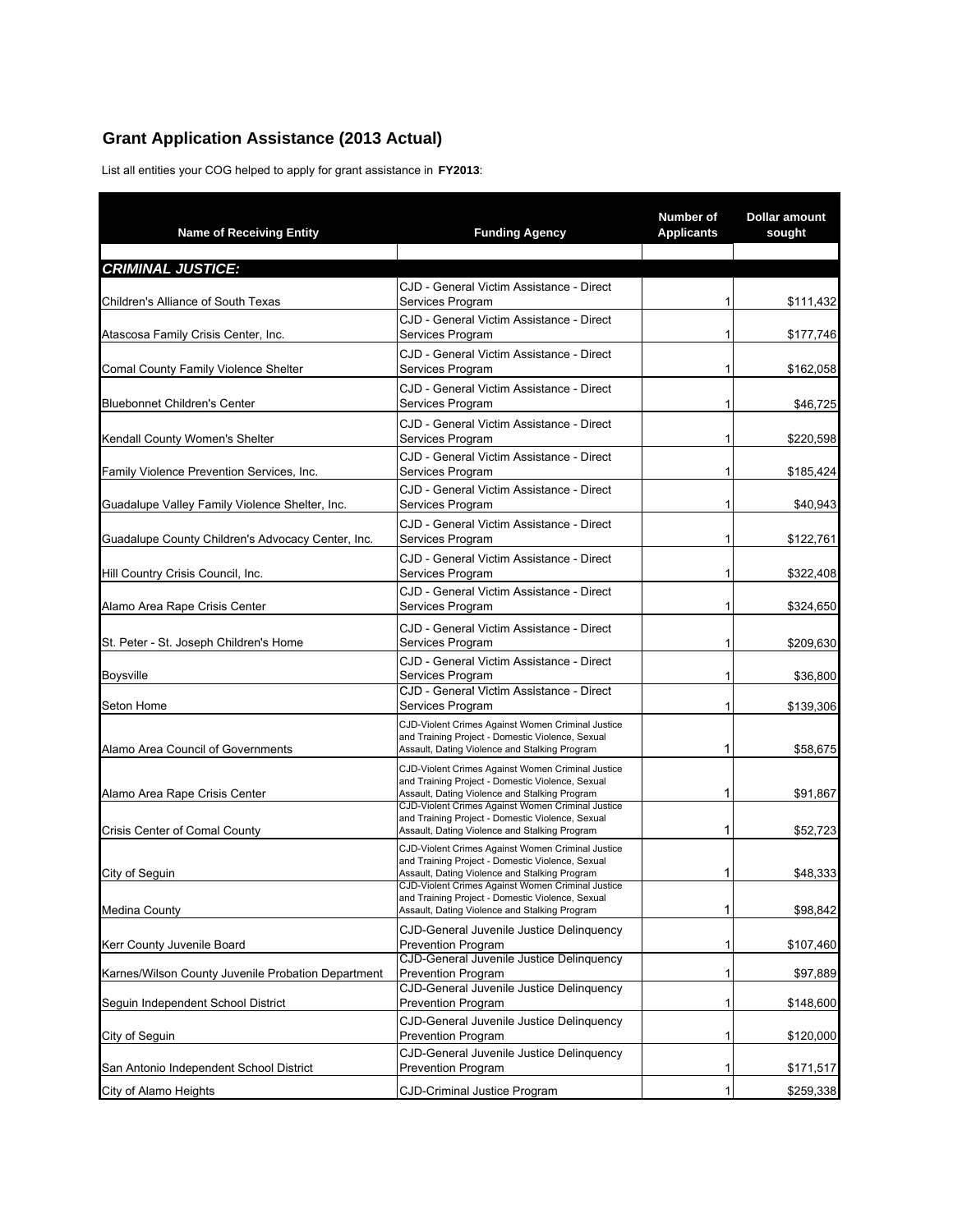## Grant Application Assistance (2013 Actual)

List all entities your COG helped to apply for grant assistance in **FY2013**:

| Name of Receiving Entity | Funding Agency | Number of Applicants | Dollar amount sought |
|---|---|---|---|
| ***CRIMINAL JUSTICE:*** | | | |
| Children's Alliance of South Texas | CJD - General Victim Assistance - Direct Services Program | 1 | $111,432 |
| Atascosa Family Crisis Center, Inc. | CJD - General Victim Assistance - Direct Services Program | 1 | $177,746 |
| Comal County Family Violence Shelter | CJD - General Victim Assistance - Direct Services Program | 1 | $162,058 |
| Bluebonnet Children's Center | CJD - General Victim Assistance - Direct Services Program | 1 | $46,725 |
| Kendall County Women's Shelter | CJD - General Victim Assistance - Direct Services Program | 1 | $220,598 |
| Family Violence Prevention Services, Inc. | CJD - General Victim Assistance - Direct Services Program | 1 | $185,424 |
| Guadalupe Valley Family Violence Shelter, Inc. | CJD - General Victim Assistance - Direct Services Program | 1 | $40,943 |
| Guadalupe County Children's Advocacy Center, Inc. | CJD - General Victim Assistance - Direct Services Program | 1 | $122,761 |
| Hill Country Crisis Council, Inc. | CJD - General Victim Assistance - Direct Services Program | 1 | $322,408 |
| Alamo Area Rape Crisis Center | CJD - General Victim Assistance - Direct Services Program | 1 | $324,650 |
| St. Peter - St. Joseph Children's Home | CJD - General Victim Assistance - Direct Services Program | 1 | $209,630 |
| Boysville | CJD - General Victim Assistance - Direct Services Program | 1 | $36,800 |
| Seton Home | CJD - General Victim Assistance - Direct Services Program | 1 | $139,306 |
| Alamo Area Council of Governments | CJD-Violent Crimes Against Women Criminal Justice and Training Project - Domestic Violence, Sexual Assault, Dating Violence and Stalking Program | 1 | $58,675 |
| Alamo Area Rape Crisis Center | CJD-Violent Crimes Against Women Criminal Justice and Training Project - Domestic Violence, Sexual Assault, Dating Violence and Stalking Program | 1 | $91,867 |
| Crisis Center of Comal County | CJD-Violent Crimes Against Women Criminal Justice and Training Project - Domestic Violence, Sexual Assault, Dating Violence and Stalking Program | 1 | $52,723 |
| City of Seguin | CJD-Violent Crimes Against Women Criminal Justice and Training Project - Domestic Violence, Sexual Assault, Dating Violence and Stalking Program | 1 | $48,333 |
| Medina County | CJD-Violent Crimes Against Women Criminal Justice and Training Project - Domestic Violence, Sexual Assault, Dating Violence and Stalking Program | 1 | $98,842 |
| Kerr County Juvenile Board | CJD-General Juvenile Justice Delinquency Prevention Program | 1 | $107,460 |
| Karnes/Wilson County Juvenile Probation Department | CJD-General Juvenile Justice Delinquency Prevention Program | 1 | $97,889 |
| Seguin Independent School District | CJD-General Juvenile Justice Delinquency Prevention Program | 1 | $148,600 |
| City of Seguin | CJD-General Juvenile Justice Delinquency Prevention Program | 1 | $120,000 |
| San Antonio Independent School District | CJD-General Juvenile Justice Delinquency Prevention Program | 1 | $171,517 |
| City of Alamo Heights | CJD-Criminal Justice Program | 1 | $259,338 |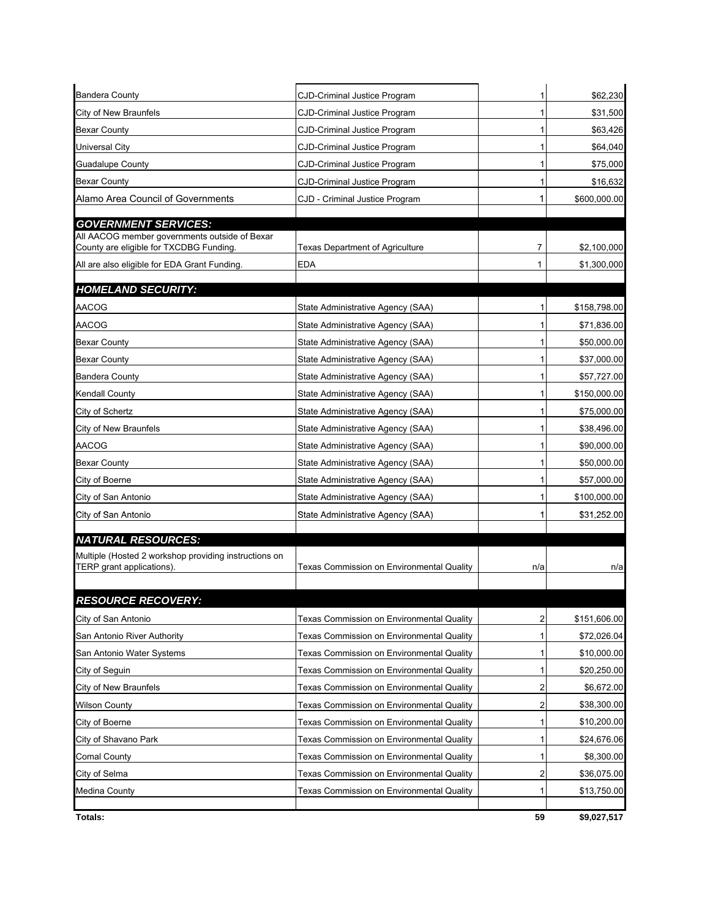| | | | |
|---|---|---|---|
| Bandera County | CJD-Criminal Justice Program | 1 | $62,230 |
| City of New Braunfels | CJD-Criminal Justice Program | 1 | $31,500 |
| Bexar County | CJD-Criminal Justice Program | 1 | $63,426 |
| Universal City | CJD-Criminal Justice Program | 1 | $64,040 |
| Guadalupe County | CJD-Criminal Justice Program | 1 | $75,000 |
| Bexar County | CJD-Criminal Justice Program | 1 | $16,632 |
| Alamo Area Council of Governments | CJD - Criminal Justice Program | 1 | $600,000.00 |
| | | | |
| ***GOVERNMENT SERVICES:*** | | | |
| All AACOG member governments outside of Bexar County are eligible for TXCDBG Funding. | Texas Department of Agriculture | 7 | $2,100,000 |
| All are also eligible for EDA Grant Funding. | EDA | 1 | $1,300,000 |
| | | | |
| ***HOMELAND SECURITY:*** | | | |
| AACOG | State Administrative Agency (SAA) | 1 | $158,798.00 |
| AACOG | State Administrative Agency (SAA) | 1 | $71,836.00 |
| Bexar County | State Administrative Agency (SAA) | 1 | $50,000.00 |
| Bexar County | State Administrative Agency (SAA) | 1 | $37,000.00 |
| Bandera County | State Administrative Agency (SAA) | 1 | $57,727.00 |
| Kendall County | State Administrative Agency (SAA) | 1 | $150,000.00 |
| City of Schertz | State Administrative Agency (SAA) | 1 | $75,000.00 |
| City of New Braunfels | State Administrative Agency (SAA) | 1 | $38,496.00 |
| AACOG | State Administrative Agency (SAA) | 1 | $90,000.00 |
| Bexar County | State Administrative Agency (SAA) | 1 | $50,000.00 |
| City of Boerne | State Administrative Agency (SAA) | 1 | $57,000.00 |
| City of San Antonio | State Administrative Agency (SAA) | 1 | $100,000.00 |
| City of San Antonio | State Administrative Agency (SAA) | 1 | $31,252.00 |
| | | | |
| ***NATURAL RESOURCES:*** | | | |
| Multiple (Hosted 2 workshop providing instructions on TERP grant applications). | Texas Commission on Environmental Quality | n/a | n/a |
| | | | |
| ***RESOURCE RECOVERY:*** | | | |
| City of San Antonio | Texas Commission on Environmental Quality | 2 | $151,606.00 |
| San Antonio River Authority | Texas Commission on Environmental Quality | 1 | $72,026.04 |
| San Antonio Water Systems | Texas Commission on Environmental Quality | 1 | $10,000.00 |
| City of Seguin | Texas Commission on Environmental Quality | 1 | $20,250.00 |
| City of New Braunfels | Texas Commission on Environmental Quality | 2 | $6,672.00 |
| Wilson County | Texas Commission on Environmental Quality | 2 | $38,300.00 |
| City of Boerne | Texas Commission on Environmental Quality | 1 | $10,200.00 |
| City of Shavano Park | Texas Commission on Environmental Quality | 1 | $24,676.06 |
| Comal County | Texas Commission on Environmental Quality | 1 | $8,300.00 |
| City of Selma | Texas Commission on Environmental Quality | 2 | $36,075.00 |
| Medina County | Texas Commission on Environmental Quality | 1 | $13,750.00 |
| | | | |
| **Totals:** | | **59** | **$9,027,517** |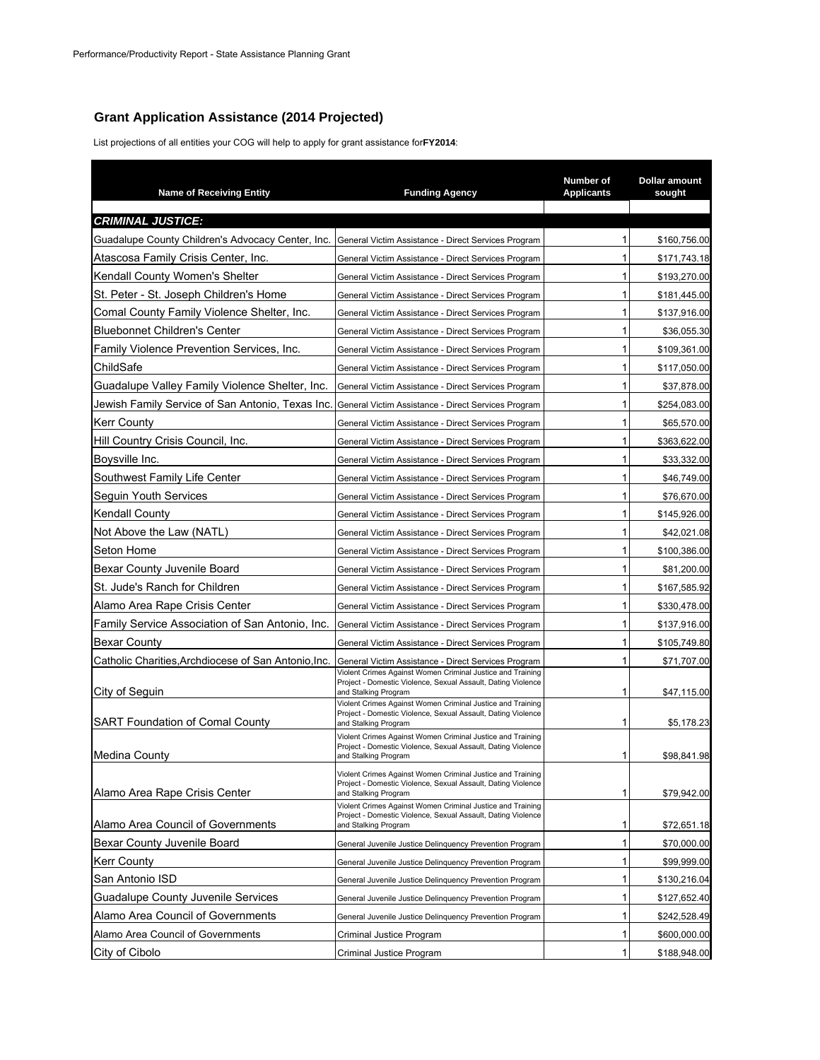## Grant Application Assistance (2014 Projected)

List projections of all entities your COG will help to apply for grant assistance for**FY2014**:

| Name of Receiving Entity | Funding Agency | Number of Applicants | Dollar amount sought |
|---|---|---|---|
| ***CRIMINAL JUSTICE:*** | | | |
| Guadalupe County Children's Advocacy Center, Inc. | General Victim Assistance - Direct Services Program | 1 | $160,756.00 |
| Atascosa Family Crisis Center, Inc. | General Victim Assistance - Direct Services Program | 1 | $171,743.18 |
| Kendall County Women's Shelter | General Victim Assistance - Direct Services Program | 1 | $193,270.00 |
| St. Peter - St. Joseph Children's Home | General Victim Assistance - Direct Services Program | 1 | $181,445.00 |
| Comal County Family Violence Shelter, Inc. | General Victim Assistance - Direct Services Program | 1 | $137,916.00 |
| Bluebonnet Children's Center | General Victim Assistance - Direct Services Program | 1 | $36,055.30 |
| Family Violence Prevention Services, Inc. | General Victim Assistance - Direct Services Program | 1 | $109,361.00 |
| ChildSafe | General Victim Assistance - Direct Services Program | 1 | $117,050.00 |
| Guadalupe Valley Family Violence Shelter, Inc. | General Victim Assistance - Direct Services Program | 1 | $37,878.00 |
| Jewish Family Service of San Antonio, Texas Inc. | General Victim Assistance - Direct Services Program | 1 | $254,083.00 |
| Kerr County | General Victim Assistance - Direct Services Program | 1 | $65,570.00 |
| Hill Country Crisis Council, Inc. | General Victim Assistance - Direct Services Program | 1 | $363,622.00 |
| Boysville Inc. | General Victim Assistance - Direct Services Program | 1 | $33,332.00 |
| Southwest Family Life Center | General Victim Assistance - Direct Services Program | 1 | $46,749.00 |
| Seguin Youth Services | General Victim Assistance - Direct Services Program | 1 | $76,670.00 |
| Kendall County | General Victim Assistance - Direct Services Program | 1 | $145,926.00 |
| Not Above the Law (NATL) | General Victim Assistance - Direct Services Program | 1 | $42,021.08 |
| Seton Home | General Victim Assistance - Direct Services Program | 1 | $100,386.00 |
| Bexar County Juvenile Board | General Victim Assistance - Direct Services Program | 1 | $81,200.00 |
| St. Jude's Ranch for Children | General Victim Assistance - Direct Services Program | 1 | $167,585.92 |
| Alamo Area Rape Crisis Center | General Victim Assistance - Direct Services Program | 1 | $330,478.00 |
| Family Service Association of San Antonio, Inc. | General Victim Assistance - Direct Services Program | 1 | $137,916.00 |
| Bexar County | General Victim Assistance - Direct Services Program | 1 | $105,749.80 |
| Catholic Charities,Archdiocese of San Antonio,Inc. | General Victim Assistance - Direct Services Program | 1 | $71,707.00 |
| City of Seguin | Violent Crimes Against Women Criminal Justice and Training Project - Domestic Violence, Sexual Assault, Dating Violence and Stalking Program | 1 | $47,115.00 |
| SART Foundation of Comal County | Violent Crimes Against Women Criminal Justice and Training Project - Domestic Violence, Sexual Assault, Dating Violence and Stalking Program | 1 | $5,178.23 |
| Medina County | Violent Crimes Against Women Criminal Justice and Training Project - Domestic Violence, Sexual Assault, Dating Violence and Stalking Program | 1 | $98,841.98 |
| Alamo Area Rape Crisis Center | Violent Crimes Against Women Criminal Justice and Training Project - Domestic Violence, Sexual Assault, Dating Violence and Stalking Program | 1 | $79,942.00 |
| Alamo Area Council of Governments | Violent Crimes Against Women Criminal Justice and Training Project - Domestic Violence, Sexual Assault, Dating Violence and Stalking Program | 1 | $72,651.18 |
| Bexar County Juvenile Board | General Juvenile Justice Delinquency Prevention Program | 1 | $70,000.00 |
| Kerr County | General Juvenile Justice Delinquency Prevention Program | 1 | $99,999.00 |
| San Antonio ISD | General Juvenile Justice Delinquency Prevention Program | 1 | $130,216.04 |
| Guadalupe County Juvenile Services | General Juvenile Justice Delinquency Prevention Program | 1 | $127,652.40 |
| Alamo Area Council of Governments | General Juvenile Justice Delinquency Prevention Program | 1 | $242,528.49 |
| Alamo Area Council of Governments | Criminal Justice Program | 1 | $600,000.00 |
| City of Cibolo | Criminal Justice Program | 1 | $188,948.00 |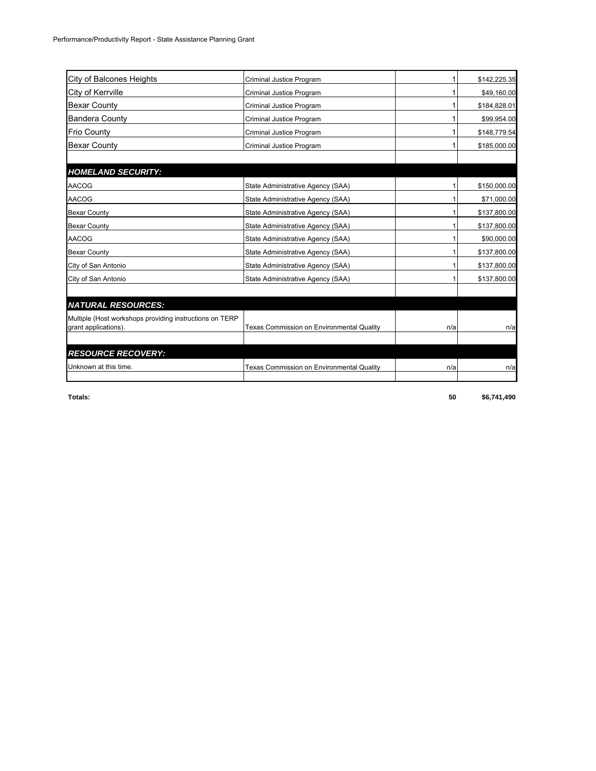| | | | |
|---|---|---|---|
| City of Balcones Heights | Criminal Justice Program | 1 | $142,225.35 |
| City of Kerrville | Criminal Justice Program | 1 | $49,160.00 |
| Bexar County | Criminal Justice Program | 1 | $184,828.01 |
| Bandera County | Criminal Justice Program | 1 | $99,954.00 |
| Frio County | Criminal Justice Program | 1 | $148,779.54 |
| Bexar County | Criminal Justice Program | 1 | $185,000.00 |
| | | | |
| ***HOMELAND SECURITY:*** | | | |
| AACOG | State Administrative Agency (SAA) | 1 | $150,000.00 |
| AACOG | State Administrative Agency (SAA) | 1 | $71,000.00 |
| Bexar County | State Administrative Agency (SAA) | 1 | $137,800.00 |
| Bexar County | State Administrative Agency (SAA) | 1 | $137,800.00 |
| AACOG | State Administrative Agency (SAA) | 1 | $90,000.00 |
| Bexar County | State Administrative Agency (SAA) | 1 | $137,800.00 |
| City of San Antonio | State Administrative Agency (SAA) | 1 | $137,800.00 |
| City of San Antonio | State Administrative Agency (SAA) | 1 | $137,800.00 |
| | | | |
| ***NATURAL RESOURCES:*** | | | |
| Multiple (Host workshops providing instructions on TERP grant applications). | Texas Commission on Environmental Quality | n/a | n/a |
| | | | |
| ***RESOURCE RECOVERY:*** | | | |
| Unknown at this time. | Texas Commission on Environmental Quality | n/a | n/a |
| | | | |
| **Totals:** | | **50** | **$6,741,490** |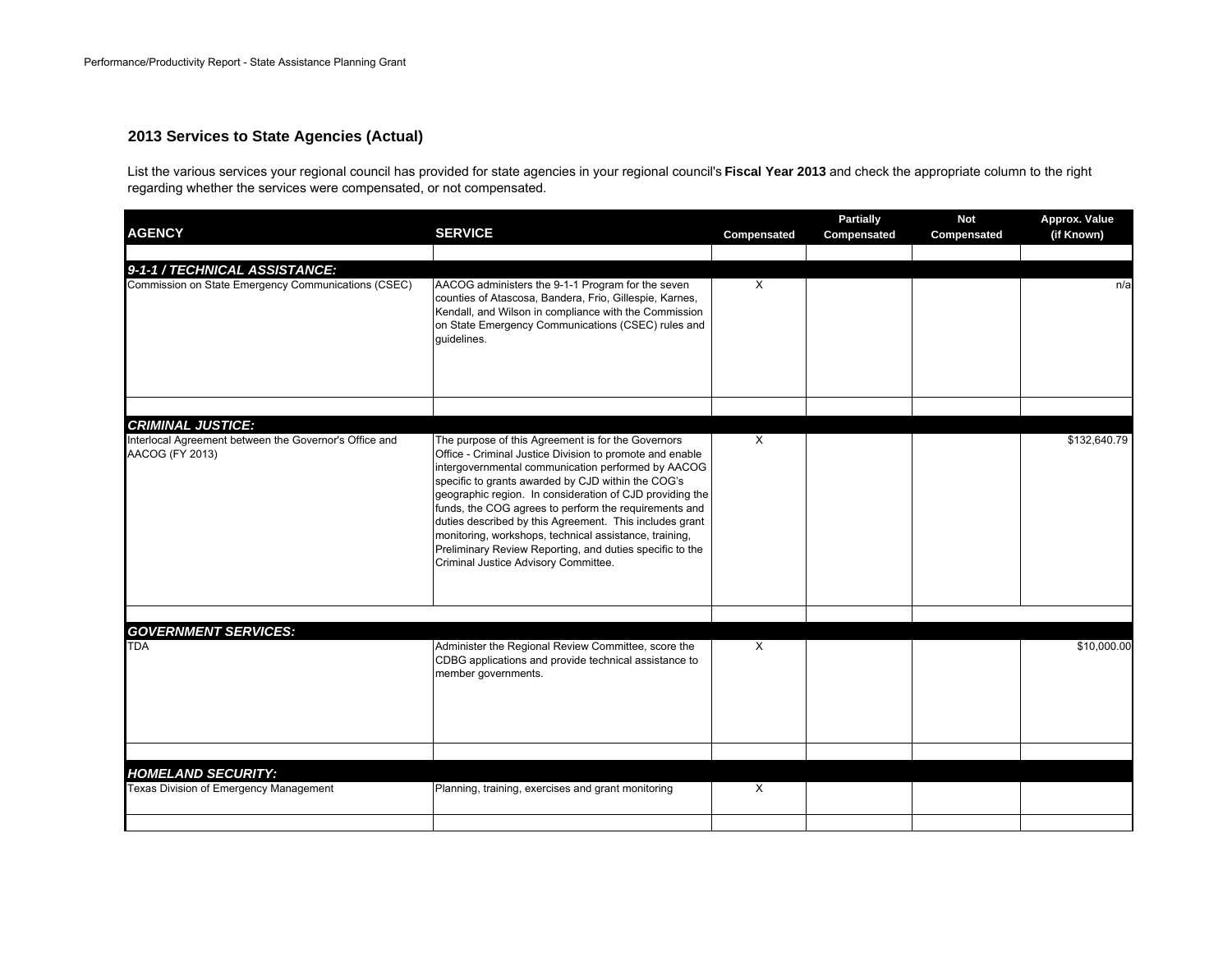## 2013 Services to State Agencies (Actual)

List the various services your regional council has provided for state agencies in your regional council's **Fiscal Year 2013** and check the appropriate column to the right regarding whether the services were compensated, or not compensated.

| AGENCY | SERVICE | Compensated | Partially Compensated | Not Compensated | Approx. Value (if Known) |
|---|---|---|---|---|---|
| ***9-1-1 / TECHNICAL ASSISTANCE:*** | | | | | |
| Commission on State Emergency Communications (CSEC) | AACOG administers the 9-1-1 Program for the seven counties of Atascosa, Bandera, Frio, Gillespie, Karnes, Kendall, and Wilson in compliance with the Commission on State Emergency Communications (CSEC) rules and guidelines. | X | | | n/a |
| ***CRIMINAL JUSTICE:*** | | | | | |
| Interlocal Agreement between the Governor's Office and AACOG (FY 2013) | The purpose of this Agreement is for the Governors Office - Criminal Justice Division to promote and enable intergovernmental communication performed by AACOG specific to grants awarded by CJD within the COG's geographic region. In consideration of CJD providing the funds, the COG agrees to perform the requirements and duties described by this Agreement. This includes grant monitoring, workshops, technical assistance, training, Preliminary Review Reporting, and duties specific to the Criminal Justice Advisory Committee. | X | | | $132,640.79 |
| ***GOVERNMENT SERVICES:*** | | | | | |
| TDA | Administer the Regional Review Committee, score the CDBG applications and provide technical assistance to member governments. | X | | | $10,000.00 |
| ***HOMELAND SECURITY:*** | | | | | |
| Texas Division of Emergency Management | Planning, training, exercises and grant monitoring | X | | | |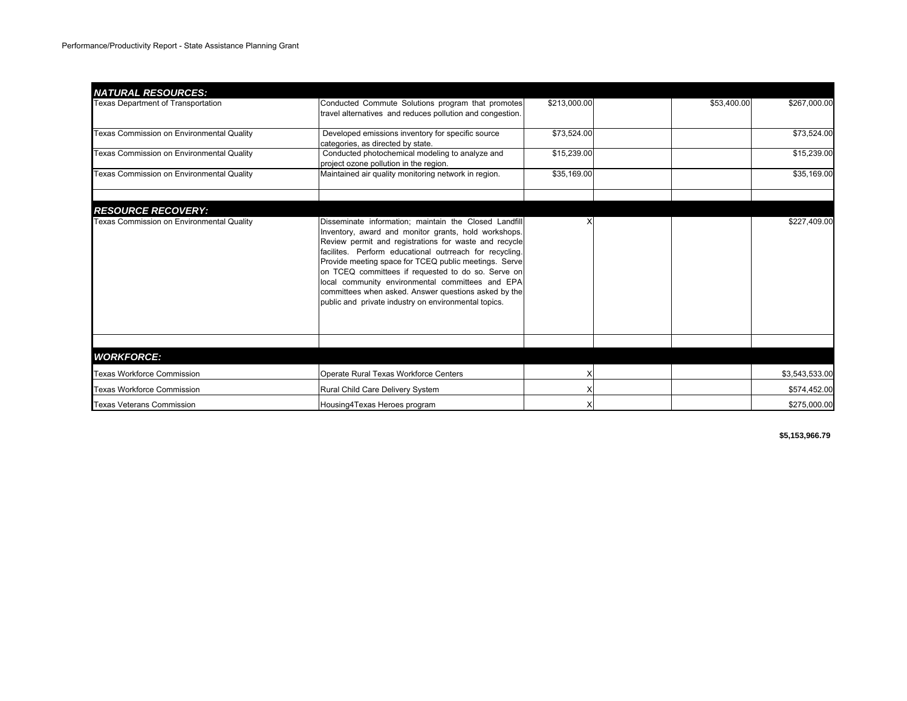Performance/Productivity Report - State Assistance Planning Grant

| | | | | | |
|---|---|---|---|---|---|
| ***NATURAL RESOURCES:*** | | | | | |
| Texas Department of Transportation | Conducted Commute Solutions program that promotes travel alternatives and reduces pollution and congestion. | $213,000.00 | | $53,400.00 | $267,000.00 |
| Texas Commission on Environmental Quality | Developed emissions inventory for specific source categories, as directed by state. | $73,524.00 | | | $73,524.00 |
| Texas Commission on Environmental Quality | Conducted photochemical modeling to analyze and project ozone pollution in the region. | $15,239.00 | | | $15,239.00 |
| Texas Commission on Environmental Quality | Maintained air quality monitoring network in region. | $35,169.00 | | | $35,169.00 |
| | | | | | |
| ***RESOURCE RECOVERY:*** | | | | | |
| Texas Commission on Environmental Quality | Disseminate information; maintain the Closed Landfill Inventory, award and monitor grants, hold workshops. Review permit and registrations for waste and recycle facilites. Perform educational outrreach for recycling. Provide meeting space for TCEQ public meetings. Serve on TCEQ committees if requested to do so. Serve on local community environmental committees and EPA committees when asked. Answer questions asked by the public and private industry on environmental topics. | X | | | $227,409.00 |
| | | | | | |
| ***WORKFORCE:*** | | | | | |
| Texas Workforce Commission | Operate Rural Texas Workforce Centers | X | | | $3,543,533.00 |
| Texas Workforce Commission | Rural Child Care Delivery System | X | | | $574,452.00 |
| Texas Veterans Commission | Housing4Texas Heroes program | X | | | $275,000.00 |

**$5,153,966.79**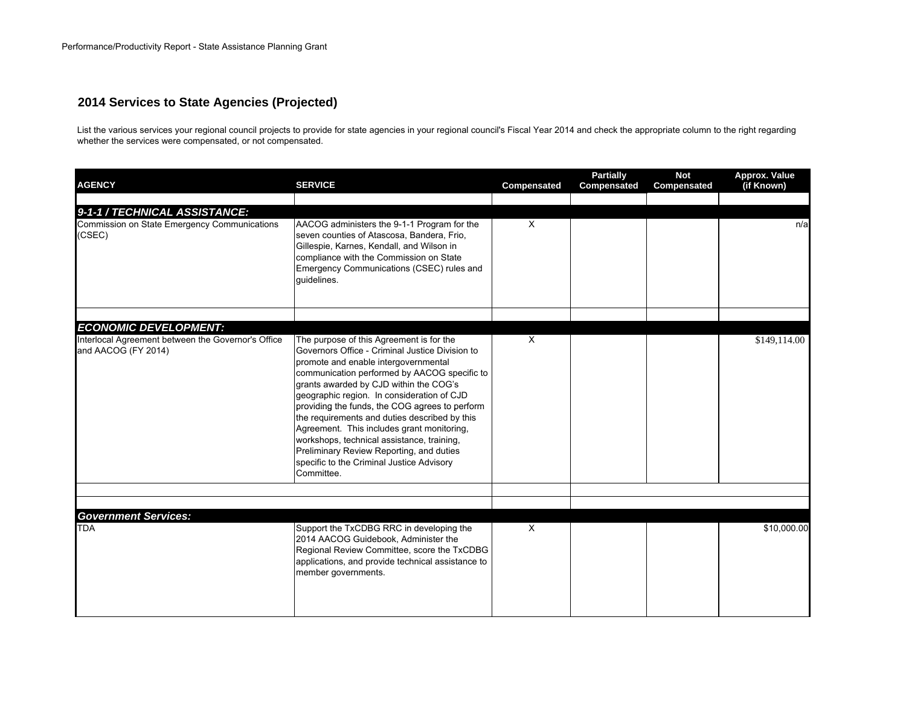## 2014 Services to State Agencies (Projected)

List the various services your regional council projects to provide for state agencies in your regional council's Fiscal Year 2014 and check the appropriate column to the right regarding whether the services were compensated, or not compensated.

| AGENCY | SERVICE | Compensated | Partially Compensated | Not Compensated | Approx. Value (if Known) |
|---|---|---|---|---|---|
| ***9-1-1 / TECHNICAL ASSISTANCE:*** | | | | | |
| Commission on State Emergency Communications (CSEC) | AACOG administers the 9-1-1 Program for the seven counties of Atascosa, Bandera, Frio, Gillespie, Karnes, Kendall, and Wilson in compliance with the Commission on State Emergency Communications (CSEC) rules and guidelines. | X | | | n/a |
| ***ECONOMIC DEVELOPMENT:*** | | | | | |
| Interlocal Agreement between the Governor's Office and AACOG (FY 2014) | The purpose of this Agreement is for the Governors Office - Criminal Justice Division to promote and enable intergovernmental communication performed by AACOG specific to grants awarded by CJD within the COG's geographic region. In consideration of CJD providing the funds, the COG agrees to perform the requirements and duties described by this Agreement. This includes grant monitoring, workshops, technical assistance, training, Preliminary Review Reporting, and duties specific to the Criminal Justice Advisory Committee. | X | | | $149,114.00 |
| ***Government Services:*** | | | | | |
| TDA | Support the TxCDBG RRC in developing the 2014 AACOG Guidebook, Administer the Regional Review Committee, score the TxCDBG applications, and provide technical assistance to member governments. | X | | | $10,000.00 |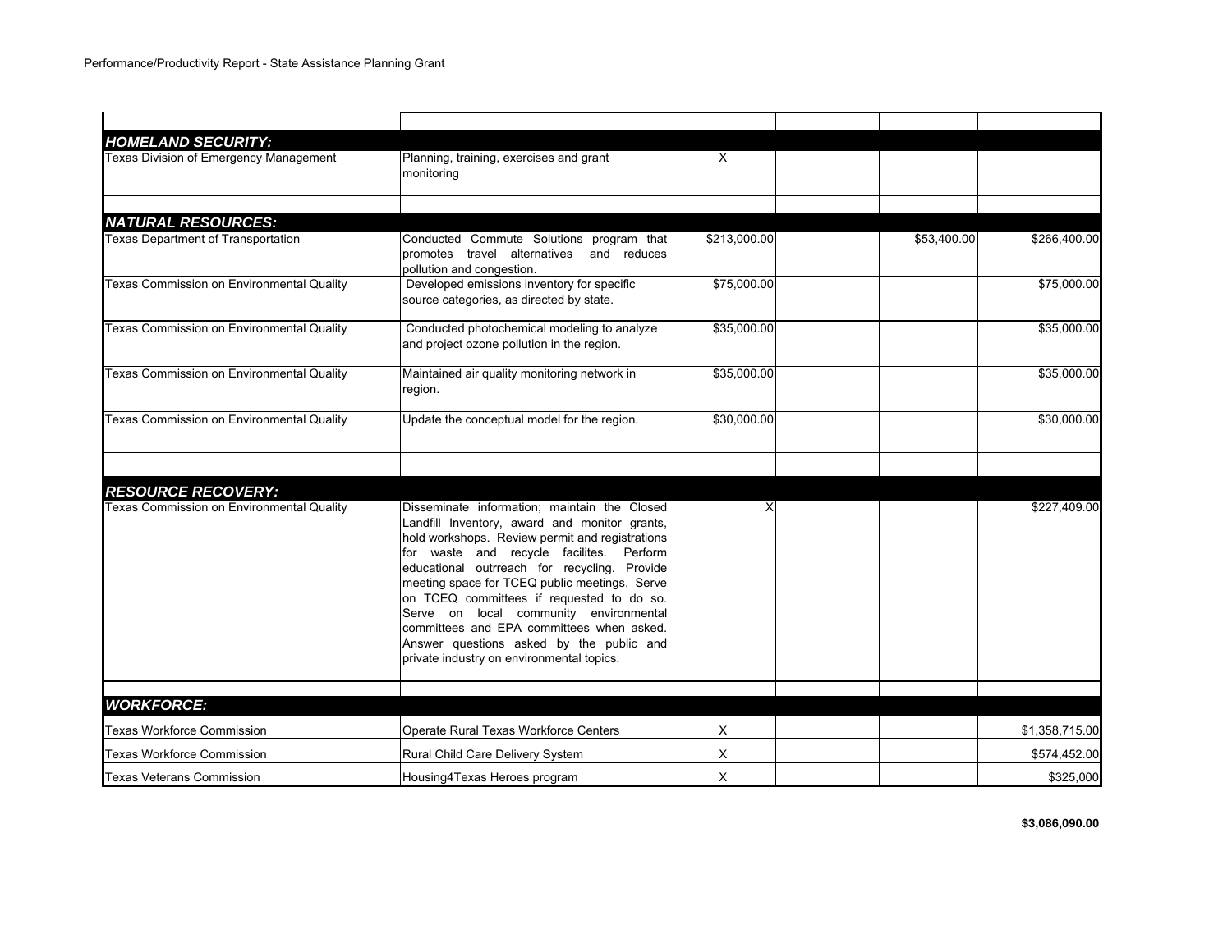Performance/Productivity Report - State Assistance Planning Grant

| | | | | | |
|---|---|---|---|---|---|
| ***HOMELAND SECURITY:*** | | | | | |
| Texas Division of Emergency Management | Planning, training, exercises and grant monitoring | X | | | |
| | | | | | |
| ***NATURAL RESOURCES:*** | | | | | |
| Texas Department of Transportation | Conducted Commute Solutions program that promotes travel alternatives and reduces pollution and congestion. | $213,000.00 | | $53,400.00 | $266,400.00 |
| Texas Commission on Environmental Quality | Developed emissions inventory for specific source categories, as directed by state. | $75,000.00 | | | $75,000.00 |
| Texas Commission on Environmental Quality | Conducted photochemical modeling to analyze and project ozone pollution in the region. | $35,000.00 | | | $35,000.00 |
| Texas Commission on Environmental Quality | Maintained air quality monitoring network in region. | $35,000.00 | | | $35,000.00 |
| Texas Commission on Environmental Quality | Update the conceptual model for the region. | $30,000.00 | | | $30,000.00 |
| | | | | | |
| ***RESOURCE RECOVERY:*** | | | | | |
| Texas Commission on Environmental Quality | Disseminate information; maintain the Closed Landfill Inventory, award and monitor grants, hold workshops. Review permit and registrations for waste and recycle facilites. Perform educational outrreach for recycling. Provide meeting space for TCEQ public meetings. Serve on TCEQ committees if requested to do so. Serve on local community environmental committees and EPA committees when asked. Answer questions asked by the public and private industry on environmental topics. | X | | | $227,409.00 |
| | | | | | |
| ***WORKFORCE:*** | | | | | |
| Texas Workforce Commission | Operate Rural Texas Workforce Centers | X | | | $1,358,715.00 |
| Texas Workforce Commission | Rural Child Care Delivery System | X | | | $574,452.00 |
| Texas Veterans Commission | Housing4Texas Heroes program | X | | | $325,000 |

**$3,086,090.00**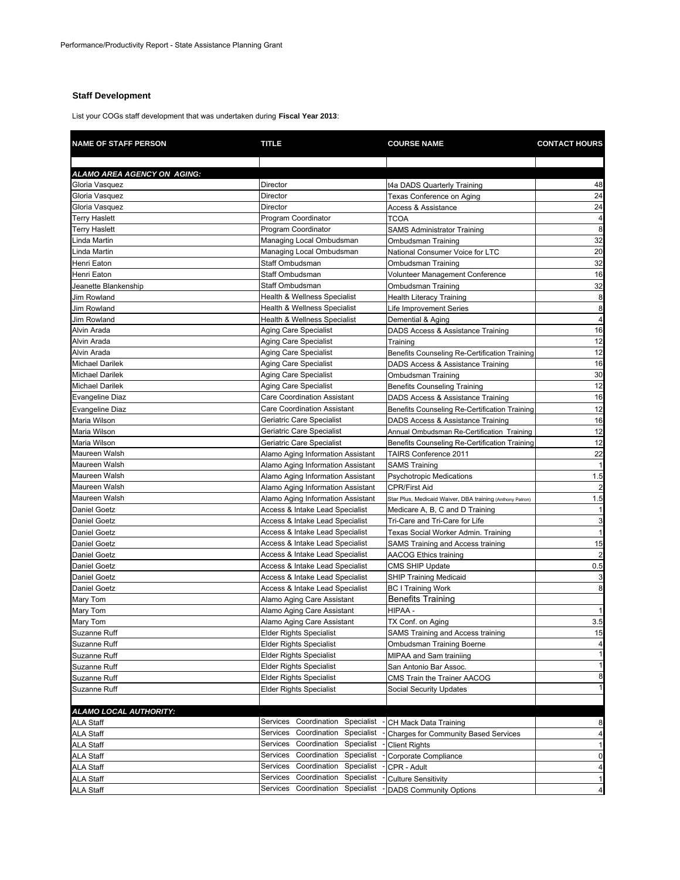Performance/Productivity Report - State Assistance Planning Grant

### Staff Development

List your COGs staff development that was undertaken during **Fiscal Year 2013**:

| NAME OF STAFF PERSON | TITLE | COURSE NAME | CONTACT HOURS |
|---|---|---|---|
| | | | |
| ***ALAMO AREA AGENCY ON AGING:*** | | | |
| Gloria Vasquez | Director | t4a DADS Quarterly Training | 48 |
| Gloria Vasquez | Director | Texas Conference on Aging | 24 |
| Gloria Vasquez | Director | Access & Assistance | 24 |
| Terry Haslett | Program Coordinator | TCOA | 4 |
| Terry Haslett | Program Coordinator | SAMS Administrator Training | 8 |
| Linda Martin | Managing Local Ombudsman | Ombudsman Training | 32 |
| Linda Martin | Managing Local Ombudsman | National Consumer Voice for LTC | 20 |
| Henri Eaton | Staff Ombudsman | Ombudsman Training | 32 |
| Henri Eaton | Staff Ombudsman | Volunteer Management Conference | 16 |
| Jeanette Blankenship | Staff Ombudsman | Ombudsman Training | 32 |
| Jim Rowland | Health & Wellness Specialist | Health Literacy Training | 8 |
| Jim Rowland | Health & Wellness Specialist | Life Improvement Series | 8 |
| Jim Rowland | Health & Wellness Specialist | Demential & Aging | 4 |
| Alvin Arada | Aging Care Specialist | DADS Access & Assistance Training | 16 |
| Alvin Arada | Aging Care Specialist | Training | 12 |
| Alvin Arada | Aging Care Specialist | Benefits Counseling Re-Certification Training | 12 |
| Michael Darilek | Aging Care Specialist | DADS Access & Assistance Training | 16 |
| Michael Darilek | Aging Care Specialist | Ombudsman Training | 30 |
| Michael Darilek | Aging Care Specialist | Benefits Counseling Training | 12 |
| Evangeline Diaz | Care Coordination Assistant | DADS Access & Assistance Training | 16 |
| Evangeline Diaz | Care Coordination Assistant | Benefits Counseling Re-Certification Training | 12 |
| Maria Wilson | Geriatric Care Specialist | DADS Access & Assistance Training | 16 |
| Maria Wilson | Geriatric Care Specialist | Annual Ombudsman Re-Certification Training | 12 |
| Maria Wilson | Geriatric Care Specialist | Benefits Counseling Re-Certification Training | 12 |
| Maureen Walsh | Alamo Aging Information Assistant | TAIRS Conference 2011 | 22 |
| Maureen Walsh | Alamo Aging Information Assistant | SAMS Training | 1 |
| Maureen Walsh | Alamo Aging Information Assistant | Psychotropic Medications | 1.5 |
| Maureen Walsh | Alamo Aging Information Assistant | CPR/First Aid | 2 |
| Maureen Walsh | Alamo Aging Information Assistant | Star Plus, Medicaid Waiver, DBA training (Anthony Patron) | 1.5 |
| Daniel Goetz | Access & Intake Lead Specialist | Medicare A, B, C and D Training | 1 |
| Daniel Goetz | Access & Intake Lead Specialist | Tri-Care and Tri-Care for Life | 3 |
| Daniel Goetz | Access & Intake Lead Specialist | Texas Social Worker Admin. Training | 1 |
| Daniel Goetz | Access & Intake Lead Specialist | SAMS Training and Access training | 15 |
| Daniel Goetz | Access & Intake Lead Specialist | AACOG Ethics training | 2 |
| Daniel Goetz | Access & Intake Lead Specialist | CMS SHIP Update | 0.5 |
| Daniel Goetz | Access & Intake Lead Specialist | SHIP Training Medicaid | 3 |
| Daniel Goetz | Access & Intake Lead Specialist | BC I Training Work | 8 |
| Mary Tom | Alamo Aging Care Assistant | Benefits Training | |
| Mary Tom | Alamo Aging Care Assistant | HIPAA - | 1 |
| Mary Tom | Alamo Aging Care Assistant | TX Conf. on Aging | 3.5 |
| Suzanne Ruff | Elder Rights Specialist | SAMS Training and Access training | 15 |
| Suzanne Ruff | Elder Rights Specialist | Ombudsman Training Boerne | 4 |
| Suzanne Ruff | Elder Rights Specialist | MIPAA and Sam trainiing | 1 |
| Suzanne Ruff | Elder Rights Specialist | San Antonio Bar Assoc. | 1 |
| Suzanne Ruff | Elder Rights Specialist | CMS Train the Trainer AACOG | 8 |
| Suzanne Ruff | Elder Rights Specialist | Social Security Updates | 1 |
| | | | |
| ***ALAMO LOCAL AUTHORITY:*** | | | |
| ALA Staff | Services Coordination Specialist - | CH Mack Data Training | 8 |
| ALA Staff | Services Coordination Specialist - | Charges for Community Based Services | 4 |
| ALA Staff | Services Coordination Specialist - | Client Rights | 1 |
| ALA Staff | Services Coordination Specialist - | Corporate Compliance | 0 |
| ALA Staff | Services Coordination Specialist - | CPR - Adult | 4 |
| ALA Staff | Services Coordination Specialist - | Culture Sensitivity | 1 |
| ALA Staff | Services Coordination Specialist - | DADS Community Options | 4 |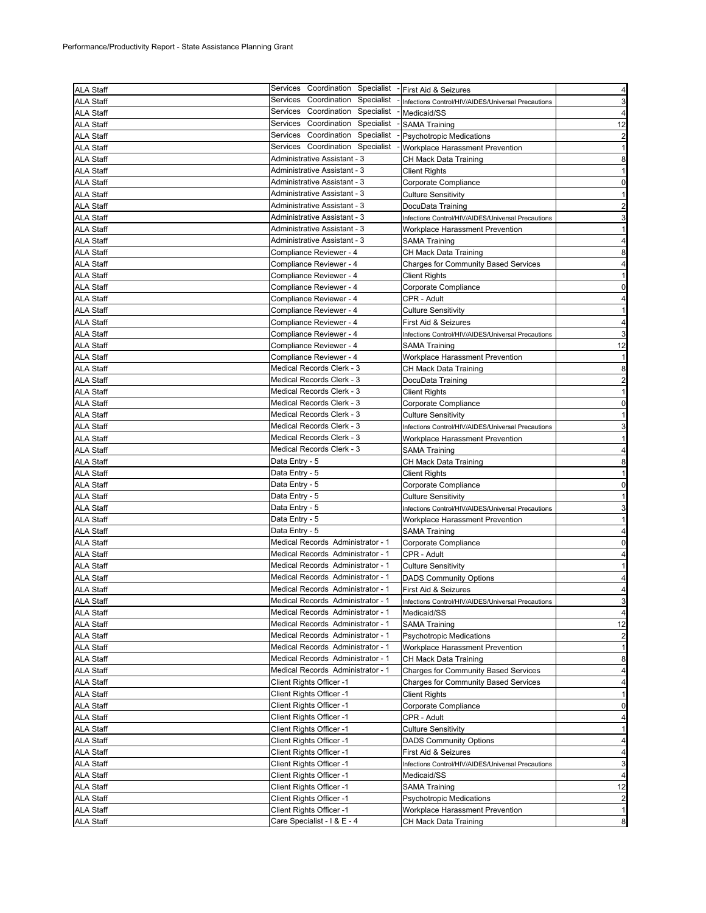| ALA Staff | Services Coordination Specialist - | First Aid & Seizures | 4 |
|---|---|---|---|
| ALA Staff | Services Coordination Specialist - | Infections Control/HIV/AIDES/Universal Precautions | 3 |
| ALA Staff | Services Coordination Specialist - | Medicaid/SS | 4 |
| ALA Staff | Services Coordination Specialist - | SAMA Training | 12 |
| ALA Staff | Services Coordination Specialist - | Psychotropic Medications | 2 |
| ALA Staff | Services Coordination Specialist - | Workplace Harassment Prevention | 1 |
| ALA Staff | Administrative Assistant - 3 | CH Mack Data Training | 8 |
| ALA Staff | Administrative Assistant - 3 | Client Rights | 1 |
| ALA Staff | Administrative Assistant - 3 | Corporate Compliance | 0 |
| ALA Staff | Administrative Assistant - 3 | Culture Sensitivity | 1 |
| ALA Staff | Administrative Assistant - 3 | DocuData Training | 2 |
| ALA Staff | Administrative Assistant - 3 | Infections Control/HIV/AIDES/Universal Precautions | 3 |
| ALA Staff | Administrative Assistant - 3 | Workplace Harassment Prevention | 1 |
| ALA Staff | Administrative Assistant - 3 | SAMA Training | 4 |
| ALA Staff | Compliance Reviewer - 4 | CH Mack Data Training | 8 |
| ALA Staff | Compliance Reviewer - 4 | Charges for Community Based Services | 4 |
| ALA Staff | Compliance Reviewer - 4 | Client Rights | 1 |
| ALA Staff | Compliance Reviewer - 4 | Corporate Compliance | 0 |
| ALA Staff | Compliance Reviewer - 4 | CPR - Adult | 4 |
| ALA Staff | Compliance Reviewer - 4 | Culture Sensitivity | 1 |
| ALA Staff | Compliance Reviewer - 4 | First Aid & Seizures | 4 |
| ALA Staff | Compliance Reviewer - 4 | Infections Control/HIV/AIDES/Universal Precautions | 3 |
| ALA Staff | Compliance Reviewer - 4 | SAMA Training | 12 |
| ALA Staff | Compliance Reviewer - 4 | Workplace Harassment Prevention | 1 |
| ALA Staff | Medical Records Clerk - 3 | CH Mack Data Training | 8 |
| ALA Staff | Medical Records Clerk - 3 | DocuData Training | 2 |
| ALA Staff | Medical Records Clerk - 3 | Client Rights | 1 |
| ALA Staff | Medical Records Clerk - 3 | Corporate Compliance | 0 |
| ALA Staff | Medical Records Clerk - 3 | Culture Sensitivity | 1 |
| ALA Staff | Medical Records Clerk - 3 | Infections Control/HIV/AIDES/Universal Precautions | 3 |
| ALA Staff | Medical Records Clerk - 3 | Workplace Harassment Prevention | 1 |
| ALA Staff | Medical Records Clerk - 3 | SAMA Training | 4 |
| ALA Staff | Data Entry - 5 | CH Mack Data Training | 8 |
| ALA Staff | Data Entry - 5 | Client Rights | 1 |
| ALA Staff | Data Entry - 5 | Corporate Compliance | 0 |
| ALA Staff | Data Entry - 5 | Culture Sensitivity | 1 |
| ALA Staff | Data Entry - 5 | Infections Control/HIV/AIDES/Universal Precautions | 3 |
| ALA Staff | Data Entry - 5 | Workplace Harassment Prevention | 1 |
| ALA Staff | Data Entry - 5 | SAMA Training | 4 |
| ALA Staff | Medical Records Administrator - 1 | Corporate Compliance | 0 |
| ALA Staff | Medical Records Administrator - 1 | CPR - Adult | 4 |
| ALA Staff | Medical Records Administrator - 1 | Culture Sensitivity | 1 |
| ALA Staff | Medical Records Administrator - 1 | DADS Community Options | 4 |
| ALA Staff | Medical Records Administrator - 1 | First Aid & Seizures | 4 |
| ALA Staff | Medical Records Administrator - 1 | Infections Control/HIV/AIDES/Universal Precautions | 3 |
| ALA Staff | Medical Records Administrator - 1 | Medicaid/SS | 4 |
| ALA Staff | Medical Records Administrator - 1 | SAMA Training | 12 |
| ALA Staff | Medical Records Administrator - 1 | Psychotropic Medications | 2 |
| ALA Staff | Medical Records Administrator - 1 | Workplace Harassment Prevention | 1 |
| ALA Staff | Medical Records Administrator - 1 | CH Mack Data Training | 8 |
| ALA Staff | Medical Records Administrator - 1 | Charges for Community Based Services | 4 |
| ALA Staff | Client Rights Officer -1 | Charges for Community Based Services | 4 |
| ALA Staff | Client Rights Officer -1 | Client Rights | 1 |
| ALA Staff | Client Rights Officer -1 | Corporate Compliance | 0 |
| ALA Staff | Client Rights Officer -1 | CPR - Adult | 4 |
| ALA Staff | Client Rights Officer -1 | Culture Sensitivity | 1 |
| ALA Staff | Client Rights Officer -1 | DADS Community Options | 4 |
| ALA Staff | Client Rights Officer -1 | First Aid & Seizures | 4 |
| ALA Staff | Client Rights Officer -1 | Infections Control/HIV/AIDES/Universal Precautions | 3 |
| ALA Staff | Client Rights Officer -1 | Medicaid/SS | 4 |
| ALA Staff | Client Rights Officer -1 | SAMA Training | 12 |
| ALA Staff | Client Rights Officer -1 | Psychotropic Medications | 2 |
| ALA Staff | Client Rights Officer -1 | Workplace Harassment Prevention | 1 |
| ALA Staff | Care Specialist - I & E - 4 | CH Mack Data Training | 8 |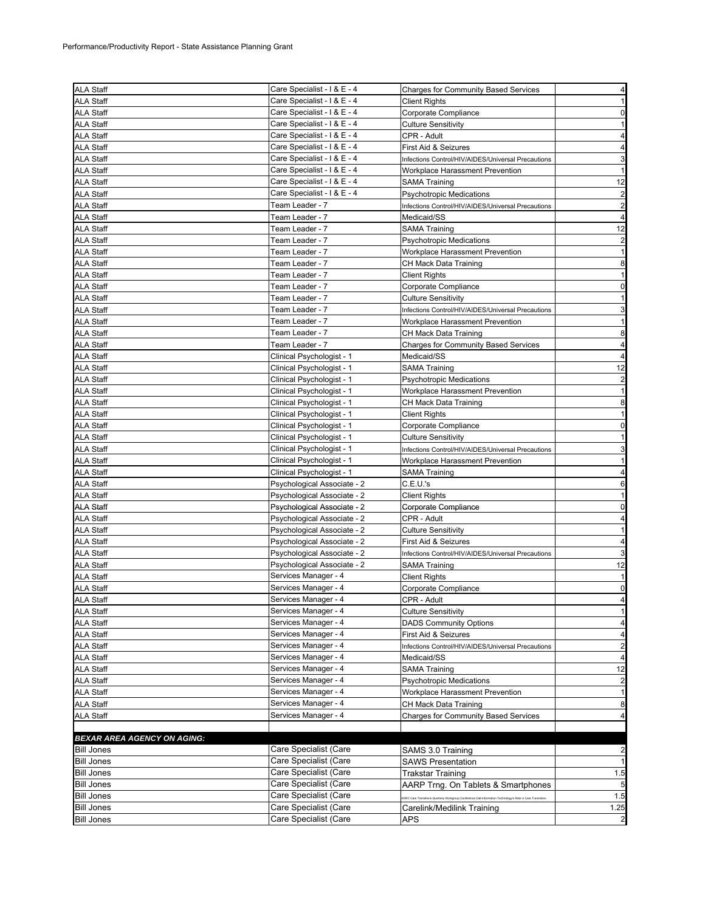Performance/Productivity Report - State Assistance Planning Grant

| | | | |
|---|---|---|---|
| ALA Staff | Care Specialist - I & E - 4 | Charges for Community Based Services | 4 |
| ALA Staff | Care Specialist - I & E - 4 | Client Rights | 1 |
| ALA Staff | Care Specialist - I & E - 4 | Corporate Compliance | 0 |
| ALA Staff | Care Specialist - I & E - 4 | Culture Sensitivity | 1 |
| ALA Staff | Care Specialist - I & E - 4 | CPR - Adult | 4 |
| ALA Staff | Care Specialist - I & E - 4 | First Aid & Seizures | 4 |
| ALA Staff | Care Specialist - I & E - 4 | Infections Control/HIV/AIDES/Universal Precautions | 3 |
| ALA Staff | Care Specialist - I & E - 4 | Workplace Harassment Prevention | 1 |
| ALA Staff | Care Specialist - I & E - 4 | SAMA Training | 12 |
| ALA Staff | Care Specialist - I & E - 4 | Psychotropic Medications | 2 |
| ALA Staff | Team Leader - 7 | Infections Control/HIV/AIDES/Universal Precautions | 2 |
| ALA Staff | Team Leader - 7 | Medicaid/SS | 4 |
| ALA Staff | Team Leader - 7 | SAMA Training | 12 |
| ALA Staff | Team Leader - 7 | Psychotropic Medications | 2 |
| ALA Staff | Team Leader - 7 | Workplace Harassment Prevention | 1 |
| ALA Staff | Team Leader - 7 | CH Mack Data Training | 8 |
| ALA Staff | Team Leader - 7 | Client Rights | 1 |
| ALA Staff | Team Leader - 7 | Corporate Compliance | 0 |
| ALA Staff | Team Leader - 7 | Culture Sensitivity | 1 |
| ALA Staff | Team Leader - 7 | Infections Control/HIV/AIDES/Universal Precautions | 3 |
| ALA Staff | Team Leader - 7 | Workplace Harassment Prevention | 1 |
| ALA Staff | Team Leader - 7 | CH Mack Data Training | 8 |
| ALA Staff | Team Leader - 7 | Charges for Community Based Services | 4 |
| ALA Staff | Clinical Psychologist - 1 | Medicaid/SS | 4 |
| ALA Staff | Clinical Psychologist - 1 | SAMA Training | 12 |
| ALA Staff | Clinical Psychologist - 1 | Psychotropic Medications | 2 |
| ALA Staff | Clinical Psychologist - 1 | Workplace Harassment Prevention | 1 |
| ALA Staff | Clinical Psychologist - 1 | CH Mack Data Training | 8 |
| ALA Staff | Clinical Psychologist - 1 | Client Rights | 1 |
| ALA Staff | Clinical Psychologist - 1 | Corporate Compliance | 0 |
| ALA Staff | Clinical Psychologist - 1 | Culture Sensitivity | 1 |
| ALA Staff | Clinical Psychologist - 1 | Infections Control/HIV/AIDES/Universal Precautions | 3 |
| ALA Staff | Clinical Psychologist - 1 | Workplace Harassment Prevention | 1 |
| ALA Staff | Clinical Psychologist - 1 | SAMA Training | 4 |
| ALA Staff | Psychological Associate - 2 | C.E.U.'s | 6 |
| ALA Staff | Psychological Associate - 2 | Client Rights | 1 |
| ALA Staff | Psychological Associate - 2 | Corporate Compliance | 0 |
| ALA Staff | Psychological Associate - 2 | CPR - Adult | 4 |
| ALA Staff | Psychological Associate - 2 | Culture Sensitivity | 1 |
| ALA Staff | Psychological Associate - 2 | First Aid & Seizures | 4 |
| ALA Staff | Psychological Associate - 2 | Infections Control/HIV/AIDES/Universal Precautions | 3 |
| ALA Staff | Psychological Associate - 2 | SAMA Training | 12 |
| ALA Staff | Services Manager - 4 | Client Rights | 1 |
| ALA Staff | Services Manager - 4 | Corporate Compliance | 0 |
| ALA Staff | Services Manager - 4 | CPR - Adult | 4 |
| ALA Staff | Services Manager - 4 | Culture Sensitivity | 1 |
| ALA Staff | Services Manager - 4 | DADS Community Options | 4 |
| ALA Staff | Services Manager - 4 | First Aid & Seizures | 4 |
| ALA Staff | Services Manager - 4 | Infections Control/HIV/AIDES/Universal Precautions | 2 |
| ALA Staff | Services Manager - 4 | Medicaid/SS | 4 |
| ALA Staff | Services Manager - 4 | SAMA Training | 12 |
| ALA Staff | Services Manager - 4 | Psychotropic Medications | 2 |
| ALA Staff | Services Manager - 4 | Workplace Harassment Prevention | 1 |
| ALA Staff | Services Manager - 4 | CH Mack Data Training | 8 |
| ALA Staff | Services Manager - 4 | Charges for Community Based Services | 4 |
| | | | |
| ***BEXAR AREA AGENCY ON AGING:*** | | | |
| Bill Jones | Care Specialist (Care | SAMS 3.0 Training | 2 |
| Bill Jones | Care Specialist (Care | SAWS Presentation | 1 |
| Bill Jones | Care Specialist (Care | Trakstar Training | 1.5 |
| Bill Jones | Care Specialist (Care | AARP Trng. On Tablets & Smartphones | 5 |
| Bill Jones | Care Specialist (Care | ADRC Care Transitions Quarterly Workgroup Conference Call-Information Technology's Role in Care Transitions | 1.5 |
| Bill Jones | Care Specialist (Care | Carelink/Medilink Training | 1.25 |
| Bill Jones | Care Specialist (Care | APS | 2 |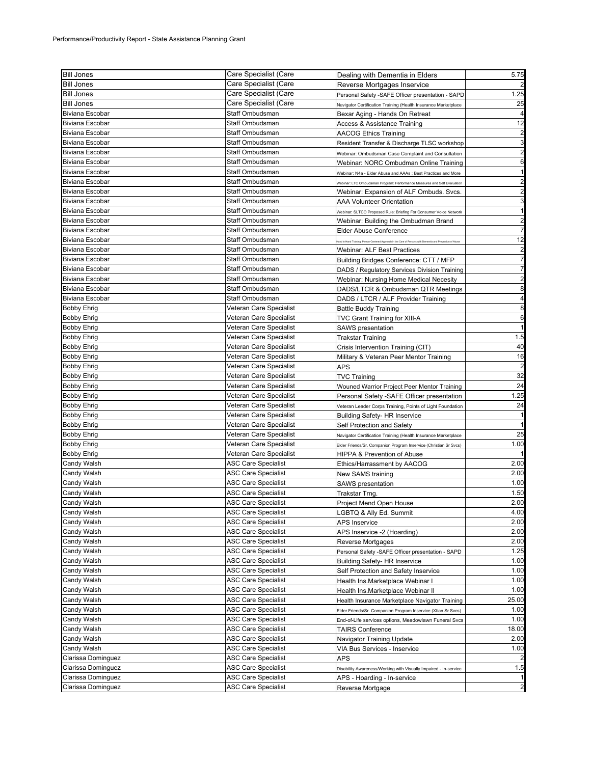Performance/Productivity Report - State Assistance Planning Grant

| Name | Title | Training | Hours |
|---|---|---|---|
| Bill Jones | Care Specialist (Care | Dealing with Dementia in Elders | 5.75 |
| Bill Jones | Care Specialist (Care | Reverse Mortgages Inservice | 2 |
| Bill Jones | Care Specialist (Care | Personal Safety -SAFE Officer presentation - SAPD | 1.25 |
| Bill Jones | Care Specialist (Care | Navigator Certification Training (Health Insurance Marketplace | 25 |
| Biviana Escobar | Staff Ombudsman | Bexar Aging - Hands On Retreat | 4 |
| Biviana Escobar | Staff Ombudsman | Access & Assistance Training | 12 |
| Biviana Escobar | Staff Ombudsman | AACOG Ethics Training | 2 |
| Biviana Escobar | Staff Ombudsman | Resident Transfer & Discharge TLSC workshop | 3 |
| Biviana Escobar | Staff Ombudsman | Webinar: Ombudsman Case Complaint and Consultation | 2 |
| Biviana Escobar | Staff Ombudsman | Webinar: NORC Ombudman Online Training | 6 |
| Biviana Escobar | Staff Ombudsman | Webinar: N4a - Elder Abuse and AAAs : Best Practices and More | 1 |
| Biviana Escobar | Staff Ombudsman | Webinar: LTC Ombudsman Program: Performance Measures and Self Evaluation | 2 |
| Biviana Escobar | Staff Ombudsman | Webinar: Expansion of ALF Ombuds. Svcs. | 2 |
| Biviana Escobar | Staff Ombudsman | AAA Volunteer Orientation | 3 |
| Biviana Escobar | Staff Ombudsman | Webinar: SLTCO Proposed Rule: Briefing For Consumer Voice Network | 1 |
| Biviana Escobar | Staff Ombudsman | Webinar: Building the Ombudman Brand | 2 |
| Biviana Escobar | Staff Ombudsman | Elder Abuse Conference | 7 |
| Biviana Escobar | Staff Ombudsman | Hand in Hand Training: Person-Centered Approach in the Care of Persons with Dementia and Prevention of Abuse | 12 |
| Biviana Escobar | Staff Ombudsman | Webinar: ALF Best Practices | 2 |
| Biviana Escobar | Staff Ombudsman | Building Bridges Conference: CTT / MFP | 7 |
| Biviana Escobar | Staff Ombudsman | DADS / Regulatory Services Division Training | 7 |
| Biviana Escobar | Staff Ombudsman | Webinar: Nursing Home Medical Necesity | 2 |
| Biviana Escobar | Staff Ombudsman | DADS/LTCR & Ombudsman QTR Meetings | 8 |
| Biviana Escobar | Staff Ombudsman | DADS / LTCR / ALF Provider Training | 4 |
| Bobby Ehrig | Veteran Care Specialist | Battle Buddy Training | 8 |
| Bobby Ehrig | Veteran Care Specialist | TVC Grant Training for XIII-A | 6 |
| Bobby Ehrig | Veteran Care Specialist | SAWS presentation | 1 |
| Bobby Ehrig | Veteran Care Specialist | Trakstar Training | 1.5 |
| Bobby Ehrig | Veteran Care Specialist | Crisis Intervention Training (CIT) | 40 |
| Bobby Ehrig | Veteran Care Specialist | Military & Veteran Peer Mentor Training | 16 |
| Bobby Ehrig | Veteran Care Specialist | APS | 2 |
| Bobby Ehrig | Veteran Care Specialist | TVC Training | 32 |
| Bobby Ehrig | Veteran Care Specialist | Wounded Warrior Project Peer Mentor Training | 24 |
| Bobby Ehrig | Veteran Care Specialist | Personal Safety -SAFE Officer presentation | 1.25 |
| Bobby Ehrig | Veteran Care Specialist | Veteran Leader Corps Training, Points of Light Foundation | 24 |
| Bobby Ehrig | Veteran Care Specialist | Building Safety- HR Inservice | 1 |
| Bobby Ehrig | Veteran Care Specialist | Self Protection and Safety | 1 |
| Bobby Ehrig | Veteran Care Specialist | Navigator Certification Training (Health Insurance Marketplace | 25 |
| Bobby Ehrig | Veteran Care Specialist | Elder Friends/Sr. Companion Program Inservice (Christian Sr Svcs) | 1.00 |
| Bobby Ehrig | Veteran Care Specialist | HIPPA & Prevention of Abuse | 1 |
| Candy Walsh | ASC Care Specialist | Ethics/Harrassment by AACOG | 2.00 |
| Candy Walsh | ASC Care Specialist | New SAMS training | 2.00 |
| Candy Walsh | ASC Care Specialist | SAWS presentation | 1.00 |
| Candy Walsh | ASC Care Specialist | Trakstar Trng. | 1.50 |
| Candy Walsh | ASC Care Specialist | Project Mend Open House | 2.00 |
| Candy Walsh | ASC Care Specialist | LGBTQ & Ally Ed. Summit | 4.00 |
| Candy Walsh | ASC Care Specialist | APS Inservice | 2.00 |
| Candy Walsh | ASC Care Specialist | APS Inservice -2 (Hoarding) | 2.00 |
| Candy Walsh | ASC Care Specialist | Reverse Mortgages | 2.00 |
| Candy Walsh | ASC Care Specialist | Personal Safety -SAFE Officer presentation - SAPD | 1.25 |
| Candy Walsh | ASC Care Specialist | Building Safety- HR Inservice | 1.00 |
| Candy Walsh | ASC Care Specialist | Self Protection and Safety Inservice | 1.00 |
| Candy Walsh | ASC Care Specialist | Health Ins.Marketplace Webinar I | 1.00 |
| Candy Walsh | ASC Care Specialist | Health Ins.Marketplace Webinar II | 1.00 |
| Candy Walsh | ASC Care Specialist | Health Insurance Marketplace Navigator Training | 25.00 |
| Candy Walsh | ASC Care Specialist | Elder Friends/Sr. Companion Program Inservice (Xtian Sr Svcs) | 1.00 |
| Candy Walsh | ASC Care Specialist | End-of-Life services options, Meadowlawn Funeral Svcs | 1.00 |
| Candy Walsh | ASC Care Specialist | TAIRS Conference | 18.00 |
| Candy Walsh | ASC Care Specialist | Navigator Training Update | 2.00 |
| Candy Walsh | ASC Care Specialist | VIA Bus Services - Inservice | 1.00 |
| Clarissa Dominguez | ASC Care Specialist | APS | 2 |
| Clarissa Dominguez | ASC Care Specialist | Disability Awareness/Working with Visually Impaired - In-service | 1.5 |
| Clarissa Dominguez | ASC Care Specialist | APS - Hoarding - In-service | 1 |
| Clarissa Dominguez | ASC Care Specialist | Reverse Mortgage | 2 |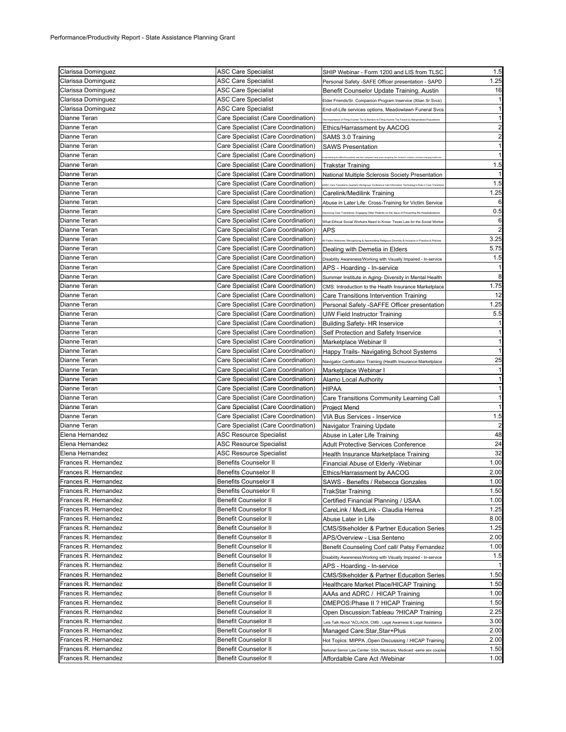Performance/Productivity Report - State Assistance Planning Grant

| | | | |
|---|---|---|---|
| Clarissa Dominguez | ASC Care Specialist | SHIP Webinar - Form 1200 and LIS from TLSC | 1.5 |
| Clarissa Dominguez | ASC Care Specialist | Personal Safety -SAFE Officer presentation - SAPD | 1.25 |
| Clarissa Dominguez | ASC Care Specialist | Benefit Counselor Update Training, Austin | 16 |
| Clarissa Dominguez | ASC Care Specialist | Elder Friends/Sr. Companion Program Inservice (Xtian Sr Svcs) | 1 |
| Clarissa Dominguez | ASC Care Specialist | End-of-Life services options, Meadowlawn Funeral Svcs | 1 |
| Dianne Teran | Care Specialist (Care Coordination) | The importance of Filing Income Tax & Barriers to Filing Income Tax Faced by Marginalized Populations | 1 |
| Dianne Teran | Care Specialist (Care Coordination) | Ethics/Harrassment by AACOG | 2 |
| Dianne Teran | Care Specialist (Care Coordination) | SAMS 3.0 Training | 2 |
| Dianne Teran | Care Specialist (Care Coordination) | SAWS Presentation | 1 |
| Dianne Teran | Care Specialist (Care Coordination) | Understanding the difficulties patients and their caregivers have when navigating San Antonio's complex, constant changing healthcare | 1 |
| Dianne Teran | Care Specialist (Care Coordination) | Trakstar Training | 1.5 |
| Dianne Teran | Care Specialist (Care Coordination) | National Multiple Sclerosis Society Presentation | 1 |
| Dianne Teran | Care Specialist (Care Coordination) | ADRC Care Transitions Quarterly Workgroup Conference Call-Information Technology's Role in Care Transitions | 1.5 |
| Dianne Teran | Care Specialist (Care Coordination) | Carelink/Medilink Training | 1.25 |
| Dianne Teran | Care Specialist (Care Coordination) | Abuse in Later Life: Cross-Training for Victim Service | 6 |
| Dianne Teran | Care Specialist (Care Coordination) | Improving Care Transitions: Engaging Older Patients on the Issue of Preventing Re-Hospitalizations | 0.5 |
| Dianne Teran | Care Specialist (Care Coordination) | What Ethical Social Workers Need to Know: Texas Law for the Social Worker | 6 |
| Dianne Teran | Care Specialist (Care Coordination) | APS | 2 |
| Dianne Teran | Care Specialist (Care Coordination) | All Faiths Welcome: Recognizing & Appreciating Religious Diversity & Inclusion in Practice & Policies | 3.25 |
| Dianne Teran | Care Specialist (Care Coordination) | Dealing with Demetia in Elders | 5.75 |
| Dianne Teran | Care Specialist (Care Coordination) | Disability Awareness/Working with Visually Impaired - In-service | 1.5 |
| Dianne Teran | Care Specialist (Care Coordination) | APS - Hoarding - In-service | 1 |
| Dianne Teran | Care Specialist (Care Coordination) | Summer Institute in Aging- Diversity in Mental Health | 8 |
| Dianne Teran | Care Specialist (Care Coordination) | CMS: Introduction to the Health Insurance Marketplace | 1.75 |
| Dianne Teran | Care Specialist (Care Coordination) | Care Transitions Intervention Training | 12 |
| Dianne Teran | Care Specialist (Care Coordination) | Personal Safety -SAFFE Officer presentation | 1.25 |
| Dianne Teran | Care Specialist (Care Coordination) | UIW Field Instructor Training | 5.5 |
| Dianne Teran | Care Specialist (Care Coordination) | Building Safety- HR Inservice | 1 |
| Dianne Teran | Care Specialist (Care Coordination) | Self Protection and Safety Inservice | 1 |
| Dianne Teran | Care Specialist (Care Coordination) | Marketplace Webinar II | 1 |
| Dianne Teran | Care Specialist (Care Coordination) | Happy Trails- Navigating School Systems | 1 |
| Dianne Teran | Care Specialist (Care Coordination) | Navigator Certification Training (Health Insurance Marketplace | 25 |
| Dianne Teran | Care Specialist (Care Coordination) | Marketplace Webinar I | 1 |
| Dianne Teran | Care Specialist (Care Coordination) | Alamo Local Authority | 1 |
| Dianne Teran | Care Specialist (Care Coordination) | HIPAA | 1 |
| Dianne Teran | Care Specialist (Care Coordination) | Care Transitions Community Learning Call | 1 |
| Dianne Teran | Care Specialist (Care Coordination) | Project Mend | 1 |
| Dianne Teran | Care Specialist (Care Coordination) | VIA Bus Services - Inservice | 1.5 |
| Dianne Teran | Care Specialist (Care Coordination) | Navigator Training Update | 2 |
| Elena Hernandez | ASC Resource Specialist | Abuse in Later Life Training | 48 |
| Elena Hernandez | ASC Resource Specialist | Adult Protective Services Conference | 24 |
| Elena Hernandez | ASC Resource Specialist | Health Insurance Marketplace Training | 32 |
| Frances R. Hernandez | Benefits Counselor II | Financial Abuse of Elderly -Webinar | 1.00 |
| Frances R. Hernandez | Benefits Counselor II | Ethics/Harrassment by AACOG | 2.00 |
| Frances R. Hernandez | Benefits Counselor II | SAWS - Benefits / Rebecca Gonzales | 1.00 |
| Frances R. Hernandez | Benefits Counselor II | TrakStar Training | 1.50 |
| Frances R. Hernandez | Benefit Counselor II | Certified Financial Planning / USAA | 1.00 |
| Frances R. Hernandez | Benefit Counselor II | CareLink / MedLink - Claudia Herrea | 1.25 |
| Frances R. Hernandez | Benefit Counselor II | Abuse Later in Life | 8.00 |
| Frances R. Hernandez | Benefit Counselor II | CMS/Stkeholder & Partner Education Series | 1.25 |
| Frances R. Hernandez | Benefit Counselor II | APS/Overview - Lisa Senteno | 2.00 |
| Frances R. Hernandez | Benefit Counselor II | Benefit Counseling Conf call/ Patsy Fernandez | 1.00 |
| Frances R. Hernandez | Benefit Counselor II | Disability Awareness/Working with Visually Impaired - In-service | 1.5 |
| Frances R. Hernandez | Benefit Counselor II | APS - Hoarding - In-service | 1 |
| Frances R. Hernandez | Benefit Counselor II | CMS/Stkeholder & Partner Education Series | 1.50 |
| Frances R. Hernandez | Benefit Counselor II | Healthcare Market Place/HICAP Training | 1.50 |
| Frances R. Hernandez | Benefit Counselor II | AAAs and ADRC / HICAP Training | 1.00 |
| Frances R. Hernandez | Benefit Counselor II | DMEPOS:Phase II ? HICAP Training | 1.50 |
| Frances R. Hernandez | Benefit Counselor II | Open Discussion:Tableau ?HICAP Training | 2.25 |
| Frances R. Hernandez | Benefit Counselor II | Lets Talk About "ACL/AOA, CMS , Legal Awarness & Legal Assistance | 3.00 |
| Frances R. Hernandez | Benefit Counselor II | Managed Care:Star,Star+Plus | 2.00 |
| Frances R. Hernandez | Benefit Counselor II | Hot Topics: MIPPA ,Open Discussing / HICAP Training | 2.00 |
| Frances R. Hernandez | Benefit Counselor II | National Senior Law Center- SSA, Medicare, Medicaid -same sex couples | 1.50 |
| Frances R. Hernandez | Benefit Counselor II | Affordalble Care Act /Webinar | 1.00 |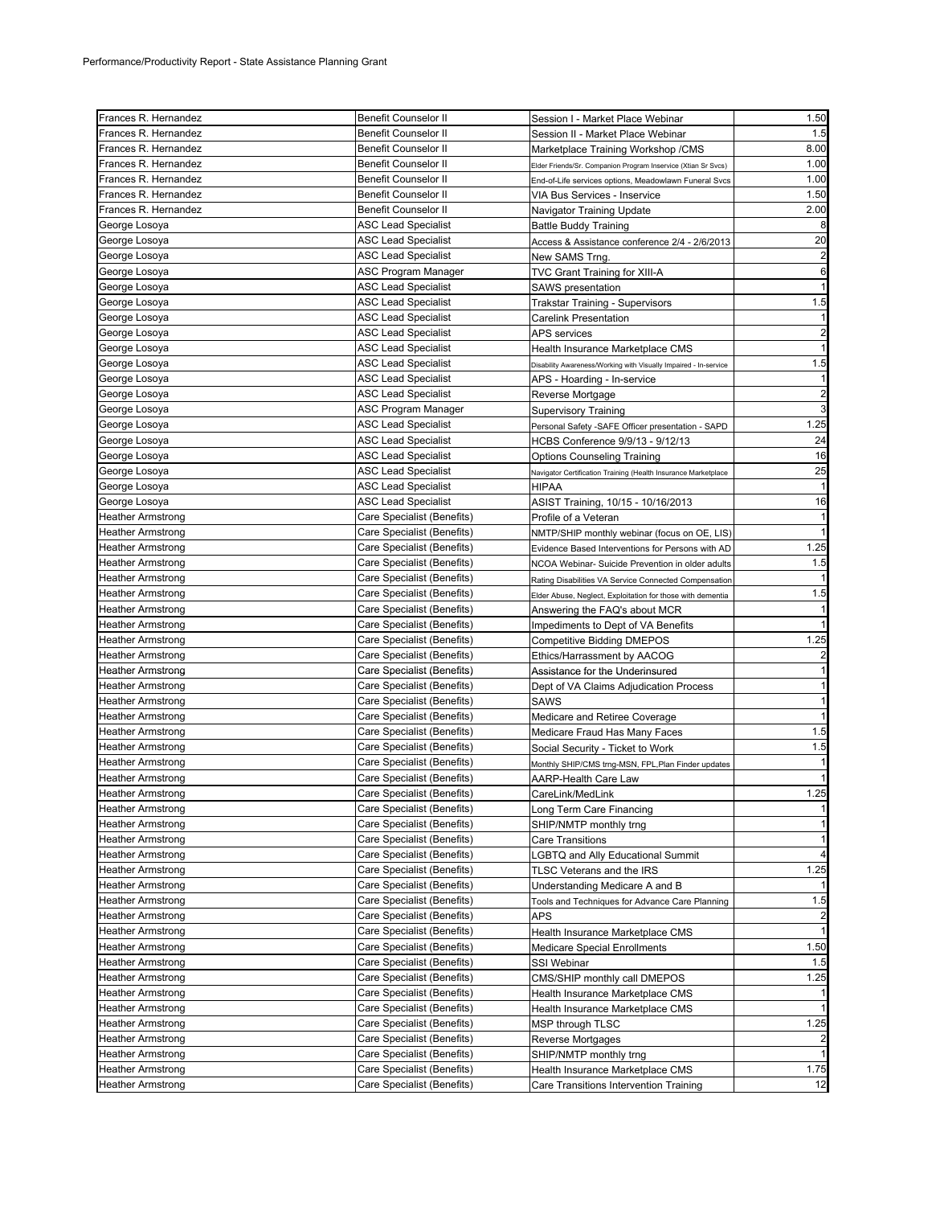Performance/Productivity Report - State Assistance Planning Grant

| | | | |
|---|---|---|---|
| Frances R. Hernandez | Benefit Counselor II | Session I - Market Place Webinar | 1.50 |
| Frances R. Hernandez | Benefit Counselor II | Session II - Market Place Webinar | 1.5 |
| Frances R. Hernandez | Benefit Counselor II | Marketplace Training Workshop /CMS | 8.00 |
| Frances R. Hernandez | Benefit Counselor II | Elder Friends/Sr. Companion Program Inservice (Xtian Sr Svcs) | 1.00 |
| Frances R. Hernandez | Benefit Counselor II | End-of-Life services options, Meadowlawn Funeral Svcs | 1.00 |
| Frances R. Hernandez | Benefit Counselor II | VIA Bus Services - Inservice | 1.50 |
| Frances R. Hernandez | Benefit Counselor II | Navigator Training Update | 2.00 |
| George Losoya | ASC Lead Specialist | Battle Buddy Training | 8 |
| George Losoya | ASC Lead Specialist | Access & Assistance conference 2/4 - 2/6/2013 | 20 |
| George Losoya | ASC Lead Specialist | New SAMS Trng. | 2 |
| George Losoya | ASC Program Manager | TVC Grant Training for XIII-A | 6 |
| George Losoya | ASC Lead Specialist | SAWS presentation | 1 |
| George Losoya | ASC Lead Specialist | Trakstar Training - Supervisors | 1.5 |
| George Losoya | ASC Lead Specialist | Carelink Presentation | 1 |
| George Losoya | ASC Lead Specialist | APS services | 2 |
| George Losoya | ASC Lead Specialist | Health Insurance Marketplace CMS | 1 |
| George Losoya | ASC Lead Specialist | Disability Awareness/Working with Visually Impaired - In-service | 1.5 |
| George Losoya | ASC Lead Specialist | APS - Hoarding - In-service | 1 |
| George Losoya | ASC Lead Specialist | Reverse Mortgage | 2 |
| George Losoya | ASC Program Manager | Supervisory Training | 3 |
| George Losoya | ASC Lead Specialist | Personal Safety -SAFE Officer presentation - SAPD | 1.25 |
| George Losoya | ASC Lead Specialist | HCBS Conference 9/9/13 - 9/12/13 | 24 |
| George Losoya | ASC Lead Specialist | Options Counseling Training | 16 |
| George Losoya | ASC Lead Specialist | Navigator Certification Training (Health Insurance Marketplace | 25 |
| George Losoya | ASC Lead Specialist | HIPAA | 1 |
| George Losoya | ASC Lead Specialist | ASIST Training, 10/15 - 10/16/2013 | 16 |
| Heather Armstrong | Care Specialist (Benefits) | Profile of a Veteran | 1 |
| Heather Armstrong | Care Specialist (Benefits) | NMTP/SHIP monthly webinar (focus on OE, LIS) | 1 |
| Heather Armstrong | Care Specialist (Benefits) | Evidence Based Interventions for Persons with AD | 1.25 |
| Heather Armstrong | Care Specialist (Benefits) | NCOA Webinar- Suicide Prevention in older adults | 1.5 |
| Heather Armstrong | Care Specialist (Benefits) | Rating Disabilities VA Service Connected Compensation | 1 |
| Heather Armstrong | Care Specialist (Benefits) | Elder Abuse, Neglect, Exploitation for those with dementia | 1.5 |
| Heather Armstrong | Care Specialist (Benefits) | Answering the FAQ's about MCR | 1 |
| Heather Armstrong | Care Specialist (Benefits) | Impediments to Dept of VA Benefits | 1 |
| Heather Armstrong | Care Specialist (Benefits) | Competitive Bidding DMEPOS | 1.25 |
| Heather Armstrong | Care Specialist (Benefits) | Ethics/Harrassment by AACOG | 2 |
| Heather Armstrong | Care Specialist (Benefits) | Assistance for the Underinsured | 1 |
| Heather Armstrong | Care Specialist (Benefits) | Dept of VA Claims Adjudication Process | 1 |
| Heather Armstrong | Care Specialist (Benefits) | SAWS | 1 |
| Heather Armstrong | Care Specialist (Benefits) | Medicare and Retiree Coverage | 1 |
| Heather Armstrong | Care Specialist (Benefits) | Medicare Fraud Has Many Faces | 1.5 |
| Heather Armstrong | Care Specialist (Benefits) | Social Security - Ticket to Work | 1.5 |
| Heather Armstrong | Care Specialist (Benefits) | Monthly SHIP/CMS trng-MSN, FPL,Plan Finder updates | 1 |
| Heather Armstrong | Care Specialist (Benefits) | AARP-Health Care Law | 1 |
| Heather Armstrong | Care Specialist (Benefits) | CareLink/MedLink | 1.25 |
| Heather Armstrong | Care Specialist (Benefits) | Long Term Care Financing | 1 |
| Heather Armstrong | Care Specialist (Benefits) | SHIP/NMTP monthly trng | 1 |
| Heather Armstrong | Care Specialist (Benefits) | Care Transitions | 1 |
| Heather Armstrong | Care Specialist (Benefits) | LGBTQ and Ally Educational Summit | 4 |
| Heather Armstrong | Care Specialist (Benefits) | TLSC Veterans and the IRS | 1.25 |
| Heather Armstrong | Care Specialist (Benefits) | Understanding Medicare A and B | 1 |
| Heather Armstrong | Care Specialist (Benefits) | Tools and Techniques for Advance Care Planning | 1.5 |
| Heather Armstrong | Care Specialist (Benefits) | APS | 2 |
| Heather Armstrong | Care Specialist (Benefits) | Health Insurance Marketplace CMS | 1 |
| Heather Armstrong | Care Specialist (Benefits) | Medicare Special Enrollments | 1.50 |
| Heather Armstrong | Care Specialist (Benefits) | SSI Webinar | 1.5 |
| Heather Armstrong | Care Specialist (Benefits) | CMS/SHIP monthly call DMEPOS | 1.25 |
| Heather Armstrong | Care Specialist (Benefits) | Health Insurance Marketplace CMS | 1 |
| Heather Armstrong | Care Specialist (Benefits) | Health Insurance Marketplace CMS | 1 |
| Heather Armstrong | Care Specialist (Benefits) | MSP through TLSC | 1.25 |
| Heather Armstrong | Care Specialist (Benefits) | Reverse Mortgages | 2 |
| Heather Armstrong | Care Specialist (Benefits) | SHIP/NMTP monthly trng | 1 |
| Heather Armstrong | Care Specialist (Benefits) | Health Insurance Marketplace CMS | 1.75 |
| Heather Armstrong | Care Specialist (Benefits) | Care Transitions Intervention Training | 12 |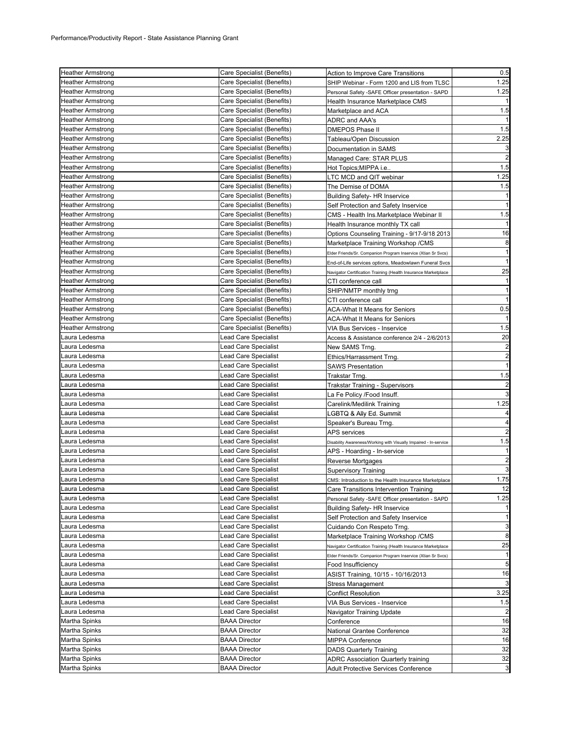Performance/Productivity Report - State Assistance Planning Grant

| | | | |
|---|---|---|---|
| Heather Armstrong | Care Specialist (Benefits) | Action to Improve Care Transitions | 0.5 |
| Heather Armstrong | Care Specialist (Benefits) | SHIP Webinar - Form 1200 and LIS from TLSC | 1.25 |
| Heather Armstrong | Care Specialist (Benefits) | Personal Safety -SAFE Officer presentation - SAPD | 1.25 |
| Heather Armstrong | Care Specialist (Benefits) | Health Insurance Marketplace CMS | 1 |
| Heather Armstrong | Care Specialist (Benefits) | Marketplace and ACA | 1.5 |
| Heather Armstrong | Care Specialist (Benefits) | ADRC and AAA's | 1 |
| Heather Armstrong | Care Specialist (Benefits) | DMEPOS Phase II | 1.5 |
| Heather Armstrong | Care Specialist (Benefits) | Tableau/Open Discussion | 2.25 |
| Heather Armstrong | Care Specialist (Benefits) | Documentation in SAMS | 3 |
| Heather Armstrong | Care Specialist (Benefits) | Managed Care: STAR PLUS | 2 |
| Heather Armstrong | Care Specialist (Benefits) | Hot Topics;MIPPA i.e.. | 1.5 |
| Heather Armstrong | Care Specialist (Benefits) | LTC MCD and QIT webinar | 1.25 |
| Heather Armstrong | Care Specialist (Benefits) | The Demise of DOMA | 1.5 |
| Heather Armstrong | Care Specialist (Benefits) | Building Safety- HR Inservice | 1 |
| Heather Armstrong | Care Specialist (Benefits) | Self Protection and Safety Inservice | 1 |
| Heather Armstrong | Care Specialist (Benefits) | CMS - Health Ins.Marketplace Webinar II | 1.5 |
| Heather Armstrong | Care Specialist (Benefits) | Health Insurance monthly TX call | 1 |
| Heather Armstrong | Care Specialist (Benefits) | Options Counseling Training - 9/17-9/18 2013 | 16 |
| Heather Armstrong | Care Specialist (Benefits) | Marketplace Training Workshop /CMS | 8 |
| Heather Armstrong | Care Specialist (Benefits) | Elder Friends/Sr. Companion Program Inservice (Xtian Sr Svcs) | 1 |
| Heather Armstrong | Care Specialist (Benefits) | End-of-Life services options, Meadowlawn Funeral Svcs | 1 |
| Heather Armstrong | Care Specialist (Benefits) | Navigator Certification Training (Health Insurance Marketplace | 25 |
| Heather Armstrong | Care Specialist (Benefits) | CTI conference call | 1 |
| Heather Armstrong | Care Specialist (Benefits) | SHIP/NMTP monthly trng | 1 |
| Heather Armstrong | Care Specialist (Benefits) | CTI conference call | 1 |
| Heather Armstrong | Care Specialist (Benefits) | ACA-What It Means for Seniors | 0.5 |
| Heather Armstrong | Care Specialist (Benefits) | ACA-What It Means for Seniors | 1 |
| Heather Armstrong | Care Specialist (Benefits) | VIA Bus Services - Inservice | 1.5 |
| Laura Ledesma | Lead Care Specialist | Access & Assistance conference 2/4 - 2/6/2013 | 20 |
| Laura Ledesma | Lead Care Specialist | New SAMS Trng. | 2 |
| Laura Ledesma | Lead Care Specialist | Ethics/Harrassment Trng. | 2 |
| Laura Ledesma | Lead Care Specialist | SAWS Presentation | 1 |
| Laura Ledesma | Lead Care Specialist | Trakstar Trng. | 1.5 |
| Laura Ledesma | Lead Care Specialist | Trakstar Training - Supervisors | 2 |
| Laura Ledesma | Lead Care Specialist | La Fe Policy /Food Insuff. | 3 |
| Laura Ledesma | Lead Care Specialist | Carelink/Medilink Training | 1.25 |
| Laura Ledesma | Lead Care Specialist | LGBTQ & Ally Ed. Summit | 4 |
| Laura Ledesma | Lead Care Specialist | Speaker's Bureau Trng. | 4 |
| Laura Ledesma | Lead Care Specialist | APS services | 2 |
| Laura Ledesma | Lead Care Specialist | Disability Awareness/Working with Visually Impaired - In-service | 1.5 |
| Laura Ledesma | Lead Care Specialist | APS - Hoarding - In-service | 1 |
| Laura Ledesma | Lead Care Specialist | Reverse Mortgages | 2 |
| Laura Ledesma | Lead Care Specialist | Supervisory Training | 3 |
| Laura Ledesma | Lead Care Specialist | CMS: Introduction to the Health Insurance Marketplace | 1.75 |
| Laura Ledesma | Lead Care Specialist | Care Transitions Intervention Training | 12 |
| Laura Ledesma | Lead Care Specialist | Personal Safety -SAFE Officer presentation - SAPD | 1.25 |
| Laura Ledesma | Lead Care Specialist | Building Safety- HR Inservice | 1 |
| Laura Ledesma | Lead Care Specialist | Self Protection and Safety Inservice | 1 |
| Laura Ledesma | Lead Care Specialist | Cuidando Con Respeto Trng. | 3 |
| Laura Ledesma | Lead Care Specialist | Marketplace Training Workshop /CMS | 8 |
| Laura Ledesma | Lead Care Specialist | Navigator Certification Training (Health Insurance Marketplace | 25 |
| Laura Ledesma | Lead Care Specialist | Elder Friends/Sr. Companion Program Inservice (Xtian Sr Svcs) | 1 |
| Laura Ledesma | Lead Care Specialist | Food Insufficiency | 5 |
| Laura Ledesma | Lead Care Specialist | ASIST Training, 10/15 - 10/16/2013 | 16 |
| Laura Ledesma | Lead Care Specialist | Stress Management | 3 |
| Laura Ledesma | Lead Care Specialist | Conflict Resolution | 3.25 |
| Laura Ledesma | Lead Care Specialist | VIA Bus Services - Inservice | 1.5 |
| Laura Ledesma | Lead Care Specialist | Navigator Training Update | 2 |
| Martha Spinks | BAAA Director | Conference | 16 |
| Martha Spinks | BAAA Director | National Grantee Conference | 32 |
| Martha Spinks | BAAA Director | MIPPA Conference | 16 |
| Martha Spinks | BAAA Director | DADS Quarterly Training | 32 |
| Martha Spinks | BAAA Director | ADRC Association Quarterly training | 32 |
| Martha Spinks | BAAA Director | Adult Protective Services Conference | 3 |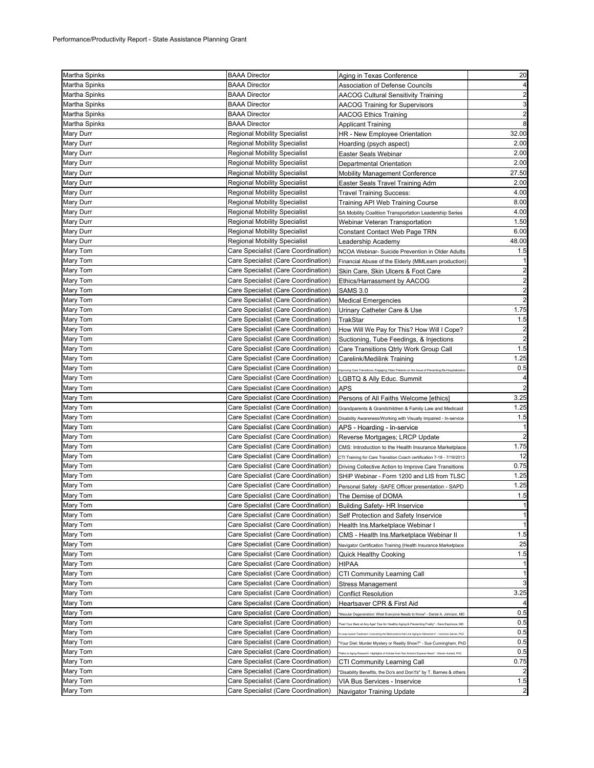Performance/Productivity Report - State Assistance Planning Grant

| | | | |
|---|---|---|---|
| Martha Spinks | BAAA Director | Aging in Texas Conference | 20 |
| Martha Spinks | BAAA Director | Association of Defense Councils | 4 |
| Martha Spinks | BAAA Director | AACOG Cultural Sensitivity Training | 2 |
| Martha Spinks | BAAA Director | AACOG Training for Supervisors | 3 |
| Martha Spinks | BAAA Director | AACOG Ethics Training | 2 |
| Martha Spinks | BAAA Director | Applicant Training | 8 |
| Mary Durr | Regional Mobility Specialist | HR - New Employee Orientation | 32.00 |
| Mary Durr | Regional Mobility Specialist | Hoarding (psych aspect) | 2.00 |
| Mary Durr | Regional Mobility Specialist | Easter Seals Webinar | 2.00 |
| Mary Durr | Regional Mobility Specialist | Departmental Orientation | 2.00 |
| Mary Durr | Regional Mobility Specialist | Mobility Management Conference | 27.50 |
| Mary Durr | Regional Mobility Specialist | Easter Seals Travel Training Adm | 2.00 |
| Mary Durr | Regional Mobility Specialist | Travel Training Success: | 4.00 |
| Mary Durr | Regional Mobility Specialist | Training API Web Training Course | 8.00 |
| Mary Durr | Regional Mobility Specialist | SA Mobility Coalition Transportation Leadership Series | 4.00 |
| Mary Durr | Regional Mobility Specialist | Webinar Veteran Transportation | 1.50 |
| Mary Durr | Regional Mobility Specialist | Constant Contact Web Page TRN | 6.00 |
| Mary Durr | Regional Mobility Specialist | Leadership Academy | 48.00 |
| Mary Tom | Care Specialist (Care Coordination) | NCOA Webinar- Suicide Prevention in Older Adults | 1.5 |
| Mary Tom | Care Specialist (Care Coordination) | Financial Abuse of the Elderly (MMLearn production) | 1 |
| Mary Tom | Care Specialist (Care Coordination) | Skin Care, Skin Ulcers & Foot Care | 2 |
| Mary Tom | Care Specialist (Care Coordination) | Ethics/Harrassment by AACOG | 2 |
| Mary Tom | Care Specialist (Care Coordination) | SAMS 3.0 | 2 |
| Mary Tom | Care Specialist (Care Coordination) | Medical Emergencies | 2 |
| Mary Tom | Care Specialist (Care Coordination) | Urinary Catheter Care & Use | 1.75 |
| Mary Tom | Care Specialist (Care Coordination) | TrakStar | 1.5 |
| Mary Tom | Care Specialist (Care Coordination) | How Will We Pay for This? How Will I Cope? | 2 |
| Mary Tom | Care Specialist (Care Coordination) | Suctioning, Tube Feedings, & Injections | 2 |
| Mary Tom | Care Specialist (Care Coordination) | Care Transitions Qtrly Work Group Call | 1.5 |
| Mary Tom | Care Specialist (Care Coordination) | Carelink/Medilink Training | 1.25 |
| Mary Tom | Care Specialist (Care Coordination) | Improving Care Transitions: Engaging Older Patients on the Issue of Preventing Re-Hospitalization | 0.5 |
| Mary Tom | Care Specialist (Care Coordination) | LGBTQ & Ally Educ. Summit | 4 |
| Mary Tom | Care Specialist (Care Coordination) | APS | 2 |
| Mary Tom | Care Specialist (Care Coordination) | Persons of All Faiths Welcome [ethics] | 3.25 |
| Mary Tom | Care Specialist (Care Coordination) | Grandparents & Grandchildren & Family Law and Medicaid | 1.25 |
| Mary Tom | Care Specialist (Care Coordination) | Disability Awareness/Working with Visually Impaired - In-service | 1.5 |
| Mary Tom | Care Specialist (Care Coordination) | APS - Hoarding - In-service | 1 |
| Mary Tom | Care Specialist (Care Coordination) | Reverse Mortgages; LRCP Update | 2 |
| Mary Tom | Care Specialist (Care Coordination) | CMS: Introduction to the Health Insurance Marketplace | 1.75 |
| Mary Tom | Care Specialist (Care Coordination) | CTI Training for Care Transition Coach certification 7-18 - 7/19/2013 | 12 |
| Mary Tom | Care Specialist (Care Coordination) | Driving Collective Action to Improve Care Transitions | 0.75 |
| Mary Tom | Care Specialist (Care Coordination) | SHIP Webinar - Form 1200 and LIS from TLSC | 1.25 |
| Mary Tom | Care Specialist (Care Coordination) | Personal Safety -SAFE Officer presentation - SAPD | 1.25 |
| Mary Tom | Care Specialist (Care Coordination) | The Demise of DOMA | 1.5 |
| Mary Tom | Care Specialist (Care Coordination) | Building Safety- HR Inservice | 1 |
| Mary Tom | Care Specialist (Care Coordination) | Self Protection and Safety Inservice | 1 |
| Mary Tom | Care Specialist (Care Coordination) | Health Ins.Marketplace Webinar I | 1 |
| Mary Tom | Care Specialist (Care Coordination) | CMS - Health Ins.Marketplace Webinar II | 1.5 |
| Mary Tom | Care Specialist (Care Coordination) | Navigator Certification Training (Health Insurance Marketplace | 25 |
| Mary Tom | Care Specialist (Care Coordination) | Quick Healthy Cooking | 1.5 |
| Mary Tom | Care Specialist (Care Coordination) | HIPAA | 1 |
| Mary Tom | Care Specialist (Care Coordination) | CTI Community Learning Call | 1 |
| Mary Tom | Care Specialist (Care Coordination) | Stress Management | 3 |
| Mary Tom | Care Specialist (Care Coordination) | Conflict Resolution | 3.25 |
| Mary Tom | Care Specialist (Care Coordination) | Heartsaver CPR & First Aid | 4 |
| Mary Tom | Care Specialist (Care Coordination) | "Macular Degeneration: What Everyone Needs to Know" - Danial A. Johnson, MD | 0.5 |
| Mary Tom | Care Specialist (Care Coordination) | "Feel Your Best at Any Age! Tips for Healthy Aging & Preventing Frailty" - Sara Espinoza, MD | 0.5 |
| Mary Tom | Care Specialist (Care Coordination) | "A Leap toward Treatment: Unraveling the Mechanisms that Link Aging to Alzheimer's" - Veronica Galvan, PhD | 0.5 |
| Mary Tom | Care Specialist (Care Coordination) | "Your Diet: Murder Mystery or Reality Show?" - Sue Cunningham, PhD | 0.5 |
| Mary Tom | Care Specialist (Care Coordination) | "Paths to Aging Research: Highlights of Articles from San Antonio Express-News" - Steven Austad, PhD | 0.5 |
| Mary Tom | Care Specialist (Care Coordination) | CTI Community Learning Call | 0.75 |
| Mary Tom | Care Specialist (Care Coordination) | "Disability Benefits, the Do's and Don't's" by T. Barnes & others | 2 |
| Mary Tom | Care Specialist (Care Coordination) | VIA Bus Services - Inservice | 1.5 |
| Mary Tom | Care Specialist (Care Coordination) | Navigator Training Update | 2 |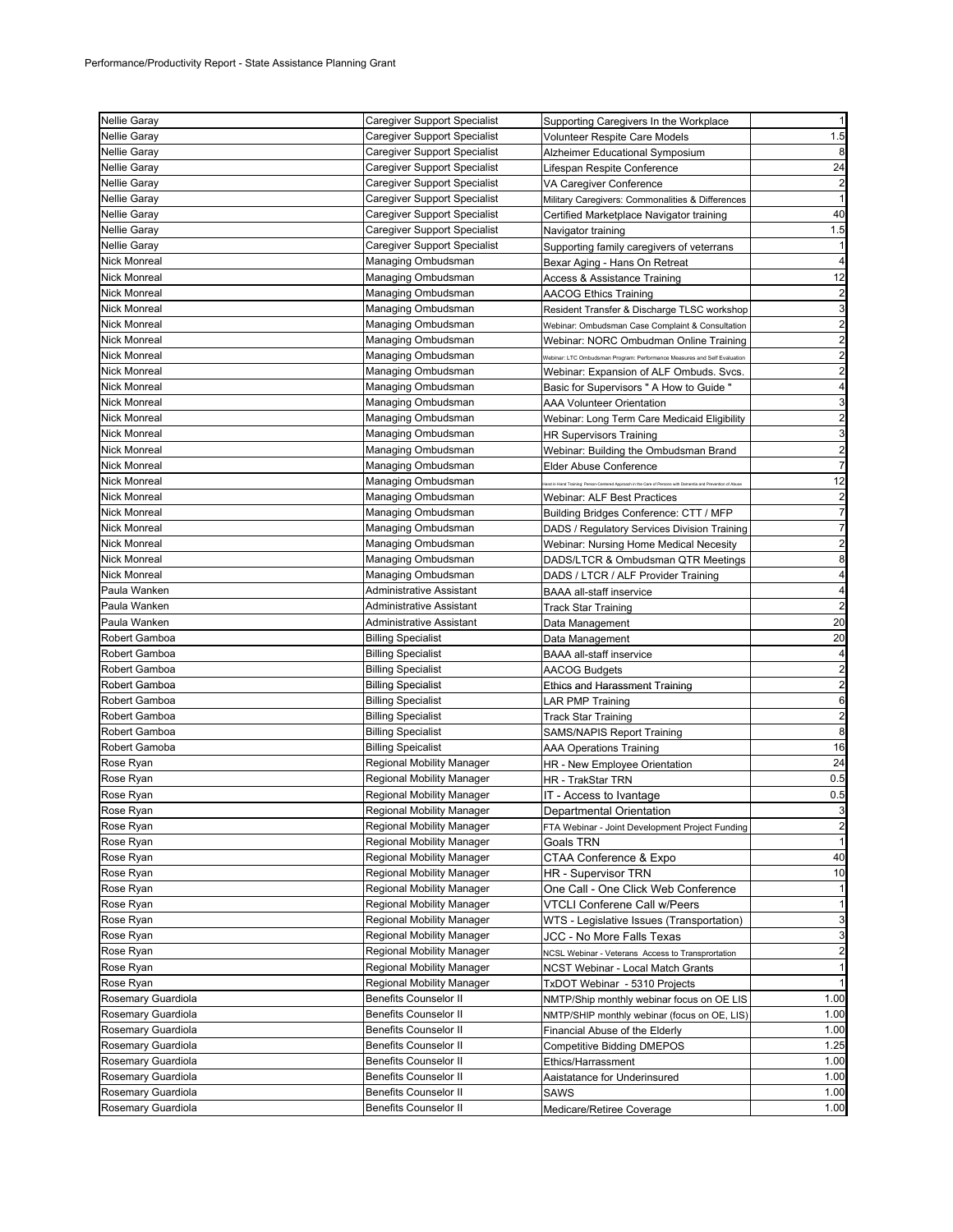| | | | |
|---|---|---|---|
| Nellie Garay | Caregiver Support Specialist | Supporting Caregivers In the Workplace | 1 |
| Nellie Garay | Caregiver Support Specialist | Volunteer Respite Care Models | 1.5 |
| Nellie Garay | Caregiver Support Specialist | Alzheimer Educational Symposium | 8 |
| Nellie Garay | Caregiver Support Specialist | Lifespan Respite Conference | 24 |
| Nellie Garay | Caregiver Support Specialist | VA Caregiver Conference | 2 |
| Nellie Garay | Caregiver Support Specialist | Military Caregivers: Commonalities & Differences | 1 |
| Nellie Garay | Caregiver Support Specialist | Certified Marketplace Navigator training | 40 |
| Nellie Garay | Caregiver Support Specialist | Navigator training | 1.5 |
| Nellie Garay | Caregiver Support Specialist | Supporting family caregivers of veterrans | 1 |
| Nick Monreal | Managing Ombudsman | Bexar Aging - Hans On Retreat | 4 |
| Nick Monreal | Managing Ombudsman | Access & Assistance Training | 12 |
| Nick Monreal | Managing Ombudsman | AACOG Ethics Training | 2 |
| Nick Monreal | Managing Ombudsman | Resident Transfer & Discharge TLSC workshop | 3 |
| Nick Monreal | Managing Ombudsman | Webinar: Ombudsman Case Complaint & Consultation | 2 |
| Nick Monreal | Managing Ombudsman | Webinar: NORC Ombudman Online Training | 2 |
| Nick Monreal | Managing Ombudsman | Webinar: LTC Ombudsman Program: Performance Measures and Self Evaluation | 2 |
| Nick Monreal | Managing Ombudsman | Webinar: Expansion of ALF Ombuds. Svcs. | 2 |
| Nick Monreal | Managing Ombudsman | Basic for Supervisors " A How to Guide " | 4 |
| Nick Monreal | Managing Ombudsman | AAA Volunteer Orientation | 3 |
| Nick Monreal | Managing Ombudsman | Webinar: Long Term Care Medicaid Eligibility | 2 |
| Nick Monreal | Managing Ombudsman | HR Supervisors Training | 3 |
| Nick Monreal | Managing Ombudsman | Webinar: Building the Ombudsman Brand | 2 |
| Nick Monreal | Managing Ombudsman | Elder Abuse Conference | 7 |
| Nick Monreal | Managing Ombudsman | Hand in Hand Training: Person-Centered Approach in the Care of Persons with Dementia and Prevention of Abuse | 12 |
| Nick Monreal | Managing Ombudsman | Webinar: ALF Best Practices | 2 |
| Nick Monreal | Managing Ombudsman | Building Bridges Conference: CTT / MFP | 7 |
| Nick Monreal | Managing Ombudsman | DADS / Regulatory Services Division Training | 7 |
| Nick Monreal | Managing Ombudsman | Webinar: Nursing Home Medical Necesity | 2 |
| Nick Monreal | Managing Ombudsman | DADS/LTCR & Ombudsman QTR Meetings | 8 |
| Nick Monreal | Managing Ombudsman | DADS / LTCR / ALF Provider Training | 4 |
| Paula Wanken | Administrative Assistant | BAAA all-staff inservice | 4 |
| Paula Wanken | Administrative Assistant | Track Star Training | 2 |
| Paula Wanken | Administrative Assistant | Data Management | 20 |
| Robert Gamboa | Billing Specialist | Data Management | 20 |
| Robert Gamboa | Billing Specialist | BAAA all-staff inservice | 4 |
| Robert Gamboa | Billing Specialist | AACOG Budgets | 2 |
| Robert Gamboa | Billing Specialist | Ethics and Harassment Training | 2 |
| Robert Gamboa | Billing Specialist | LAR PMP Training | 6 |
| Robert Gamboa | Billing Specialist | Track Star Training | 2 |
| Robert Gamboa | Billing Specialist | SAMS/NAPIS Report Training | 8 |
| Robert Gamoba | Billing Speicalist | AAA Operations Training | 16 |
| Rose Ryan | Regional Mobility Manager | HR - New Employee Orientation | 24 |
| Rose Ryan | Regional Mobility Manager | HR - TrakStar TRN | 0.5 |
| Rose Ryan | Regional Mobility Manager | IT - Access to Ivantage | 0.5 |
| Rose Ryan | Regional Mobility Manager | Departmental Orientation | 3 |
| Rose Ryan | Regional Mobility Manager | FTA Webinar - Joint Development Project Funding | 2 |
| Rose Ryan | Regional Mobility Manager | Goals TRN | 1 |
| Rose Ryan | Regional Mobility Manager | CTAA Conference & Expo | 40 |
| Rose Ryan | Regional Mobility Manager | HR - Supervisor TRN | 10 |
| Rose Ryan | Regional Mobility Manager | One Call - One Click Web Conference | 1 |
| Rose Ryan | Regional Mobility Manager | VTCLI Conferene Call w/Peers | 1 |
| Rose Ryan | Regional Mobility Manager | WTS - Legislative Issues (Transportation) | 3 |
| Rose Ryan | Regional Mobility Manager | JCC - No More Falls Texas | 3 |
| Rose Ryan | Regional Mobility Manager | NCSL Webinar - Veterans Access to Transprortation | 2 |
| Rose Ryan | Regional Mobility Manager | NCST Webinar - Local Match Grants | 1 |
| Rose Ryan | Regional Mobility Manager | TxDOT Webinar - 5310 Projects | 1 |
| Rosemary Guardiola | Benefits Counselor II | NMTP/Ship monthly webinar focus on OE LIS | 1.00 |
| Rosemary Guardiola | Benefits Counselor II | NMTP/SHIP monthly webinar (focus on OE, LIS) | 1.00 |
| Rosemary Guardiola | Benefits Counselor II | Financial Abuse of the Elderly | 1.00 |
| Rosemary Guardiola | Benefits Counselor II | Competitive Bidding DMEPOS | 1.25 |
| Rosemary Guardiola | Benefits Counselor II | Ethics/Harrassment | 1.00 |
| Rosemary Guardiola | Benefits Counselor II | Aaistatance for Underinsured | 1.00 |
| Rosemary Guardiola | Benefits Counselor II | SAWS | 1.00 |
| Rosemary Guardiola | Benefits Counselor II | Medicare/Retiree Coverage | 1.00 |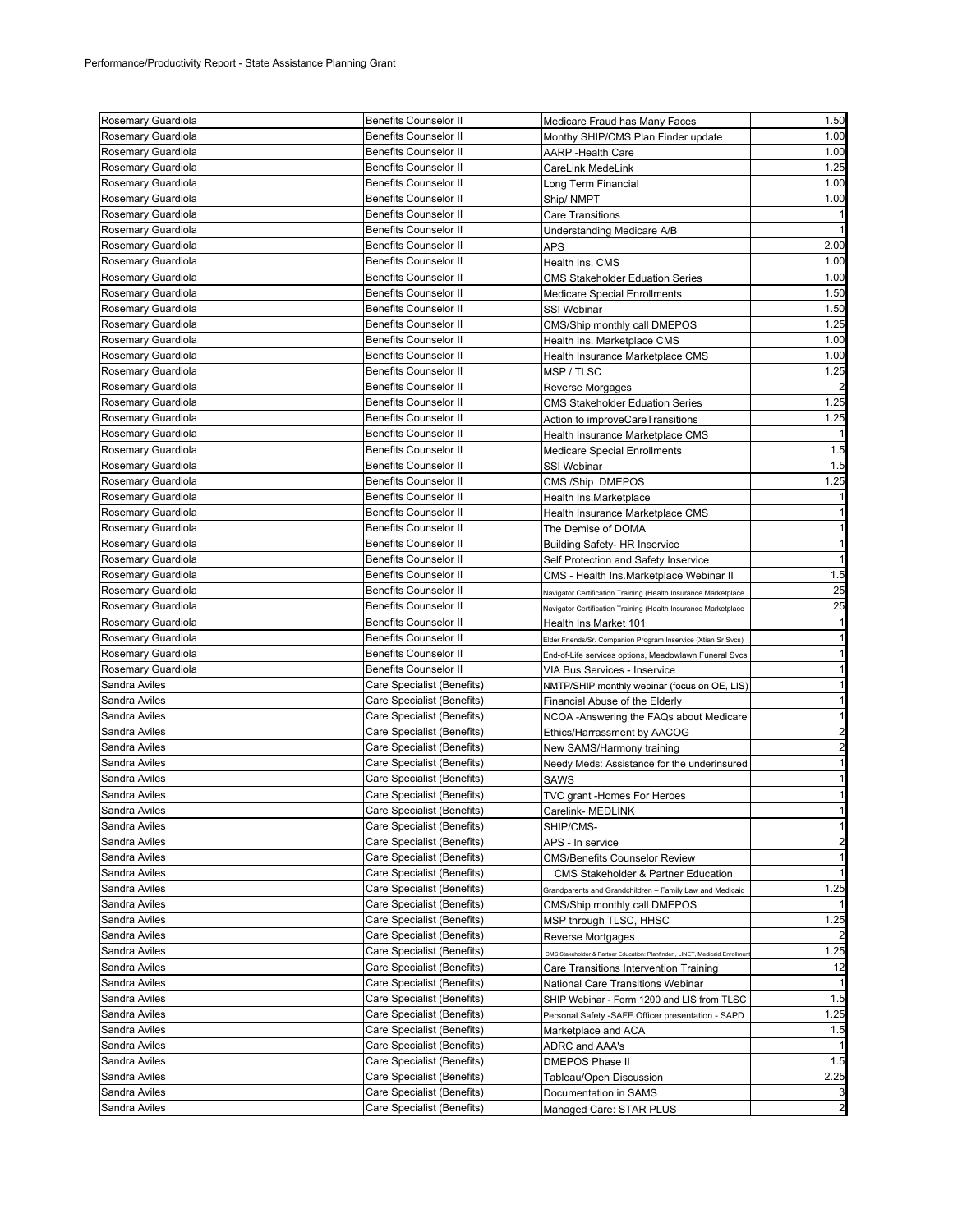Performance/Productivity Report - State Assistance Planning Grant

| | | | |
|---|---|---|---|
| Rosemary Guardiola | Benefits Counselor II | Medicare Fraud has Many Faces | 1.50 |
| Rosemary Guardiola | Benefits Counselor II | Monthy SHIP/CMS Plan Finder update | 1.00 |
| Rosemary Guardiola | Benefits Counselor II | AARP -Health Care | 1.00 |
| Rosemary Guardiola | Benefits Counselor II | CareLink MedeLink | 1.25 |
| Rosemary Guardiola | Benefits Counselor II | Long Term Financial | 1.00 |
| Rosemary Guardiola | Benefits Counselor II | Ship/ NMPT | 1.00 |
| Rosemary Guardiola | Benefits Counselor II | Care Transitions | 1 |
| Rosemary Guardiola | Benefits Counselor II | Understanding Medicare A/B | 1 |
| Rosemary Guardiola | Benefits Counselor II | APS | 2.00 |
| Rosemary Guardiola | Benefits Counselor II | Health Ins. CMS | 1.00 |
| Rosemary Guardiola | Benefits Counselor II | CMS Stakeholder Eduation Series | 1.00 |
| Rosemary Guardiola | Benefits Counselor II | Medicare Special Enrollments | 1.50 |
| Rosemary Guardiola | Benefits Counselor II | SSI Webinar | 1.50 |
| Rosemary Guardiola | Benefits Counselor II | CMS/Ship monthly call DMEPOS | 1.25 |
| Rosemary Guardiola | Benefits Counselor II | Health Ins. Marketplace CMS | 1.00 |
| Rosemary Guardiola | Benefits Counselor II | Health Insurance Marketplace CMS | 1.00 |
| Rosemary Guardiola | Benefits Counselor II | MSP / TLSC | 1.25 |
| Rosemary Guardiola | Benefits Counselor II | Reverse Morgages | 2 |
| Rosemary Guardiola | Benefits Counselor II | CMS Stakeholder Eduation Series | 1.25 |
| Rosemary Guardiola | Benefits Counselor II | Action to improveCareTransitions | 1.25 |
| Rosemary Guardiola | Benefits Counselor II | Health Insurance Marketplace CMS | 1 |
| Rosemary Guardiola | Benefits Counselor II | Medicare Special Enrollments | 1.5 |
| Rosemary Guardiola | Benefits Counselor II | SSI Webinar | 1.5 |
| Rosemary Guardiola | Benefits Counselor II | CMS /Ship DMEPOS | 1.25 |
| Rosemary Guardiola | Benefits Counselor II | Health Ins.Marketplace | 1 |
| Rosemary Guardiola | Benefits Counselor II | Health Insurance Marketplace CMS | 1 |
| Rosemary Guardiola | Benefits Counselor II | The Demise of DOMA | 1 |
| Rosemary Guardiola | Benefits Counselor II | Building Safety- HR Inservice | 1 |
| Rosemary Guardiola | Benefits Counselor II | Self Protection and Safety Inservice | 1 |
| Rosemary Guardiola | Benefits Counselor II | CMS - Health Ins.Marketplace Webinar II | 1.5 |
| Rosemary Guardiola | Benefits Counselor II | Navigator Certification Training (Health Insurance Marketplace | 25 |
| Rosemary Guardiola | Benefits Counselor II | Navigator Certification Training (Health Insurance Marketplace | 25 |
| Rosemary Guardiola | Benefits Counselor II | Health Ins Market 101 | 1 |
| Rosemary Guardiola | Benefits Counselor II | Elder Friends/Sr. Companion Program Inservice (Xtian Sr Svcs) | 1 |
| Rosemary Guardiola | Benefits Counselor II | End-of-Life services options, Meadowlawn Funeral Svcs | 1 |
| Rosemary Guardiola | Benefits Counselor II | VIA Bus Services - Inservice | 1 |
| Sandra Aviles | Care Specialist (Benefits) | NMTP/SHIP monthly webinar (focus on OE, LIS) | 1 |
| Sandra Aviles | Care Specialist (Benefits) | Financial Abuse of the Elderly | 1 |
| Sandra Aviles | Care Specialist (Benefits) | NCOA -Answering the FAQs about Medicare | 1 |
| Sandra Aviles | Care Specialist (Benefits) | Ethics/Harrassment by AACOG | 2 |
| Sandra Aviles | Care Specialist (Benefits) | New SAMS/Harmony training | 2 |
| Sandra Aviles | Care Specialist (Benefits) | Needy Meds: Assistance for the underinsured | 1 |
| Sandra Aviles | Care Specialist (Benefits) | SAWS | 1 |
| Sandra Aviles | Care Specialist (Benefits) | TVC grant -Homes For Heroes | 1 |
| Sandra Aviles | Care Specialist (Benefits) | Carelink- MEDLINK | 1 |
| Sandra Aviles | Care Specialist (Benefits) | SHIP/CMS- | 1 |
| Sandra Aviles | Care Specialist (Benefits) | APS - In service | 2 |
| Sandra Aviles | Care Specialist (Benefits) | CMS/Benefits Counselor Review | 1 |
| Sandra Aviles | Care Specialist (Benefits) | CMS Stakeholder & Partner Education | 1 |
| Sandra Aviles | Care Specialist (Benefits) | Grandparents and Grandchildren – Family Law and Medicaid | 1.25 |
| Sandra Aviles | Care Specialist (Benefits) | CMS/Ship monthly call DMEPOS | 1 |
| Sandra Aviles | Care Specialist (Benefits) | MSP through TLSC, HHSC | 1.25 |
| Sandra Aviles | Care Specialist (Benefits) | Reverse Mortgages | 2 |
| Sandra Aviles | Care Specialist (Benefits) | CMS Stakeholder & Partner Education: Planfinder , LINET, Medicaid Enrollment | 1.25 |
| Sandra Aviles | Care Specialist (Benefits) | Care Transitions Intervention Training | 12 |
| Sandra Aviles | Care Specialist (Benefits) | National Care Transitions Webinar | 1 |
| Sandra Aviles | Care Specialist (Benefits) | SHIP Webinar - Form 1200 and LIS from TLSC | 1.5 |
| Sandra Aviles | Care Specialist (Benefits) | Personal Safety -SAFE Officer presentation - SAPD | 1.25 |
| Sandra Aviles | Care Specialist (Benefits) | Marketplace and ACA | 1.5 |
| Sandra Aviles | Care Specialist (Benefits) | ADRC and AAA's | 1 |
| Sandra Aviles | Care Specialist (Benefits) | DMEPOS Phase II | 1.5 |
| Sandra Aviles | Care Specialist (Benefits) | Tableau/Open Discussion | 2.25 |
| Sandra Aviles | Care Specialist (Benefits) | Documentation in SAMS | 3 |
| Sandra Aviles | Care Specialist (Benefits) | Managed Care: STAR PLUS | 2 |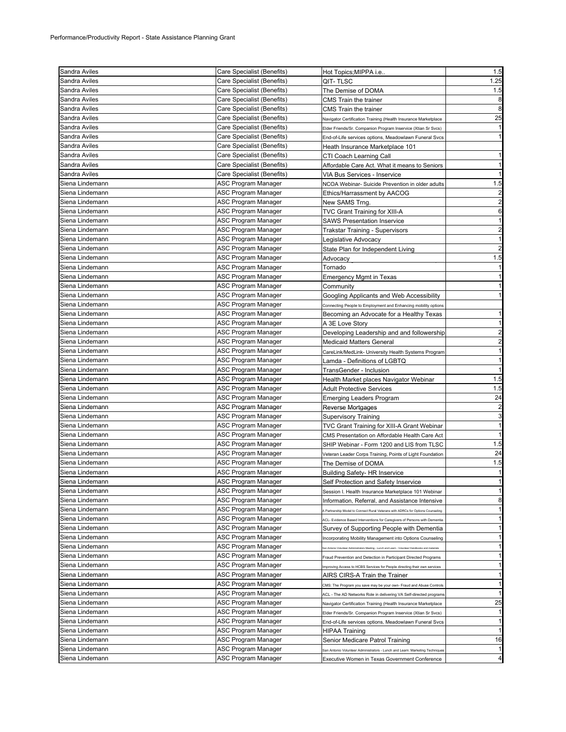Performance/Productivity Report - State Assistance Planning Grant

| | | | |
|---|---|---|---|
| Sandra Aviles | Care Specialist (Benefits) | Hot Topics;MIPPA i.e.. | 1.5 |
| Sandra Aviles | Care Specialist (Benefits) | QIT- TLSC | 1.25 |
| Sandra Aviles | Care Specialist (Benefits) | The Demise of DOMA | 1.5 |
| Sandra Aviles | Care Specialist (Benefits) | CMS Train the trainer | 8 |
| Sandra Aviles | Care Specialist (Benefits) | CMS Train the trainer | 8 |
| Sandra Aviles | Care Specialist (Benefits) | Navigator Certification Training (Health Insurance Marketplace | 25 |
| Sandra Aviles | Care Specialist (Benefits) | Elder Friends/Sr. Companion Program Inservice (Xtian Sr Svcs) | 1 |
| Sandra Aviles | Care Specialist (Benefits) | End-of-Life services options, Meadowlawn Funeral Svcs | 1 |
| Sandra Aviles | Care Specialist (Benefits) | Heath Insurance Marketplace 101 | |
| Sandra Aviles | Care Specialist (Benefits) | CTI Coach Learning Call | 1 |
| Sandra Aviles | Care Specialist (Benefits) | Affordable Care Act. What it means to Seniors | 1 |
| Sandra Aviles | Care Specialist (Benefits) | VIA Bus Services - Inservice | 1 |
| Siena Lindemann | ASC Program Manager | NCOA Webinar- Suicide Prevention in older adults | 1.5 |
| Siena Lindemann | ASC Program Manager | Ethics/Harrassment by AACOG | 2 |
| Siena Lindemann | ASC Program Manager | New SAMS Trng. | 2 |
| Siena Lindemann | ASC Program Manager | TVC Grant Training for XIII-A | 6 |
| Siena Lindemann | ASC Program Manager | SAWS Presentation Inservice | 1 |
| Siena Lindemann | ASC Program Manager | Trakstar Training - Supervisors | 2 |
| Siena Lindemann | ASC Program Manager | Legislative Advocacy | 1 |
| Siena Lindemann | ASC Program Manager | State Plan for Independent Living | 2 |
| Siena Lindemann | ASC Program Manager | Advocacy | 1.5 |
| Siena Lindemann | ASC Program Manager | Tornado | 1 |
| Siena Lindemann | ASC Program Manager | Emergency Mgmt in Texas | 1 |
| Siena Lindemann | ASC Program Manager | Community | 1 |
| Siena Lindemann | ASC Program Manager | Googling Applicants and Web Accessibility | 1 |
| Siena Lindemann | ASC Program Manager | Connecting People to Employment and Enhancing mobility options | |
| Siena Lindemann | ASC Program Manager | Becoming an Advocate for a Healthy Texas | 1 |
| Siena Lindemann | ASC Program Manager | A 3E Love Story | 1 |
| Siena Lindemann | ASC Program Manager | Developing Leadership and and followership | 2 |
| Siena Lindemann | ASC Program Manager | Medicaid Matters General | 2 |
| Siena Lindemann | ASC Program Manager | CareLink/MedLink- University Health Systems Program | 1 |
| Siena Lindemann | ASC Program Manager | Lamda - Definitions of LGBTQ | 1 |
| Siena Lindemann | ASC Program Manager | TransGender - Inclusion | 1 |
| Siena Lindemann | ASC Program Manager | Health Market places Navigator Webinar | 1.5 |
| Siena Lindemann | ASC Program Manager | Adult Protective Services | 1.5 |
| Siena Lindemann | ASC Program Manager | Emerging Leaders Program | 24 |
| Siena Lindemann | ASC Program Manager | Reverse Mortgages | 2 |
| Siena Lindemann | ASC Program Manager | Supervisory Training | 3 |
| Siena Lindemann | ASC Program Manager | TVC Grant Training for XIII-A Grant Webinar | 1 |
| Siena Lindemann | ASC Program Manager | CMS Presentation on Affordable Health Care Act | 1 |
| Siena Lindemann | ASC Program Manager | SHIP Webinar - Form 1200 and LIS from TLSC | 1.5 |
| Siena Lindemann | ASC Program Manager | Veteran Leader Corps Training, Points of Light Foundation | 24 |
| Siena Lindemann | ASC Program Manager | The Demise of DOMA | 1.5 |
| Siena Lindemann | ASC Program Manager | Building Safety- HR Inservice | 1 |
| Siena Lindemann | ASC Program Manager | Self Protection and Safety Inservice | 1 |
| Siena Lindemann | ASC Program Manager | Session I. Health Insurance Marketplace 101 Webinar | 1 |
| Siena Lindemann | ASC Program Manager | Information, Referral, and Assistance Intensive | 8 |
| Siena Lindemann | ASC Program Manager | A Partnership Model to Connect Rural Veterans with ADRCs for Options Counseling | 1 |
| Siena Lindemann | ASC Program Manager | ACL- Evidence Based Interventions for Caregivers of Persons with Dementia | 1 |
| Siena Lindemann | ASC Program Manager | Survey of Supporting People with Dementia | 1 |
| Siena Lindemann | ASC Program Manager | Incorporating Mobility Management into Options Counseling | 1 |
| Siena Lindemann | ASC Program Manager | San Antonio Volunteer Administrators Meeting - Lunch and Learn - Volunteer Handbooks and materials | 1 |
| Siena Lindemann | ASC Program Manager | Fraud Prevention and Detection in Participant Directed Programs | 1 |
| Siena Lindemann | ASC Program Manager | Improving Access to HCBS Services for People directing their own services | 1 |
| Siena Lindemann | ASC Program Manager | AIRS CIRS-A Train the Trainer | 1 |
| Siena Lindemann | ASC Program Manager | CMS: The Program you save may be your own- Fraud and Abuse Controls | 1 |
| Siena Lindemann | ASC Program Manager | ACL - The AD Networks Role in delivering VA Self-directed programs | 1 |
| Siena Lindemann | ASC Program Manager | Navigator Certification Training (Health Insurance Marketplace | 25 |
| Siena Lindemann | ASC Program Manager | Elder Friends/Sr. Companion Program Inservice (Xtian Sr Svcs) | 1 |
| Siena Lindemann | ASC Program Manager | End-of-Life services options, Meadowlawn Funeral Svcs | 1 |
| Siena Lindemann | ASC Program Manager | HIPAA Training | 1 |
| Siena Lindemann | ASC Program Manager | Senior Medicare Patrol Training | 16 |
| Siena Lindemann | ASC Program Manager | San Antonio Volunteer Administrators - Lunch and Learn: Marketing Techniques | 1 |
| Siena Lindemann | ASC Program Manager | Executive Women in Texas Government Conference | 4 |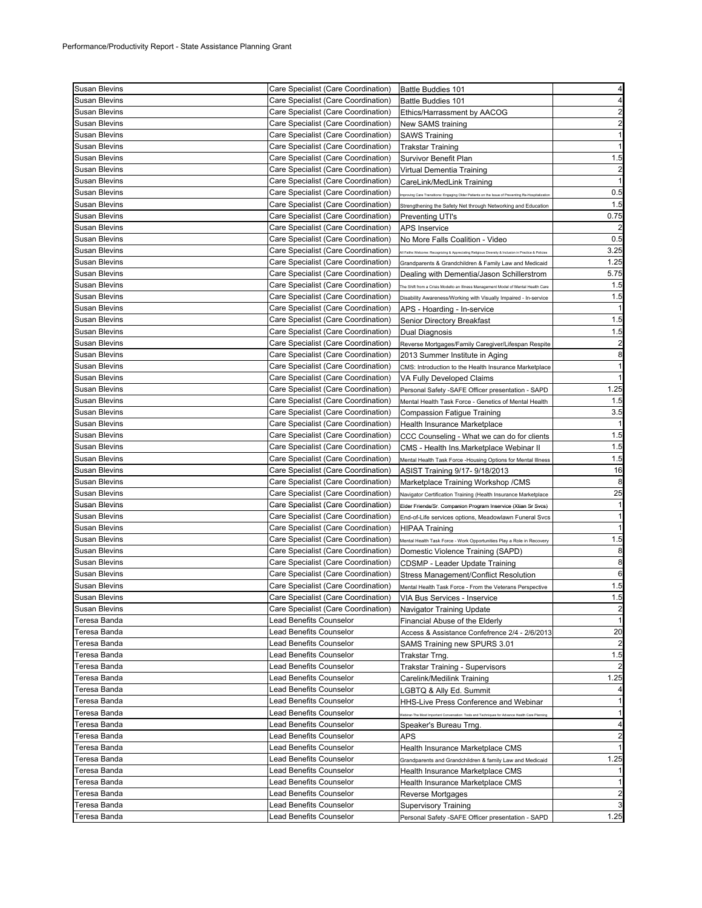Performance/Productivity Report - State Assistance Planning Grant

| | | | |
|---|---|---|---|
| Susan Blevins | Care Specialist (Care Coordination) | Battle Buddies 101 | 4 |
| Susan Blevins | Care Specialist (Care Coordination) | Battle Buddies 101 | 4 |
| Susan Blevins | Care Specialist (Care Coordination) | Ethics/Harrassment by AACOG | 2 |
| Susan Blevins | Care Specialist (Care Coordination) | New SAMS training | 2 |
| Susan Blevins | Care Specialist (Care Coordination) | SAWS Training | 1 |
| Susan Blevins | Care Specialist (Care Coordination) | Trakstar Training | 1 |
| Susan Blevins | Care Specialist (Care Coordination) | Survivor Benefit Plan | 1.5 |
| Susan Blevins | Care Specialist (Care Coordination) | Virtual Dementia Training | 2 |
| Susan Blevins | Care Specialist (Care Coordination) | CareLink/MedLink Training | 1 |
| Susan Blevins | Care Specialist (Care Coordination) | Improving Care Transitions: Engaging Older Patients on the Issue of Preventing Re-Hospitalization | 0.5 |
| Susan Blevins | Care Specialist (Care Coordination) | Strengthening the Safety Net through Networking and Education | 1.5 |
| Susan Blevins | Care Specialist (Care Coordination) | Preventing UTI's | 0.75 |
| Susan Blevins | Care Specialist (Care Coordination) | APS Inservice | 2 |
| Susan Blevins | Care Specialist (Care Coordination) | No More Falls Coalition - Video | 0.5 |
| Susan Blevins | Care Specialist (Care Coordination) | All Faiths Welcome: Recognizing & Appreciating Religious Diversity & Inclusion in Practice & Policies | 3.25 |
| Susan Blevins | Care Specialist (Care Coordination) | Grandparents & Grandchildren & Family Law and Medicaid | 1.25 |
| Susan Blevins | Care Specialist (Care Coordination) | Dealing with Dementia/Jason Schillerstrom | 5.75 |
| Susan Blevins | Care Specialist (Care Coordination) | The Shift from a Crisis Modelto an Illness Management Model of Mental Health Care | 1.5 |
| Susan Blevins | Care Specialist (Care Coordination) | Disability Awareness/Working with Visually Impaired - In-service | 1.5 |
| Susan Blevins | Care Specialist (Care Coordination) | APS - Hoarding - In-service | 1 |
| Susan Blevins | Care Specialist (Care Coordination) | Senior Directory Breakfast | 1.5 |
| Susan Blevins | Care Specialist (Care Coordination) | Dual Diagnosis | 1.5 |
| Susan Blevins | Care Specialist (Care Coordination) | Reverse Mortgages/Family Caregiver/Lifespan Respite | 2 |
| Susan Blevins | Care Specialist (Care Coordination) | 2013 Summer Institute in Aging | 8 |
| Susan Blevins | Care Specialist (Care Coordination) | CMS: Introduction to the Health Insurance Marketplace | 1 |
| Susan Blevins | Care Specialist (Care Coordination) | VA Fully Developed Claims | 1 |
| Susan Blevins | Care Specialist (Care Coordination) | Personal Safety -SAFE Officer presentation - SAPD | 1.25 |
| Susan Blevins | Care Specialist (Care Coordination) | Mental Health Task Force - Genetics of Mental Health | 1.5 |
| Susan Blevins | Care Specialist (Care Coordination) | Compassion Fatigue Training | 3.5 |
| Susan Blevins | Care Specialist (Care Coordination) | Health Insurance Marketplace | 1 |
| Susan Blevins | Care Specialist (Care Coordination) | CCC Counseling - What we can do for clients | 1.5 |
| Susan Blevins | Care Specialist (Care Coordination) | CMS - Health Ins.Marketplace Webinar II | 1.5 |
| Susan Blevins | Care Specialist (Care Coordination) | Mental Health Task Force -Housing Options for Mental Illness | 1.5 |
| Susan Blevins | Care Specialist (Care Coordination) | ASIST Training 9/17- 9/18/2013 | 16 |
| Susan Blevins | Care Specialist (Care Coordination) | Marketplace Training Workshop /CMS | 8 |
| Susan Blevins | Care Specialist (Care Coordination) | Navigator Certification Training (Health Insurance Marketplace | 25 |
| Susan Blevins | Care Specialist (Care Coordination) | Elder Friends/Sr. Companion Program Inservice (Xtian Sr Svcs) | 1 |
| Susan Blevins | Care Specialist (Care Coordination) | End-of-Life services options, Meadowlawn Funeral Svcs | 1 |
| Susan Blevins | Care Specialist (Care Coordination) | HIPAA Training | 1 |
| Susan Blevins | Care Specialist (Care Coordination) | Mental Health Task Force - Work Opportunities Play a Role in Recovery | 1.5 |
| Susan Blevins | Care Specialist (Care Coordination) | Domestic Violence Training (SAPD) | 8 |
| Susan Blevins | Care Specialist (Care Coordination) | CDSMP - Leader Update Training | 8 |
| Susan Blevins | Care Specialist (Care Coordination) | Stress Management/Conflict Resolution | 6 |
| Susan Blevins | Care Specialist (Care Coordination) | Mental Health Task Force - From the Veterans Perspective | 1.5 |
| Susan Blevins | Care Specialist (Care Coordination) | VIA Bus Services - Inservice | 1.5 |
| Susan Blevins | Care Specialist (Care Coordination) | Navigator Training Update | 2 |
| Teresa Banda | Lead Benefits Counselor | Financial Abuse of the Elderly | 1 |
| Teresa Banda | Lead Benefits Counselor | Access & Assistance Confefrence 2/4 - 2/6/2013 | 20 |
| Teresa Banda | Lead Benefits Counselor | SAMS Training new SPURS 3.01 | 2 |
| Teresa Banda | Lead Benefits Counselor | Trakstar Trng. | 1.5 |
| Teresa Banda | Lead Benefits Counselor | Trakstar Training - Supervisors | 2 |
| Teresa Banda | Lead Benefits Counselor | Carelink/Medilink Training | 1.25 |
| Teresa Banda | Lead Benefits Counselor | LGBTQ & Ally Ed. Summit | 4 |
| Teresa Banda | Lead Benefits Counselor | HHS-Live Press Conference and Webinar | 1 |
| Teresa Banda | Lead Benefits Counselor | Webinar-The Most Important Conversation: Tools and Techniques for Advance Health Care Planning | 1 |
| Teresa Banda | Lead Benefits Counselor | Speaker's Bureau Trng. | 4 |
| Teresa Banda | Lead Benefits Counselor | APS | 2 |
| Teresa Banda | Lead Benefits Counselor | Health Insurance Marketplace CMS | 1 |
| Teresa Banda | Lead Benefits Counselor | Grandparents and Grandchildren & family Law and Medicaid | 1.25 |
| Teresa Banda | Lead Benefits Counselor | Health Insurance Marketplace CMS | 1 |
| Teresa Banda | Lead Benefits Counselor | Health Insurance Marketplace CMS | 1 |
| Teresa Banda | Lead Benefits Counselor | Reverse Mortgages | 2 |
| Teresa Banda | Lead Benefits Counselor | Supervisory Training | 3 |
| Teresa Banda | Lead Benefits Counselor | Personal Safety -SAFE Officer presentation - SAPD | 1.25 |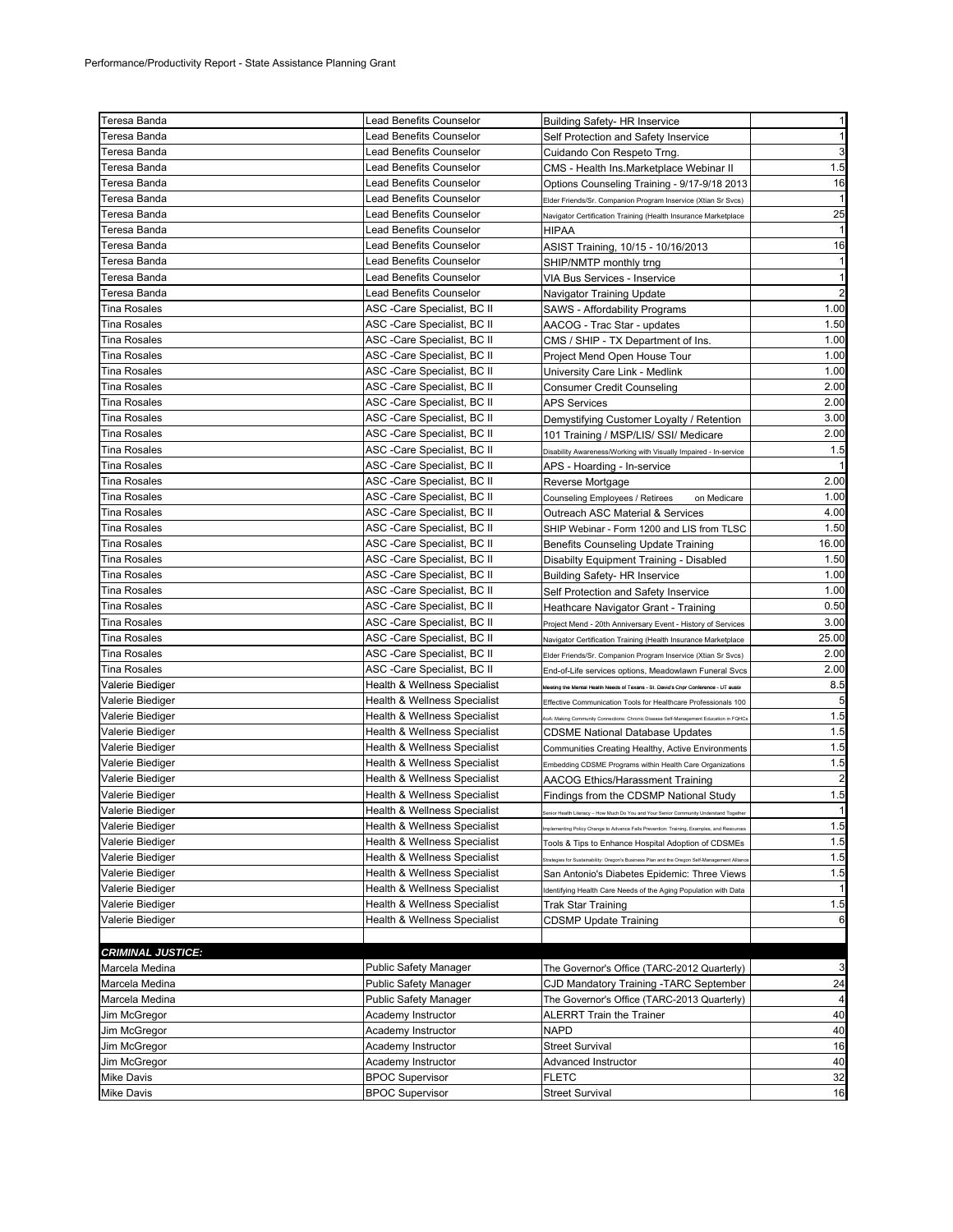Performance/Productivity Report - State Assistance Planning Grant

| | | | |
|---|---|---|---|
| Teresa Banda | Lead Benefits Counselor | Building Safety- HR Inservice | 1 |
| Teresa Banda | Lead Benefits Counselor | Self Protection and Safety Inservice | 1 |
| Teresa Banda | Lead Benefits Counselor | Cuidando Con Respeto Trng. | 3 |
| Teresa Banda | Lead Benefits Counselor | CMS - Health Ins.Marketplace Webinar II | 1.5 |
| Teresa Banda | Lead Benefits Counselor | Options Counseling Training - 9/17-9/18 2013 | 16 |
| Teresa Banda | Lead Benefits Counselor | Elder Friends/Sr. Companion Program Inservice (Xtian Sr Svcs) | 1 |
| Teresa Banda | Lead Benefits Counselor | Navigator Certification Training (Health Insurance Marketplace | 25 |
| Teresa Banda | Lead Benefits Counselor | HIPAA | 1 |
| Teresa Banda | Lead Benefits Counselor | ASIST Training, 10/15 - 10/16/2013 | 16 |
| Teresa Banda | Lead Benefits Counselor | SHIP/NMTP monthly trng | 1 |
| Teresa Banda | Lead Benefits Counselor | VIA Bus Services - Inservice | 1 |
| Teresa Banda | Lead Benefits Counselor | Navigator Training Update | 2 |
| Tina Rosales | ASC -Care Specialist, BC II | SAWS - Affordability Programs | 1.00 |
| Tina Rosales | ASC -Care Specialist, BC II | AACOG - Trac Star - updates | 1.50 |
| Tina Rosales | ASC -Care Specialist, BC II | CMS / SHIP - TX Department of Ins. | 1.00 |
| Tina Rosales | ASC -Care Specialist, BC II | Project Mend Open House Tour | 1.00 |
| Tina Rosales | ASC -Care Specialist, BC II | University Care Link - Medlink | 1.00 |
| Tina Rosales | ASC -Care Specialist, BC II | Consumer Credit Counseling | 2.00 |
| Tina Rosales | ASC -Care Specialist, BC II | APS Services | 2.00 |
| Tina Rosales | ASC -Care Specialist, BC II | Demystifying Customer Loyalty / Retention | 3.00 |
| Tina Rosales | ASC -Care Specialist, BC II | 101 Training / MSP/LIS/ SSI/ Medicare | 2.00 |
| Tina Rosales | ASC -Care Specialist, BC II | Disability Awareness/Working with Visually Impaired - In-service | 1.5 |
| Tina Rosales | ASC -Care Specialist, BC II | APS - Hoarding - In-service | 1 |
| Tina Rosales | ASC -Care Specialist, BC II | Reverse Mortgage | 2.00 |
| Tina Rosales | ASC -Care Specialist, BC II | Counseling Employees / Retirees on Medicare | 1.00 |
| Tina Rosales | ASC -Care Specialist, BC II | Outreach ASC Material & Services | 4.00 |
| Tina Rosales | ASC -Care Specialist, BC II | SHIP Webinar - Form 1200 and LIS from TLSC | 1.50 |
| Tina Rosales | ASC -Care Specialist, BC II | Benefits Counseling Update Training | 16.00 |
| Tina Rosales | ASC -Care Specialist, BC II | Disabilty Equipment Training - Disabled | 1.50 |
| Tina Rosales | ASC -Care Specialist, BC II | Building Safety- HR Inservice | 1.00 |
| Tina Rosales | ASC -Care Specialist, BC II | Self Protection and Safety Inservice | 1.00 |
| Tina Rosales | ASC -Care Specialist, BC II | Heathcare Navigator Grant - Training | 0.50 |
| Tina Rosales | ASC -Care Specialist, BC II | Project Mend - 20th Anniversary Event - History of Services | 3.00 |
| Tina Rosales | ASC -Care Specialist, BC II | Navigator Certification Training (Health Insurance Marketplace | 25.00 |
| Tina Rosales | ASC -Care Specialist, BC II | Elder Friends/Sr. Companion Program Inservice (Xtian Sr Svcs) | 2.00 |
| Tina Rosales | ASC -Care Specialist, BC II | End-of-Life services options, Meadowlawn Funeral Svcs | 2.00 |
| Valerie Biediger | Health & Wellness Specialist | Meeting the Mental Health Needs of Texans - St. David's Chpr Conference - UT austir | 8.5 |
| Valerie Biediger | Health & Wellness Specialist | Effective Communication Tools for Healthcare Professionals 100 | 5 |
| Valerie Biediger | Health & Wellness Specialist | AoA: Making Community Connections: Chronic Disease Self-Management Education in FQHCs | 1.5 |
| Valerie Biediger | Health & Wellness Specialist | CDSME National Database Updates | 1.5 |
| Valerie Biediger | Health & Wellness Specialist | Communities Creating Healthy, Active Environments | 1.5 |
| Valerie Biediger | Health & Wellness Specialist | Embedding CDSME Programs within Health Care Organizations | 1.5 |
| Valerie Biediger | Health & Wellness Specialist | AACOG Ethics/Harassment Training | 2 |
| Valerie Biediger | Health & Wellness Specialist | Findings from the CDSMP National Study | 1.5 |
| Valerie Biediger | Health & Wellness Specialist | Senior Health Literacy – How Much Do You and Your Senior Community Understand Together | 1 |
| Valerie Biediger | Health & Wellness Specialist | Implementing Policy Change to Advance Falls Prevention: Training, Examples, and Resources | 1.5 |
| Valerie Biediger | Health & Wellness Specialist | Tools & Tips to Enhance Hospital Adoption of CDSMEs | 1.5 |
| Valerie Biediger | Health & Wellness Specialist | Strategies for Sustainability: Oregon's Business Plan and the Oregon Self-Management Alliance | 1.5 |
| Valerie Biediger | Health & Wellness Specialist | San Antonio's Diabetes Epidemic: Three Views | 1.5 |
| Valerie Biediger | Health & Wellness Specialist | Identifying Health Care Needs of the Aging Population with Data | 1 |
| Valerie Biediger | Health & Wellness Specialist | Trak Star Training | 1.5 |
| Valerie Biediger | Health & Wellness Specialist | CDSMP Update Training | 6 |
| | | | |
| ***CRIMINAL JUSTICE:*** | | | |
| Marcela Medina | Public Safety Manager | The Governor's Office (TARC-2012 Quarterly) | 3 |
| Marcela Medina | Public Safety Manager | CJD Mandatory Training -TARC September | 24 |
| Marcela Medina | Public Safety Manager | The Governor's Office (TARC-2013 Quarterly) | 4 |
| Jim McGregor | Academy Instructor | ALERRT Train the Trainer | 40 |
| Jim McGregor | Academy Instructor | NAPD | 40 |
| Jim McGregor | Academy Instructor | Street Survival | 16 |
| Jim McGregor | Academy Instructor | Advanced Instructor | 40 |
| Mike Davis | BPOC Supervisor | FLETC | 32 |
| Mike Davis | BPOC Supervisor | Street Survival | 16 |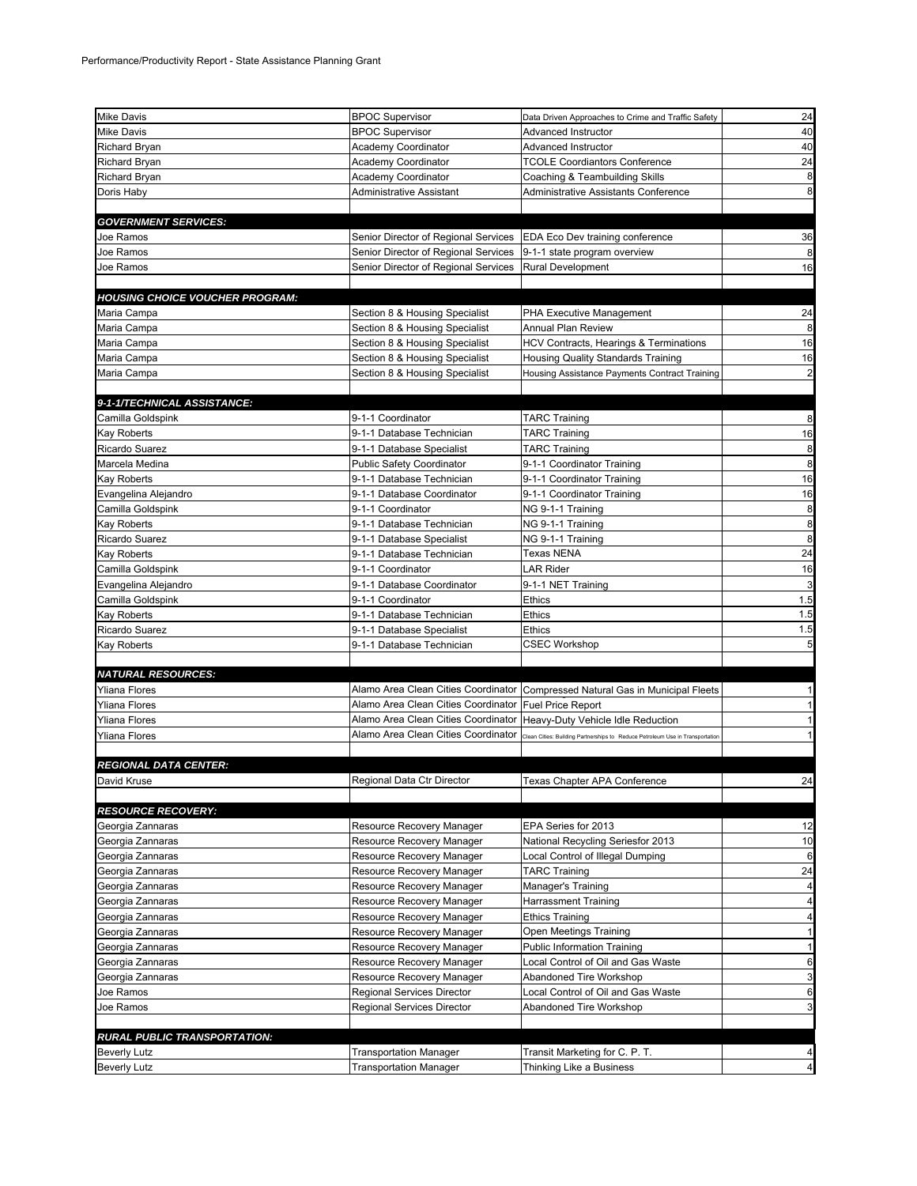Performance/Productivity Report - State Assistance Planning Grant

| | | | |
|---|---|---|---|
| Mike Davis | BPOC Supervisor | Data Driven Approaches to Crime and Traffic Safety | 24 |
| Mike Davis | BPOC Supervisor | Advanced Instructor | 40 |
| Richard Bryan | Academy Coordinator | Advanced Instructor | 40 |
| Richard Bryan | Academy Coordinator | TCOLE Coordiantors Conference | 24 |
| Richard Bryan | Academy Coordinator | Coaching & Teambuilding Skills | 8 |
| Doris Haby | Administrative Assistant | Administrative Assistants Conference | 8 |
| | | | |
| ***GOVERNMENT SERVICES:*** | | | |
| Joe Ramos | Senior Director of Regional Services | EDA Eco Dev training conference | 36 |
| Joe Ramos | Senior Director of Regional Services | 9-1-1 state program overview | 8 |
| Joe Ramos | Senior Director of Regional Services | Rural Development | 16 |
| | | | |
| ***HOUSING CHOICE VOUCHER PROGRAM:*** | | | |
| Maria Campa | Section 8 & Housing Specialist | PHA Executive Management | 24 |
| Maria Campa | Section 8 & Housing Specialist | Annual Plan Review | 8 |
| Maria Campa | Section 8 & Housing Specialist | HCV Contracts, Hearings & Terminations | 16 |
| Maria Campa | Section 8 & Housing Specialist | Housing Quality Standards Training | 16 |
| Maria Campa | Section 8 & Housing Specialist | Housing Assistance Payments Contract Training | 2 |
| | | | |
| ***9-1-1/TECHNICAL ASSISTANCE:*** | | | |
| Camilla Goldspink | 9-1-1 Coordinator | TARC Training | 8 |
| Kay Roberts | 9-1-1 Database Technician | TARC Training | 16 |
| Ricardo Suarez | 9-1-1 Database Specialist | TARC Training | 8 |
| Marcela Medina | Public Safety Coordinator | 9-1-1 Coordinator Training | 8 |
| Kay Roberts | 9-1-1 Database Technician | 9-1-1 Coordinator Training | 16 |
| Evangelina Alejandro | 9-1-1 Database Coordinator | 9-1-1 Coordinator Training | 16 |
| Camilla Goldspink | 9-1-1 Coordinator | NG 9-1-1 Training | 8 |
| Kay Roberts | 9-1-1 Database Technician | NG 9-1-1 Training | 8 |
| Ricardo Suarez | 9-1-1 Database Specialist | NG 9-1-1 Training | 8 |
| Kay Roberts | 9-1-1 Database Technician | Texas NENA | 24 |
| Camilla Goldspink | 9-1-1 Coordinator | LAR Rider | 16 |
| Evangelina Alejandro | 9-1-1 Database Coordinator | 9-1-1 NET Training | 3 |
| Camilla Goldspink | 9-1-1 Coordinator | Ethics | 1.5 |
| Kay Roberts | 9-1-1 Database Technician | Ethics | 1.5 |
| Ricardo Suarez | 9-1-1 Database Specialist | Ethics | 1.5 |
| Kay Roberts | 9-1-1 Database Technician | CSEC Workshop | 5 |
| | | | |
| ***NATURAL RESOURCES:*** | | | |
| Yliana Flores | Alamo Area Clean Cities Coordinator | Compressed Natural Gas in Municipal Fleets | 1 |
| Yliana Flores | Alamo Area Clean Cities Coordinator | Fuel Price Report | 1 |
| Yliana Flores | Alamo Area Clean Cities Coordinator | Heavy-Duty Vehicle Idle Reduction | 1 |
| Yliana Flores | Alamo Area Clean Cities Coordinator | Clean Cities: Building Partnerships to Reduce Petroleum Use in Transportation | 1 |
| | | | |
| ***REGIONAL DATA CENTER:*** | | | |
| David Kruse | Regional Data Ctr Director | Texas Chapter APA Conference | 24 |
| | | | |
| ***RESOURCE RECOVERY:*** | | | |
| Georgia Zannaras | Resource Recovery Manager | EPA Series for 2013 | 12 |
| Georgia Zannaras | Resource Recovery Manager | National Recycling Seriesfor 2013 | 10 |
| Georgia Zannaras | Resource Recovery Manager | Local Control of Illegal Dumping | 6 |
| Georgia Zannaras | Resource Recovery Manager | TARC Training | 24 |
| Georgia Zannaras | Resource Recovery Manager | Manager's Training | 4 |
| Georgia Zannaras | Resource Recovery Manager | Harrassment Training | 4 |
| Georgia Zannaras | Resource Recovery Manager | Ethics Training | 4 |
| Georgia Zannaras | Resource Recovery Manager | Open Meetings Training | 1 |
| Georgia Zannaras | Resource Recovery Manager | Public Information Training | 1 |
| Georgia Zannaras | Resource Recovery Manager | Local Control of Oil and Gas Waste | 6 |
| Georgia Zannaras | Resource Recovery Manager | Abandoned Tire Workshop | 3 |
| Joe Ramos | Regional Services Director | Local Control of Oil and Gas Waste | 6 |
| Joe Ramos | Regional Services Director | Abandoned Tire Workshop | 3 |
| | | | |
| ***RURAL PUBLIC TRANSPORTATION:*** | | | |
| Beverly Lutz | Transportation Manager | Transit Marketing for C. P. T. | 4 |
| Beverly Lutz | Transportation Manager | Thinking Like a Business | 4 |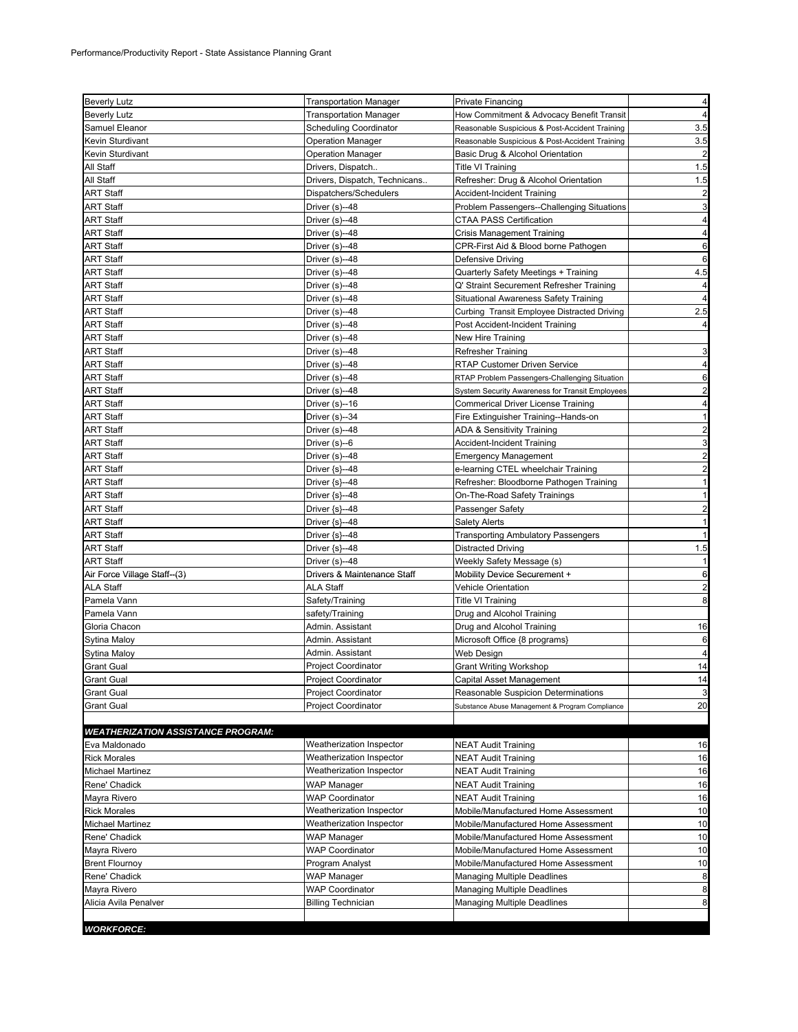Performance/Productivity Report - State Assistance Planning Grant

| | | | |
|---|---|---|---|
| Beverly Lutz | Transportation Manager | Private Financing | 4 |
| Beverly Lutz | Transportation Manager | How Commitment & Advocacy Benefit Transit | 4 |
| Samuel Eleanor | Scheduling Coordinator | Reasonable Suspicious & Post-Accident Training | 3.5 |
| Kevin Sturdivant | Operation Manager | Reasonable Suspicious & Post-Accident Training | 3.5 |
| Kevin Sturdivant | Operation Manager | Basic Drug & Alcohol Orientation | 2 |
| All Staff | Drivers, Dispatch.. | Title VI Training | 1.5 |
| All Staff | Drivers, Dispatch, Technicans.. | Refresher: Drug & Alcohol Orientation | 1.5 |
| ART Staff | Dispatchers/Schedulers | Accident-Incident Training | 2 |
| ART Staff | Driver (s)--48 | Problem Passengers--Challenging Situations | 3 |
| ART Staff | Driver (s)--48 | CTAA PASS Certification | 4 |
| ART Staff | Driver (s)--48 | Crisis Management Training | 4 |
| ART Staff | Driver (s)--48 | CPR-First Aid & Blood borne Pathogen | 6 |
| ART Staff | Driver (s)--48 | Defensive Driving | 6 |
| ART Staff | Driver (s)--48 | Quarterly Safety Meetings + Training | 4.5 |
| ART Staff | Driver (s)--48 | Q' Straint Securement Refresher Training | 4 |
| ART Staff | Driver (s)--48 | Situational Awareness Safety Training | 4 |
| ART Staff | Driver (s)--48 | Curbing Transit Employee Distracted Driving | 2.5 |
| ART Staff | Driver (s)--48 | Post Accident-Incident Training | 4 |
| ART Staff | Driver (s)--48 | New Hire Training | |
| ART Staff | Driver (s)--48 | Refresher Training | 3 |
| ART Staff | Driver (s)--48 | RTAP Customer Driven Service | 4 |
| ART Staff | Driver (s)--48 | RTAP Problem Passengers-Challenging Situation | 6 |
| ART Staff | Driver (s)--48 | System Security Awareness for Transit Employees | 2 |
| ART Staff | Driver (s)--16 | Commerical Driver License Training | 4 |
| ART Staff | Driver (s)--34 | Fire Extinguisher Training--Hands-on | 1 |
| ART Staff | Driver (s)--48 | ADA & Sensitivity Training | 2 |
| ART Staff | Driver (s)--6 | Accident-Incident Training | 3 |
| ART Staff | Driver (s)--48 | Emergency Management | 2 |
| ART Staff | Driver {s}--48 | e-learning CTEL wheelchair Training | 2 |
| ART Staff | Driver {s}--48 | Refresher: Bloodborne Pathogen Training | 1 |
| ART Staff | Driver {s}--48 | On-The-Road Safety Trainings | 1 |
| ART Staff | Driver {s}--48 | Passenger Safety | 2 |
| ART Staff | Driver {s}--48 | Salety Alerts | 1 |
| ART Staff | Driver {s}--48 | Transporting Ambulatory Passengers | 1 |
| ART Staff | Driver {s}--48 | Distracted Driving | 1.5 |
| ART Staff | Driver (s)--48 | Weekly Safety Message (s) | 1 |
| Air Force Village Staff--(3) | Drivers & Maintenance Staff | Mobility Device Securement + | 6 |
| ALA Staff | ALA Staff | Vehicle Orientation | 2 |
| Pamela Vann | Safety/Training | Title VI Training | 8 |
| Pamela Vann | safety/Training | Drug and Alcohol Training | |
| Gloria Chacon | Admin. Assistant | Drug and Alcohol Training | 16 |
| Sytina Maloy | Admin. Assistant | Microsoft Office {8 programs} | 6 |
| Sytina Maloy | Admin. Assistant | Web Design | 4 |
| Grant Gual | Project Coordinator | Grant Writing Workshop | 14 |
| Grant Gual | Project Coordinator | Capital Asset Management | 14 |
| Grant Gual | Project Coordinator | Reasonable Suspicion Determinations | 3 |
| Grant Gual | Project Coordinator | Substance Abuse Management & Program Compliance | 20 |
| | | | |
| ***WEATHERIZATION ASSISTANCE PROGRAM:*** | | | |
| Eva Maldonado | Weatherization Inspector | NEAT Audit Training | 16 |
| Rick Morales | Weatherization Inspector | NEAT Audit Training | 16 |
| Michael Martinez | Weatherization Inspector | NEAT Audit Training | 16 |
| Rene' Chadick | WAP Manager | NEAT Audit Training | 16 |
| Mayra Rivero | WAP Coordinator | NEAT Audit Training | 16 |
| Rick Morales | Weatherization Inspector | Mobile/Manufactured Home Assessment | 10 |
| Michael Martinez | Weatherization Inspector | Mobile/Manufactured Home Assessment | 10 |
| Rene' Chadick | WAP Manager | Mobile/Manufactured Home Assessment | 10 |
| Mayra Rivero | WAP Coordinator | Mobile/Manufactured Home Assessment | 10 |
| Brent Flournoy | Program Analyst | Mobile/Manufactured Home Assessment | 10 |
| Rene' Chadick | WAP Manager | Managing Multiple Deadlines | 8 |
| Mayra Rivero | WAP Coordinator | Managing Multiple Deadlines | 8 |
| Alicia Avila Penalver | Billing Technician | Managing Multiple Deadlines | 8 |
| | | | |
| ***WORKFORCE:*** | | | |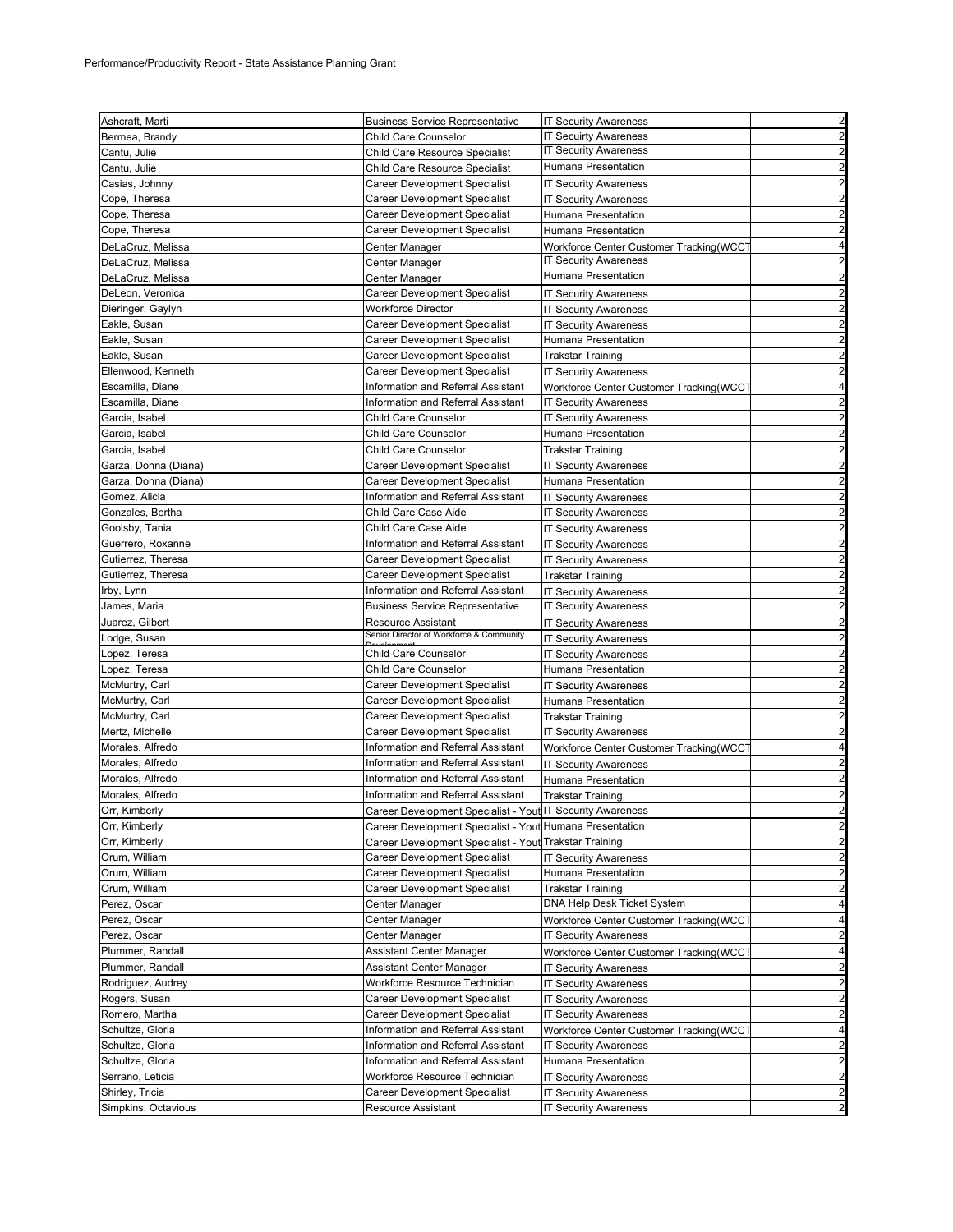Performance/Productivity Report - State Assistance Planning Grant

| | | | |
|---|---|---|---|
| Ashcraft, Marti | Business Service Representative | IT Security Awareness | 2 |
| Bermea, Brandy | Child Care Counselor | IT Secuirty Awareness | 2 |
| Cantu, Julie | Child Care Resource Specialist | IT Security Awareness | 2 |
| Cantu, Julie | Child Care Resource Specialist | Humana Presentation | 2 |
| Casias, Johnny | Career Development Specialist | IT Security Awareness | 2 |
| Cope, Theresa | Career Development Specialist | IT Security Awareness | 2 |
| Cope, Theresa | Career Development Specialist | Humana Presentation | 2 |
| Cope, Theresa | Career Development Specialist | Humana Presentation | 2 |
| DeLaCruz, Melissa | Center Manager | Workforce Center Customer Tracking(WCCT | 4 |
| DeLaCruz, Melissa | Center Manager | IT Security Awareness | 2 |
| DeLaCruz, Melissa | Center Manager | Humana Presentation | 2 |
| DeLeon, Veronica | Career Development Specialist | IT Security Awareness | 2 |
| Dieringer, Gaylyn | Workforce Director | IT Security Awareness | 2 |
| Eakle, Susan | Career Development Specialist | IT Security Awareness | 2 |
| Eakle, Susan | Career Development Specialist | Humana Presentation | 2 |
| Eakle, Susan | Career Development Specialist | Trakstar Training | 2 |
| Ellenwood, Kenneth | Career Development Specialist | IT Security Awareness | 2 |
| Escamilla, Diane | Information and Referral Assistant | Workforce Center Customer Tracking(WCCT | 4 |
| Escamilla, Diane | Information and Referral Assistant | IT Security Awareness | 2 |
| Garcia, Isabel | Child Care Counselor | IT Security Awareness | 2 |
| Garcia, Isabel | Child Care Counselor | Humana Presentation | 2 |
| Garcia, Isabel | Child Care Counselor | Trakstar Training | 2 |
| Garza, Donna (Diana) | Career Development Specialist | IT Security Awareness | 2 |
| Garza, Donna (Diana) | Career Development Specialist | Humana Presentation | 2 |
| Gomez, Alicia | Information and Referral Assistant | IT Security Awareness | 2 |
| Gonzales, Bertha | Child Care Case Aide | IT Security Awareness | 2 |
| Goolsby, Tania | Child Care Case Aide | IT Security Awareness | 2 |
| Guerrero, Roxanne | Information and Referral Assistant | IT Security Awareness | 2 |
| Gutierrez, Theresa | Career Development Specialist | IT Security Awareness | 2 |
| Gutierrez, Theresa | Career Development Specialist | Trakstar Training | 2 |
| Irby, Lynn | Information and Referral Assistant | IT Security Awareness | 2 |
| James, Maria | Business Service Representative | IT Security Awareness | 2 |
| Juarez, Gilbert | Resource Assistant | IT Security Awareness | 2 |
| Lodge, Susan | Senior Director of Workforce & Community Development | IT Security Awareness | 2 |
| Lopez, Teresa | Child Care Counselor | IT Security Awareness | 2 |
| Lopez, Teresa | Child Care Counselor | Humana Presentation | 2 |
| McMurtry, Carl | Career Development Specialist | IT Security Awareness | 2 |
| McMurtry, Carl | Career Development Specialist | Humana Presentation | 2 |
| McMurtry, Carl | Career Development Specialist | Trakstar Training | 2 |
| Mertz, Michelle | Career Development Specialist | IT Security Awareness | 2 |
| Morales, Alfredo | Information and Referral Assistant | Workforce Center Customer Tracking(WCCT | 4 |
| Morales, Alfredo | Information and Referral Assistant | IT Security Awareness | 2 |
| Morales, Alfredo | Information and Referral Assistant | Humana Presentation | 2 |
| Morales, Alfredo | Information and Referral Assistant | Trakstar Training | 2 |
| Orr, Kimberly | Career Development Specialist - Yout | IT Security Awareness | 2 |
| Orr, Kimberly | Career Development Specialist - Yout | Humana Presentation | 2 |
| Orr, Kimberly | Career Development Specialist - Yout | Trakstar Training | 2 |
| Orum, William | Career Development Specialist | IT Security Awareness | 2 |
| Orum, William | Career Development Specialist | Humana Presentation | 2 |
| Orum, William | Career Development Specialist | Trakstar Training | 2 |
| Perez, Oscar | Center Manager | DNA Help Desk Ticket System | 4 |
| Perez, Oscar | Center Manager | Workforce Center Customer Tracking(WCCT | 4 |
| Perez, Oscar | Center Manager | IT Security Awareness | 2 |
| Plummer, Randall | Assistant Center Manager | Workforce Center Customer Tracking(WCCT | 4 |
| Plummer, Randall | Assistant Center Manager | IT Security Awareness | 2 |
| Rodriguez, Audrey | Workforce Resource Technician | IT Security Awareness | 2 |
| Rogers, Susan | Career Development Specialist | IT Security Awareness | 2 |
| Romero, Martha | Career Development Specialist | IT Security Awareness | 2 |
| Schultze, Gloria | Information and Referral Assistant | Workforce Center Customer Tracking(WCCT | 4 |
| Schultze, Gloria | Information and Referral Assistant | IT Security Awareness | 2 |
| Schultze, Gloria | Information and Referral Assistant | Humana Presentation | 2 |
| Serrano, Leticia | Workforce Resource Technician | IT Security Awareness | 2 |
| Shirley, Tricia | Career Development Specialist | IT Security Awareness | 2 |
| Simpkins, Octavious | Resource Assistant | IT Security Awareness | 2 |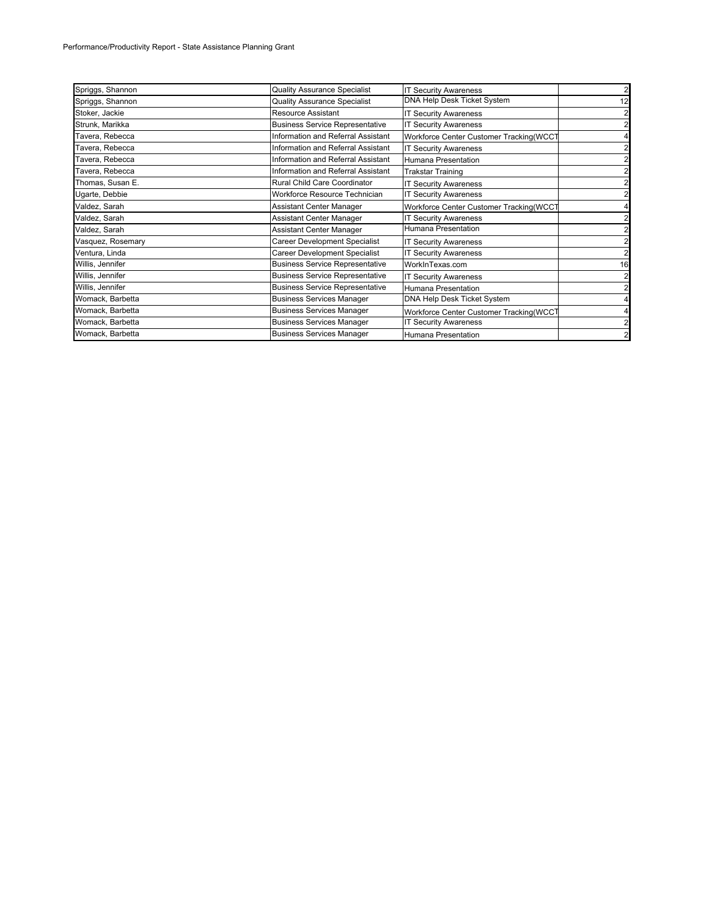| | | | |
|---|---|---|---|
| Spriggs, Shannon | Quality Assurance Specialist | IT Security Awareness | 2 |
| Spriggs, Shannon | Quality Assurance Specialist | DNA Help Desk Ticket System | 12 |
| Stoker, Jackie | Resource Assistant | IT Security Awareness | 2 |
| Strunk, Marikka | Business Service Representative | IT Security Awareness | 2 |
| Tavera, Rebecca | Information and Referral Assistant | Workforce Center Customer Tracking(WCCT | 4 |
| Tavera, Rebecca | Information and Referral Assistant | IT Security Awareness | 2 |
| Tavera, Rebecca | Information and Referral Assistant | Humana Presentation | 2 |
| Tavera, Rebecca | Information and Referral Assistant | Trakstar Training | 2 |
| Thomas, Susan E. | Rural Child Care Coordinator | IT Security Awareness | 2 |
| Ugarte, Debbie | Workforce Resource Technician | IT Security Awareness | 2 |
| Valdez, Sarah | Assistant Center Manager | Workforce Center Customer Tracking(WCCT | 4 |
| Valdez, Sarah | Assistant Center Manager | IT Security Awareness | 2 |
| Valdez, Sarah | Assistant Center Manager | Humana Presentation | 2 |
| Vasquez, Rosemary | Career Development Specialist | IT Security Awareness | 2 |
| Ventura, Linda | Career Development Specialist | IT Security Awareness | 2 |
| Willis, Jennifer | Business Service Representative | WorkInTexas.com | 16 |
| Willis, Jennifer | Business Service Representative | IT Security Awareness | 2 |
| Willis, Jennifer | Business Service Representative | Humana Presentation | 2 |
| Womack, Barbetta | Business Services Manager | DNA Help Desk Ticket System | 4 |
| Womack, Barbetta | Business Services Manager | Workforce Center Customer Tracking(WCCT | 4 |
| Womack, Barbetta | Business Services Manager | IT Security Awareness | 2 |
| Womack, Barbetta | Business Services Manager | Humana Presentation | 2 |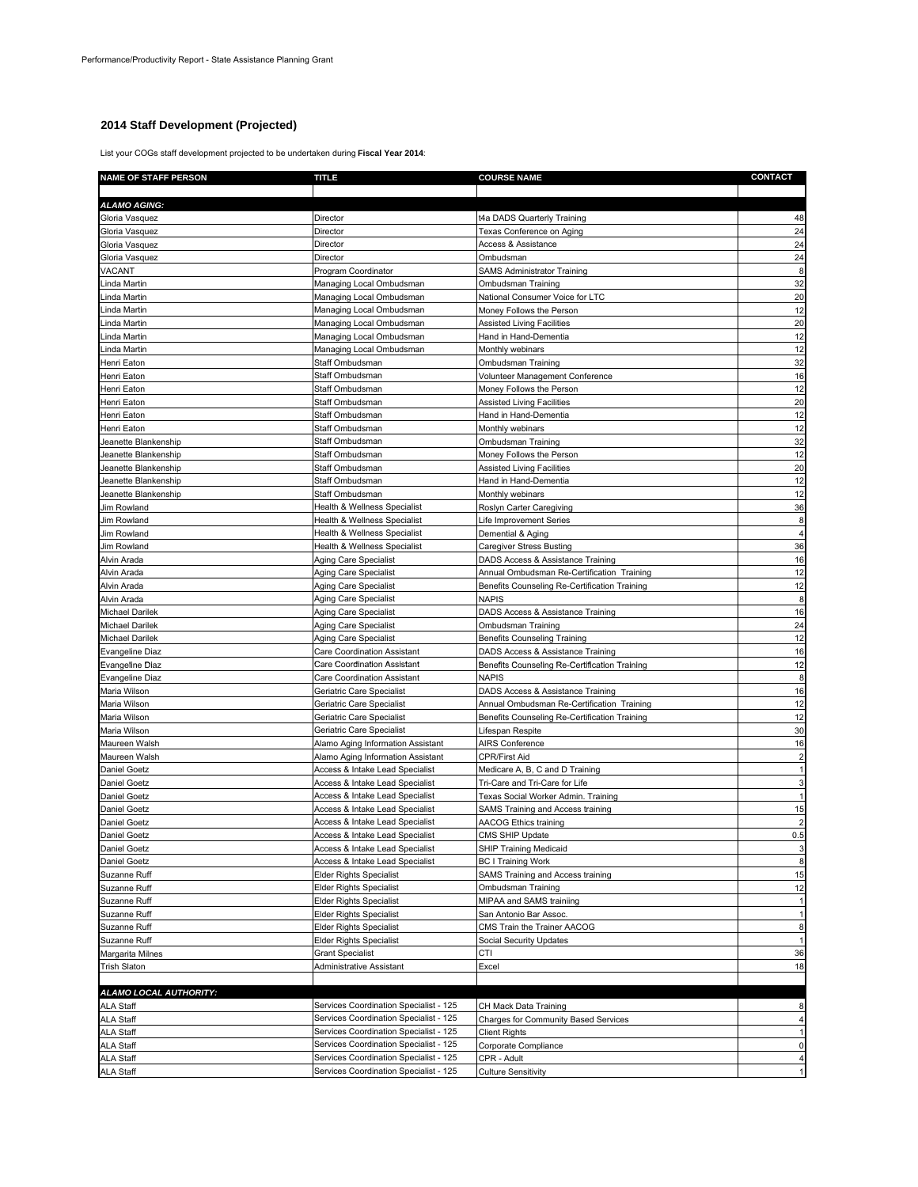Performance/Productivity Report - State Assistance Planning Grant

## 2014 Staff Development (Projected)

List your COGs staff development projected to be undertaken during **Fiscal Year 2014**:

| NAME OF STAFF PERSON | TITLE | COURSE NAME | CONTACT |
|---|---|---|---|
| | | | |
| ***ALAMO AGING:*** | | | |
| Gloria Vasquez | Director | t4a DADS Quarterly Training | 48 |
| Gloria Vasquez | Director | Texas Conference on Aging | 24 |
| Gloria Vasquez | Director | Access & Assistance | 24 |
| Gloria Vasquez | Director | Ombudsman | 24 |
| VACANT | Program Coordinator | SAMS Administrator Training | 8 |
| Linda Martin | Managing Local Ombudsman | Ombudsman Training | 32 |
| Linda Martin | Managing Local Ombudsman | National Consumer Voice for LTC | 20 |
| Linda Martin | Managing Local Ombudsman | Money Follows the Person | 12 |
| Linda Martin | Managing Local Ombudsman | Assisted Living Facilities | 20 |
| Linda Martin | Managing Local Ombudsman | Hand in Hand-Dementia | 12 |
| Linda Martin | Managing Local Ombudsman | Monthly webinars | 12 |
| Henri Eaton | Staff Ombudsman | Ombudsman Training | 32 |
| Henri Eaton | Staff Ombudsman | Volunteer Management Conference | 16 |
| Henri Eaton | Staff Ombudsman | Money Follows the Person | 12 |
| Henri Eaton | Staff Ombudsman | Assisted Living Facilities | 20 |
| Henri Eaton | Staff Ombudsman | Hand in Hand-Dementia | 12 |
| Henri Eaton | Staff Ombudsman | Monthly webinars | 12 |
| Jeanette Blankenship | Staff Ombudsman | Ombudsman Training | 32 |
| Jeanette Blankenship | Staff Ombudsman | Money Follows the Person | 12 |
| Jeanette Blankenship | Staff Ombudsman | Assisted Living Facilities | 20 |
| Jeanette Blankenship | Staff Ombudsman | Hand in Hand-Dementia | 12 |
| Jeanette Blankenship | Staff Ombudsman | Monthly webinars | 12 |
| Jim Rowland | Health & Wellness Specialist | Roslyn Carter Caregiving | 36 |
| Jim Rowland | Health & Wellness Specialist | Life Improvement Series | 8 |
| Jim Rowland | Health & Wellness Specialist | Demential & Aging | 4 |
| Jim Rowland | Health & Wellness Specialist | Caregiver Stress Busting | 36 |
| Alvin Arada | Aging Care Specialist | DADS Access & Assistance Training | 16 |
| Alvin Arada | Aging Care Specialist | Annual Ombudsman Re-Certification Training | 12 |
| Alvin Arada | Aging Care Specialist | Benefits Counseling Re-Certification Training | 12 |
| Alvin Arada | Aging Care Specialist | NAPIS | 8 |
| Michael Darilek | Aging Care Specialist | DADS Access & Assistance Training | 16 |
| Michael Darilek | Aging Care Specialist | Ombudsman Training | 24 |
| Michael Darilek | Aging Care Specialist | Benefits Counseling Training | 12 |
| Evangeline Diaz | Care Coordination Assistant | DADS Access & Assistance Training | 16 |
| Evangeline Diaz | Care Coordination Assistant | Benefits Counseling Re-Certification Training | 12 |
| Evangeline Diaz | Care Coordination Assistant | NAPIS | 8 |
| Maria Wilson | Geriatric Care Specialist | DADS Access & Assistance Training | 16 |
| Maria Wilson | Geriatric Care Specialist | Annual Ombudsman Re-Certification Training | 12 |
| Maria Wilson | Geriatric Care Specialist | Benefits Counseling Re-Certification Training | 12 |
| Maria Wilson | Geriatric Care Specialist | Lifespan Respite | 30 |
| Maureen Walsh | Alamo Aging Information Assistant | AIRS Conference | 16 |
| Maureen Walsh | Alamo Aging Information Assistant | CPR/First Aid | 2 |
| Daniel Goetz | Access & Intake Lead Specialist | Medicare A, B, C and D Training | 1 |
| Daniel Goetz | Access & Intake Lead Specialist | Tri-Care and Tri-Care for Life | 3 |
| Daniel Goetz | Access & Intake Lead Specialist | Texas Social Worker Admin. Training | 1 |
| Daniel Goetz | Access & Intake Lead Specialist | SAMS Training and Access training | 15 |
| Daniel Goetz | Access & Intake Lead Specialist | AACOG Ethics training | 2 |
| Daniel Goetz | Access & Intake Lead Specialist | CMS SHIP Update | 0.5 |
| Daniel Goetz | Access & Intake Lead Specialist | SHIP Training Medicaid | 3 |
| Daniel Goetz | Access & Intake Lead Specialist | BC I Training Work | 8 |
| Suzanne Ruff | Elder Rights Specialist | SAMS Training and Access training | 15 |
| Suzanne Ruff | Elder Rights Specialist | Ombudsman Training | 12 |
| Suzanne Ruff | Elder Rights Specialist | MIPAA and SAMS trainiing | 1 |
| Suzanne Ruff | Elder Rights Specialist | San Antonio Bar Assoc. | 1 |
| Suzanne Ruff | Elder Rights Specialist | CMS Train the Trainer AACOG | 8 |
| Suzanne Ruff | Elder Rights Specialist | Social Security Updates | 1 |
| Margarita Milnes | Grant Specialist | CTI | 36 |
| Trish Slaton | Administrative Assistant | Excel | 18 |
| | | | |
| ***ALAMO LOCAL AUTHORITY:*** | | | |
| ALA Staff | Services Coordination Specialist - 125 | CH Mack Data Training | 8 |
| ALA Staff | Services Coordination Specialist - 125 | Charges for Community Based Services | 4 |
| ALA Staff | Services Coordination Specialist - 125 | Client Rights | 1 |
| ALA Staff | Services Coordination Specialist - 125 | Corporate Compliance | 0 |
| ALA Staff | Services Coordination Specialist - 125 | CPR - Adult | 4 |
| ALA Staff | Services Coordination Specialist - 125 | Culture Sensitivity | 1 |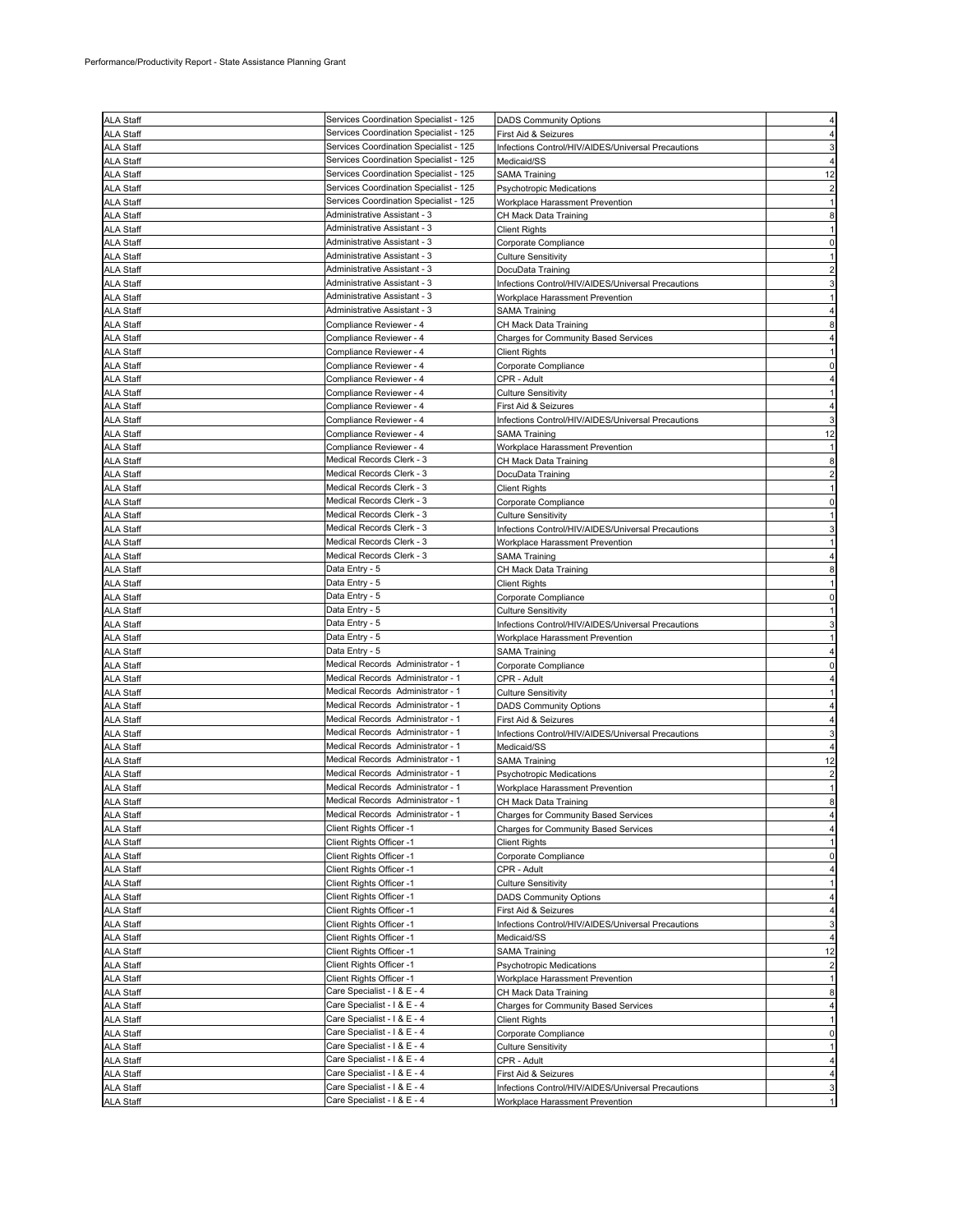Performance/Productivity Report - State Assistance Planning Grant

| | | | |
|---|---|---|---|
| ALA Staff | Services Coordination Specialist - 125 | DADS Community Options | 4 |
| ALA Staff | Services Coordination Specialist - 125 | First Aid & Seizures | 4 |
| ALA Staff | Services Coordination Specialist - 125 | Infections Control/HIV/AIDES/Universal Precautions | 3 |
| ALA Staff | Services Coordination Specialist - 125 | Medicaid/SS | 4 |
| ALA Staff | Services Coordination Specialist - 125 | SAMA Training | 12 |
| ALA Staff | Services Coordination Specialist - 125 | Psychotropic Medications | 2 |
| ALA Staff | Services Coordination Specialist - 125 | Workplace Harassment Prevention | 1 |
| ALA Staff | Administrative Assistant - 3 | CH Mack Data Training | 8 |
| ALA Staff | Administrative Assistant - 3 | Client Rights | 1 |
| ALA Staff | Administrative Assistant - 3 | Corporate Compliance | 0 |
| ALA Staff | Administrative Assistant - 3 | Culture Sensitivity | 1 |
| ALA Staff | Administrative Assistant - 3 | DocuData Training | 2 |
| ALA Staff | Administrative Assistant - 3 | Infections Control/HIV/AIDES/Universal Precautions | 3 |
| ALA Staff | Administrative Assistant - 3 | Workplace Harassment Prevention | 1 |
| ALA Staff | Administrative Assistant - 3 | SAMA Training | 4 |
| ALA Staff | Compliance Reviewer - 4 | CH Mack Data Training | 8 |
| ALA Staff | Compliance Reviewer - 4 | Charges for Community Based Services | 4 |
| ALA Staff | Compliance Reviewer - 4 | Client Rights | 1 |
| ALA Staff | Compliance Reviewer - 4 | Corporate Compliance | 0 |
| ALA Staff | Compliance Reviewer - 4 | CPR - Adult | 4 |
| ALA Staff | Compliance Reviewer - 4 | Culture Sensitivity | 1 |
| ALA Staff | Compliance Reviewer - 4 | First Aid & Seizures | 4 |
| ALA Staff | Compliance Reviewer - 4 | Infections Control/HIV/AIDES/Universal Precautions | 3 |
| ALA Staff | Compliance Reviewer - 4 | SAMA Training | 12 |
| ALA Staff | Compliance Reviewer - 4 | Workplace Harassment Prevention | 1 |
| ALA Staff | Medical Records Clerk - 3 | CH Mack Data Training | 8 |
| ALA Staff | Medical Records Clerk - 3 | DocuData Training | 2 |
| ALA Staff | Medical Records Clerk - 3 | Client Rights | 1 |
| ALA Staff | Medical Records Clerk - 3 | Corporate Compliance | 0 |
| ALA Staff | Medical Records Clerk - 3 | Culture Sensitivity | 1 |
| ALA Staff | Medical Records Clerk - 3 | Infections Control/HIV/AIDES/Universal Precautions | 3 |
| ALA Staff | Medical Records Clerk - 3 | Workplace Harassment Prevention | 1 |
| ALA Staff | Medical Records Clerk - 3 | SAMA Training | 4 |
| ALA Staff | Data Entry - 5 | CH Mack Data Training | 8 |
| ALA Staff | Data Entry - 5 | Client Rights | 1 |
| ALA Staff | Data Entry - 5 | Corporate Compliance | 0 |
| ALA Staff | Data Entry - 5 | Culture Sensitivity | 1 |
| ALA Staff | Data Entry - 5 | Infections Control/HIV/AIDES/Universal Precautions | 3 |
| ALA Staff | Data Entry - 5 | Workplace Harassment Prevention | 1 |
| ALA Staff | Data Entry - 5 | SAMA Training | 4 |
| ALA Staff | Medical Records Administrator - 1 | Corporate Compliance | 0 |
| ALA Staff | Medical Records Administrator - 1 | CPR - Adult | 4 |
| ALA Staff | Medical Records Administrator - 1 | Culture Sensitivity | 1 |
| ALA Staff | Medical Records Administrator - 1 | DADS Community Options | 4 |
| ALA Staff | Medical Records Administrator - 1 | First Aid & Seizures | 4 |
| ALA Staff | Medical Records Administrator - 1 | Infections Control/HIV/AIDES/Universal Precautions | 3 |
| ALA Staff | Medical Records Administrator - 1 | Medicaid/SS | 4 |
| ALA Staff | Medical Records Administrator - 1 | SAMA Training | 12 |
| ALA Staff | Medical Records Administrator - 1 | Psychotropic Medications | 2 |
| ALA Staff | Medical Records Administrator - 1 | Workplace Harassment Prevention | 1 |
| ALA Staff | Medical Records Administrator - 1 | CH Mack Data Training | 8 |
| ALA Staff | Medical Records Administrator - 1 | Charges for Community Based Services | 4 |
| ALA Staff | Client Rights Officer -1 | Charges for Community Based Services | 4 |
| ALA Staff | Client Rights Officer -1 | Client Rights | 1 |
| ALA Staff | Client Rights Officer -1 | Corporate Compliance | 0 |
| ALA Staff | Client Rights Officer -1 | CPR - Adult | 4 |
| ALA Staff | Client Rights Officer -1 | Culture Sensitivity | 1 |
| ALA Staff | Client Rights Officer -1 | DADS Community Options | 4 |
| ALA Staff | Client Rights Officer -1 | First Aid & Seizures | 4 |
| ALA Staff | Client Rights Officer -1 | Infections Control/HIV/AIDES/Universal Precautions | 3 |
| ALA Staff | Client Rights Officer -1 | Medicaid/SS | 4 |
| ALA Staff | Client Rights Officer -1 | SAMA Training | 12 |
| ALA Staff | Client Rights Officer -1 | Psychotropic Medications | 2 |
| ALA Staff | Client Rights Officer -1 | Workplace Harassment Prevention | 1 |
| ALA Staff | Care Specialist - I & E - 4 | CH Mack Data Training | 8 |
| ALA Staff | Care Specialist - I & E - 4 | Charges for Community Based Services | 4 |
| ALA Staff | Care Specialist - I & E - 4 | Client Rights | 1 |
| ALA Staff | Care Specialist - I & E - 4 | Corporate Compliance | 0 |
| ALA Staff | Care Specialist - I & E - 4 | Culture Sensitivity | 1 |
| ALA Staff | Care Specialist - I & E - 4 | CPR - Adult | 4 |
| ALA Staff | Care Specialist - I & E - 4 | First Aid & Seizures | 4 |
| ALA Staff | Care Specialist - I & E - 4 | Infections Control/HIV/AIDES/Universal Precautions | 3 |
| ALA Staff | Care Specialist - I & E - 4 | Workplace Harassment Prevention | 1 |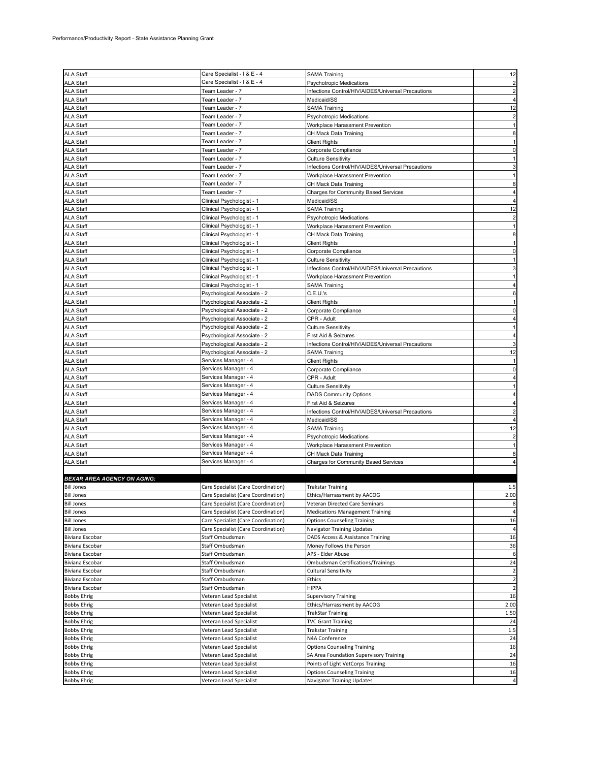Performance/Productivity Report - State Assistance Planning Grant

| | | | |
|---|---|---|---|
| ALA Staff | Care Specialist - I & E - 4 | SAMA Training | 12 |
| ALA Staff | Care Specialist - I & E - 4 | Psychotropic Medications | 2 |
| ALA Staff | Team Leader - 7 | Infections Control/HIV/AIDES/Universal Precautions | 2 |
| ALA Staff | Team Leader - 7 | Medicaid/SS | 4 |
| ALA Staff | Team Leader - 7 | SAMA Training | 12 |
| ALA Staff | Team Leader - 7 | Psychotropic Medications | 2 |
| ALA Staff | Team Leader - 7 | Workplace Harassment Prevention | 1 |
| ALA Staff | Team Leader - 7 | CH Mack Data Training | 8 |
| ALA Staff | Team Leader - 7 | Client Rights | 1 |
| ALA Staff | Team Leader - 7 | Corporate Compliance | 0 |
| ALA Staff | Team Leader - 7 | Culture Sensitivity | 1 |
| ALA Staff | Team Leader - 7 | Infections Control/HIV/AIDES/Universal Precautions | 3 |
| ALA Staff | Team Leader - 7 | Workplace Harassment Prevention | 1 |
| ALA Staff | Team Leader - 7 | CH Mack Data Training | 8 |
| ALA Staff | Team Leader - 7 | Charges for Community Based Services | 4 |
| ALA Staff | Clinical Psychologist - 1 | Medicaid/SS | 4 |
| ALA Staff | Clinical Psychologist - 1 | SAMA Training | 12 |
| ALA Staff | Clinical Psychologist - 1 | Psychotropic Medications | 2 |
| ALA Staff | Clinical Psychologist - 1 | Workplace Harassment Prevention | 1 |
| ALA Staff | Clinical Psychologist - 1 | CH Mack Data Training | 8 |
| ALA Staff | Clinical Psychologist - 1 | Client Rights | 1 |
| ALA Staff | Clinical Psychologist - 1 | Corporate Compliance | 0 |
| ALA Staff | Clinical Psychologist - 1 | Culture Sensitivity | 1 |
| ALA Staff | Clinical Psychologist - 1 | Infections Control/HIV/AIDES/Universal Precautions | 3 |
| ALA Staff | Clinical Psychologist - 1 | Workplace Harassment Prevention | 1 |
| ALA Staff | Clinical Psychologist - 1 | SAMA Training | 4 |
| ALA Staff | Psychological Associate - 2 | C.E.U.'s | 6 |
| ALA Staff | Psychological Associate - 2 | Client Rights | 1 |
| ALA Staff | Psychological Associate - 2 | Corporate Compliance | 0 |
| ALA Staff | Psychological Associate - 2 | CPR - Adult | 4 |
| ALA Staff | Psychological Associate - 2 | Culture Sensitivity | 1 |
| ALA Staff | Psychological Associate - 2 | First Aid & Seizures | 4 |
| ALA Staff | Psychological Associate - 2 | Infections Control/HIV/AIDES/Universal Precautions | 3 |
| ALA Staff | Psychological Associate - 2 | SAMA Training | 12 |
| ALA Staff | Services Manager - 4 | Client Rights | 1 |
| ALA Staff | Services Manager - 4 | Corporate Compliance | 0 |
| ALA Staff | Services Manager - 4 | CPR - Adult | 4 |
| ALA Staff | Services Manager - 4 | Culture Sensitivity | 1 |
| ALA Staff | Services Manager - 4 | DADS Community Options | 4 |
| ALA Staff | Services Manager - 4 | First Aid & Seizures | 4 |
| ALA Staff | Services Manager - 4 | Infections Control/HIV/AIDES/Universal Precautions | 2 |
| ALA Staff | Services Manager - 4 | Medicaid/SS | 4 |
| ALA Staff | Services Manager - 4 | SAMA Training | 12 |
| ALA Staff | Services Manager - 4 | Psychotropic Medications | 2 |
| ALA Staff | Services Manager - 4 | Workplace Harassment Prevention | 1 |
| ALA Staff | Services Manager - 4 | CH Mack Data Training | 8 |
| ALA Staff | Services Manager - 4 | Charges for Community Based Services | 4 |
| | | | |
| ***BEXAR AREA AGENCY ON AGING:*** | | | |
| Bill Jones | Care Specialist (Care Coordination) | Trakstar Training | 1.5 |
| Bill Jones | Care Specialist (Care Coordination) | Ethics/Harrassment by AACOG | 2.00 |
| Bill Jones | Care Specialist (Care Coordination) | Veteran Directed Care Seminars | 8 |
| Bill Jones | Care Specialist (Care Coordination) | Medications Management Training | 4 |
| Bill Jones | Care Specialist (Care Coordination) | Options Counseling Training | 16 |
| Bill Jones | Care Specialist (Care Coordination) | Navigator Training Updates | 4 |
| Biviana Escobar | Staff Ombudsman | DADS Access & Assistance Training | 16 |
| Biviana Escobar | Staff Ombudsman | Money Follows the Person | 36 |
| Biviana Escobar | Staff Ombudsman | APS - Elder Abuse | 6 |
| Biviana Escobar | Staff Ombudsman | Ombudsman Certifications/Trainings | 24 |
| Biviana Escobar | Staff Ombudsman | Cultural Sensitivity | 2 |
| Biviana Escobar | Staff Ombudsman | Ethics | 2 |
| Biviana Escobar | Staff Ombudsman | HIPPA | 2 |
| Bobby Ehrig | Veteran Lead Specialist | Supervisory Training | 16 |
| Bobby Ehrig | Veteran Lead Specialist | Ethics/Harrassment by AACOG | 2.00 |
| Bobby Ehrig | Veteran Lead Specialist | TrakStar Training | 1.50 |
| Bobby Ehrig | Veteran Lead Specialist | TVC Grant Training | 24 |
| Bobby Ehrig | Veteran Lead Specialist | Trakstar Training | 1.5 |
| Bobby Ehrig | Veteran Lead Specialist | N4A Conference | 24 |
| Bobby Ehrig | Veteran Lead Specialist | Options Counseling Training | 16 |
| Bobby Ehrig | Veteran Lead Specialist | SA Area Foundation Supervisory Training | 24 |
| Bobby Ehrig | Veteran Lead Specialist | Points of Light VetCorps Training | 16 |
| Bobby Ehrig | Veteran Lead Specialist | Options Counseling Training | 16 |
| Bobby Ehrig | Veteran Lead Specialist | Navigator Training Updates | 4 |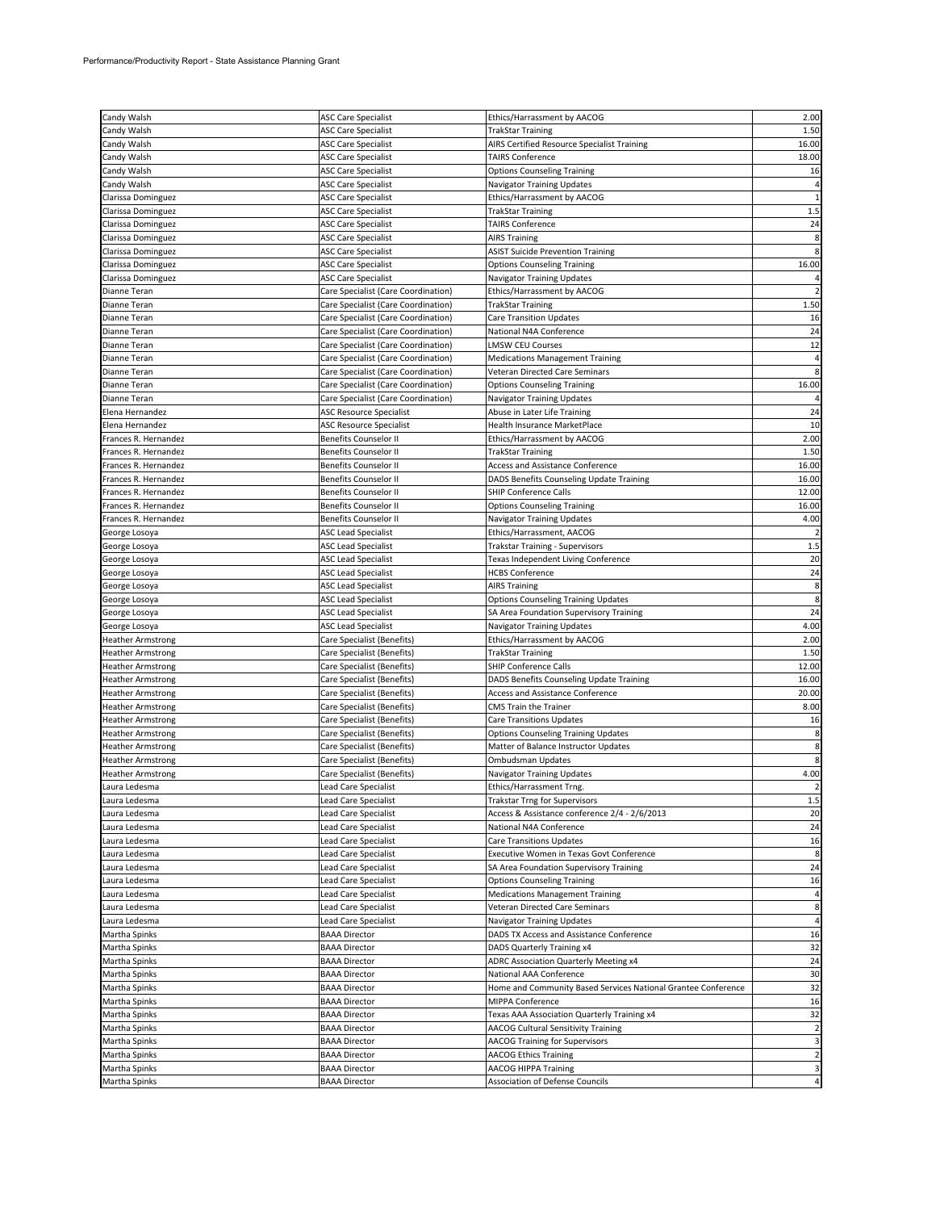| | | | |
|---|---|---|---|
| Candy Walsh | ASC Care Specialist | Ethics/Harrassment by AACOG | 2.00 |
| Candy Walsh | ASC Care Specialist | TrakStar Training | 1.50 |
| Candy Walsh | ASC Care Specialist | AIRS Certified Resource Specialist Training | 16.00 |
| Candy Walsh | ASC Care Specialist | TAIRS Conference | 18.00 |
| Candy Walsh | ASC Care Specialist | Options Counseling Training | 16 |
| Candy Walsh | ASC Care Specialist | Navigator Training Updates | 4 |
| Clarissa Dominguez | ASC Care Specialist | Ethics/Harrassment by AACOG | 1 |
| Clarissa Dominguez | ASC Care Specialist | TrakStar Training | 1.5 |
| Clarissa Dominguez | ASC Care Specialist | TAIRS Conference | 24 |
| Clarissa Dominguez | ASC Care Specialist | AIRS Training | 8 |
| Clarissa Dominguez | ASC Care Specialist | ASIST Suicide Prevention Training | 8 |
| Clarissa Dominguez | ASC Care Specialist | Options Counseling Training | 16.00 |
| Clarissa Dominguez | ASC Care Specialist | Navigator Training Updates | 4 |
| Dianne Teran | Care Specialist (Care Coordination) | Ethics/Harrassment by AACOG | 2 |
| Dianne Teran | Care Specialist (Care Coordination) | TrakStar Training | 1.50 |
| Dianne Teran | Care Specialist (Care Coordination) | Care Transition Updates | 16 |
| Dianne Teran | Care Specialist (Care Coordination) | National N4A Conference | 24 |
| Dianne Teran | Care Specialist (Care Coordination) | LMSW CEU Courses | 12 |
| Dianne Teran | Care Specialist (Care Coordination) | Medications Management Training | 4 |
| Dianne Teran | Care Specialist (Care Coordination) | Veteran Directed Care Seminars | 8 |
| Dianne Teran | Care Specialist (Care Coordination) | Options Counseling Training | 16.00 |
| Dianne Teran | Care Specialist (Care Coordination) | Navigator Training Updates | 4 |
| Elena Hernandez | ASC Resource Specialist | Abuse in Later Life Training | 24 |
| Elena Hernandez | ASC Resource Specialist | Health Insurance MarketPlace | 10 |
| Frances R. Hernandez | Benefits Counselor II | Ethics/Harrassment by AACOG | 2.00 |
| Frances R. Hernandez | Benefits Counselor II | TrakStar Training | 1.50 |
| Frances R. Hernandez | Benefits Counselor II | Access and Assistance Conference | 16.00 |
| Frances R. Hernandez | Benefits Counselor II | DADS Benefits Counseling Update Training | 16.00 |
| Frances R. Hernandez | Benefits Counselor II | SHIP Conference Calls | 12.00 |
| Frances R. Hernandez | Benefits Counselor II | Options Counseling Training | 16.00 |
| Frances R. Hernandez | Benefits Counselor II | Navigator Training Updates | 4.00 |
| George Losoya | ASC Lead Specialist | Ethics/Harrassment, AACOG | 2 |
| George Losoya | ASC Lead Specialist | Trakstar Training - Supervisors | 1.5 |
| George Losoya | ASC Lead Specialist | Texas Independent Living Conference | 20 |
| George Losoya | ASC Lead Specialist | HCBS Conference | 24 |
| George Losoya | ASC Lead Specialist | AIRS Training | 8 |
| George Losoya | ASC Lead Specialist | Options Counseling Training Updates | 8 |
| George Losoya | ASC Lead Specialist | SA Area Foundation Supervisory Training | 24 |
| George Losoya | ASC Lead Specialist | Navigator Training Updates | 4.00 |
| Heather Armstrong | Care Specialist (Benefits) | Ethics/Harrassment by AACOG | 2.00 |
| Heather Armstrong | Care Specialist (Benefits) | TrakStar Training | 1.50 |
| Heather Armstrong | Care Specialist (Benefits) | SHIP Conference Calls | 12.00 |
| Heather Armstrong | Care Specialist (Benefits) | DADS Benefits Counseling Update Training | 16.00 |
| Heather Armstrong | Care Specialist (Benefits) | Access and Assistance Conference | 20.00 |
| Heather Armstrong | Care Specialist (Benefits) | CMS Train the Trainer | 8.00 |
| Heather Armstrong | Care Specialist (Benefits) | Care Transitions Updates | 16 |
| Heather Armstrong | Care Specialist (Benefits) | Options Counseling Training Updates | 8 |
| Heather Armstrong | Care Specialist (Benefits) | Matter of Balance Instructor Updates | 8 |
| Heather Armstrong | Care Specialist (Benefits) | Ombudsman Updates | 8 |
| Heather Armstrong | Care Specialist (Benefits) | Navigator Training Updates | 4.00 |
| Laura Ledesma | Lead Care Specialist | Ethics/Harrassment Trng. | 2 |
| Laura Ledesma | Lead Care Specialist | Trakstar Trng for Supervisors | 1.5 |
| Laura Ledesma | Lead Care Specialist | Access & Assistance conference 2/4 - 2/6/2013 | 20 |
| Laura Ledesma | Lead Care Specialist | National N4A Conference | 24 |
| Laura Ledesma | Lead Care Specialist | Care Transitions Updates | 16 |
| Laura Ledesma | Lead Care Specialist | Executive Women in Texas Govt Conference | 8 |
| Laura Ledesma | Lead Care Specialist | SA Area Foundation Supervisory Training | 24 |
| Laura Ledesma | Lead Care Specialist | Options Counseling Training | 16 |
| Laura Ledesma | Lead Care Specialist | Medications Management Training | 4 |
| Laura Ledesma | Lead Care Specialist | Veteran Directed Care Seminars | 8 |
| Laura Ledesma | Lead Care Specialist | Navigator Training Updates | 4 |
| Martha Spinks | BAAA Director | DADS TX Access and Assistance Conference | 16 |
| Martha Spinks | BAAA Director | DADS Quarterly Training x4 | 32 |
| Martha Spinks | BAAA Director | ADRC Association Quarterly Meeting x4 | 24 |
| Martha Spinks | BAAA Director | National AAA Conference | 30 |
| Martha Spinks | BAAA Director | Home and Community Based Services National Grantee Conference | 32 |
| Martha Spinks | BAAA Director | MIPPA Conference | 16 |
| Martha Spinks | BAAA Director | Texas AAA Association Quarterly Training x4 | 32 |
| Martha Spinks | BAAA Director | AACOG Cultural Sensitivity Training | 2 |
| Martha Spinks | BAAA Director | AACOG Training for Supervisors | 3 |
| Martha Spinks | BAAA Director | AACOG Ethics Training | 2 |
| Martha Spinks | BAAA Director | AACOG HIPPA Training | 3 |
| Martha Spinks | BAAA Director | Association of Defense Councils | 4 |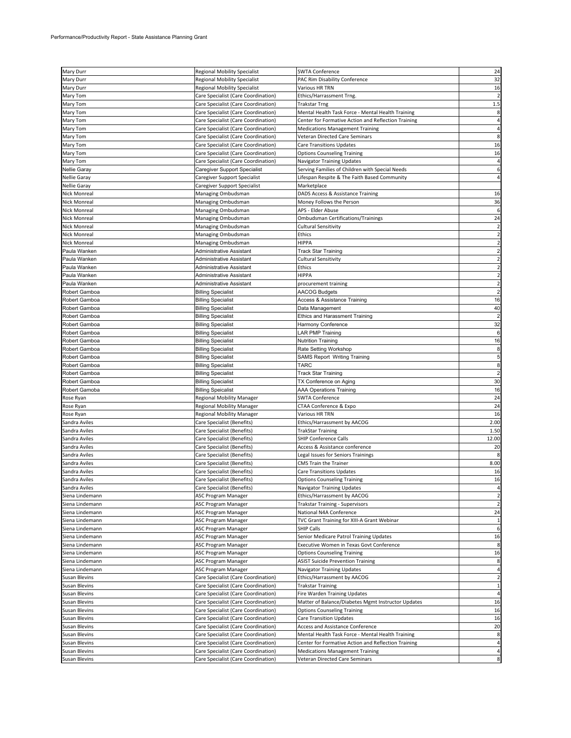Performance/Productivity Report - State Assistance Planning Grant

| | | | |
|---|---|---|---|
| Mary Durr | Regional Mobility Specialist | SWTA Conference | 24 |
| Mary Durr | Regional Mobility Specialist | PAC Rim Disability Conference | 32 |
| Mary Durr | Regional Mobility Specialist | Various HR TRN | 16 |
| Mary Tom | Care Specialist (Care Coordination) | Ethics/Harrassment Trng. | 2 |
| Mary Tom | Care Specialist (Care Coordination) | Trakstar Trng | 1.5 |
| Mary Tom | Care Specialist (Care Coordination) | Mental Health Task Force - Mental Health Training | 8 |
| Mary Tom | Care Specialist (Care Coordination) | Center for Formative Action and Reflection Training | 4 |
| Mary Tom | Care Specialist (Care Coordination) | Medications Management Training | 4 |
| Mary Tom | Care Specialist (Care Coordination) | Veteran Directed Care Seminars | 8 |
| Mary Tom | Care Specialist (Care Coordination) | Care Transitions Updates | 16 |
| Mary Tom | Care Specialist (Care Coordination) | Options Counseling Training | 16 |
| Mary Tom | Care Specialist (Care Coordination) | Navigator Training Updates | 4 |
| Nellie Garay | Caregiver Support Specialist | Serving Families of Children with Special Needs | 6 |
| Nellie Garay | Caregiver Support Specialist | Lifespan Respite & The Faith Based Community | 4 |
| Nellie Garay | Caregiver Support Specialist | Marketplace | |
| Nick Monreal | Managing Ombudsman | DADS Access & Assistance Training | 16 |
| Nick Monreal | Managing Ombudsman | Money Follows the Person | 36 |
| Nick Monreal | Managing Ombudsman | APS - Elder Abuse | 6 |
| Nick Monreal | Managing Ombudsman | Ombudsman Certifications/Trainings | 24 |
| Nick Monreal | Managing Ombudsman | Cultural Sensitivity | 2 |
| Nick Monreal | Managing Ombudsman | Ethics | 2 |
| Nick Monreal | Managing Ombudsman | HIPPA | 2 |
| Paula Wanken | Administrative Assistant | Track Star Training | 2 |
| Paula Wanken | Administrative Assistant | Cultural Sensitivity | 2 |
| Paula Wanken | Administrative Assistant | Ethics | 2 |
| Paula Wanken | Administrative Assistant | HIPPA | 2 |
| Paula Wanken | Administrative Assistant | procurement training | 2 |
| Robert Gamboa | Billing Specialist | AACOG Budgets | 2 |
| Robert Gamboa | Billing Specialist | Access & Assistance Training | 16 |
| Robert Gamboa | Billing Specialist | Data Management | 40 |
| Robert Gamboa | Billing Specialist | Ethics and Harassment Training | 2 |
| Robert Gamboa | Billing Specialist | Harmony Conference | 32 |
| Robert Gamboa | Billing Specialist | LAR PMP Training | 6 |
| Robert Gamboa | Billing Specialist | Nutrition Training | 16 |
| Robert Gamboa | Billing Specialist | Rate Setting Workshop | 8 |
| Robert Gamboa | Billing Specialist | SAMS Report Writing Training | 5 |
| Robert Gamboa | Billing Specialist | TARC | 8 |
| Robert Gamboa | Billing Specialist | Track Star Training | 2 |
| Robert Gamboa | Billing Specialist | TX Conference on Aging | 30 |
| Robert Gamoba | Billing Speicalist | AAA Operations Training | 16 |
| Rose Ryan | Regional Mobility Manager | SWTA Conference | 24 |
| Rose Ryan | Regional Mobility Manager | CTAA Conference & Expo | 24 |
| Rose Ryan | Regional Mobility Manager | Various HR TRN | 16 |
| Sandra Aviles | Care Specialist (Benefits) | Ethics/Harrassment by AACOG | 2.00 |
| Sandra Aviles | Care Specialist (Benefits) | TrakStar Training | 1.50 |
| Sandra Aviles | Care Specialist (Benefits) | SHIP Conference Calls | 12.00 |
| Sandra Aviles | Care Specialist (Benefits) | Access & Assistance conference | 20 |
| Sandra Aviles | Care Specialist (Benefits) | Legal Issues for Seniors Trainings | 8 |
| Sandra Aviles | Care Specialist (Benefits) | CMS Train the Trainer | 8.00 |
| Sandra Aviles | Care Specialist (Benefits) | Care Transitions Updates | 16 |
| Sandra Aviles | Care Specialist (Benefits) | Options Counseling Training | 16 |
| Sandra Aviles | Care Specialist (Benefits) | Navigator Training Updates | 4 |
| Siena Lindemann | ASC Program Manager | Ethics/Harrassment by AACOG | 2 |
| Siena Lindemann | ASC Program Manager | Trakstar Training - Supervisors | 2 |
| Siena Lindemann | ASC Program Manager | National N4A Conference | 24 |
| Siena Lindemann | ASC Program Manager | TVC Grant Training for XIII-A Grant Webinar | 1 |
| Siena Lindemann | ASC Program Manager | SHIP Calls | 6 |
| Siena Lindemann | ASC Program Manager | Senior Medicare Patrol Training Updates | 16 |
| Siena Lindemann | ASC Program Manager | Executive Women in Texas Govt Conference | 8 |
| Siena Lindemann | ASC Program Manager | Options Counseling Training | 16 |
| Siena Lindemann | ASC Program Manager | ASIST Suicide Prevention Training | 8 |
| Siena Lindemann | ASC Program Manager | Navigator Training Updates | 4 |
| Susan Blevins | Care Specialist (Care Coordination) | Ethics/Harrassment by AACOG | 2 |
| Susan Blevins | Care Specialist (Care Coordination) | Trakstar Training | 1 |
| Susan Blevins | Care Specialist (Care Coordination) | Fire Warden Training Updates | 4 |
| Susan Blevins | Care Specialist (Care Coordination) | Matter of Balance/Diabetes Mgmt Instructor Updates | 16 |
| Susan Blevins | Care Specialist (Care Coordination) | Options Counseling Training | 16 |
| Susan Blevins | Care Specialist (Care Coordination) | Care Transition Updates | 16 |
| Susan Blevins | Care Specialist (Care Coordination) | Access and Assistance Conference | 20 |
| Susan Blevins | Care Specialist (Care Coordination) | Mental Health Task Force - Mental Health Training | 8 |
| Susan Blevins | Care Specialist (Care Coordination) | Center for Formative Action and Reflection Training | 4 |
| Susan Blevins | Care Specialist (Care Coordination) | Medications Management Training | 4 |
| Susan Blevins | Care Specialist (Care Coordination) | Veteran Directed Care Seminars | 8 |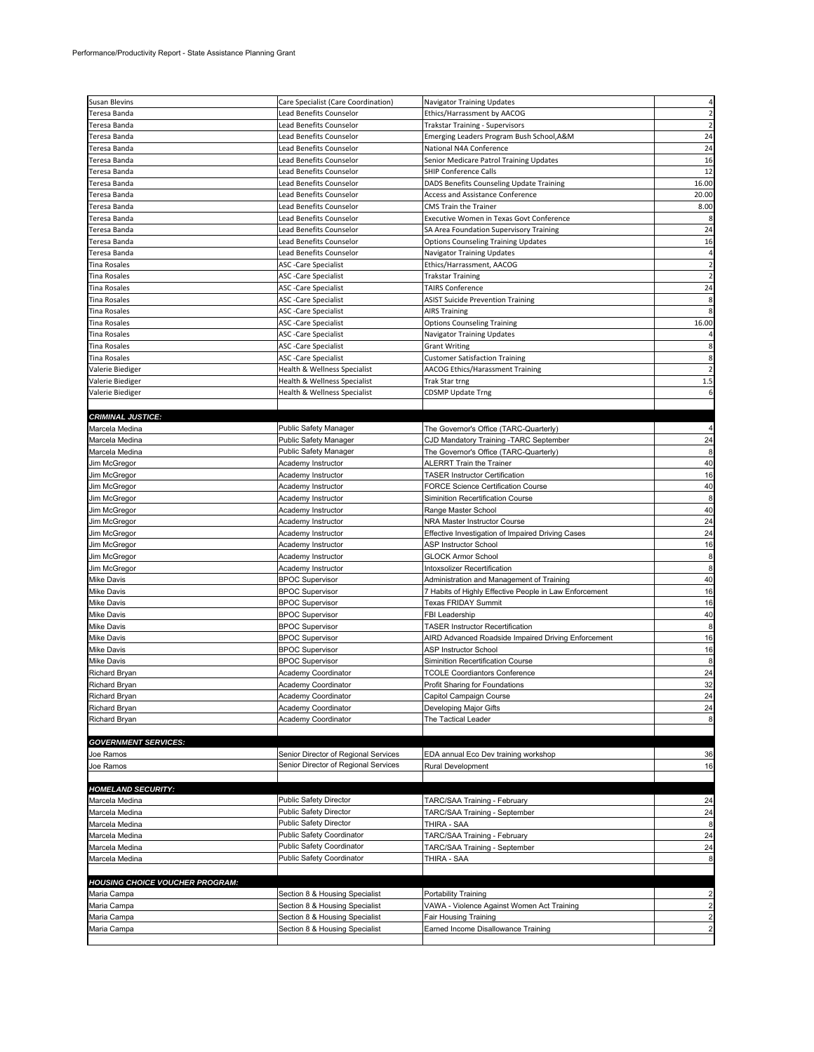Performance/Productivity Report - State Assistance Planning Grant

| | | | |
|---|---|---|---|
| Susan Blevins | Care Specialist (Care Coordination) | Navigator Training Updates | 4 |
| Teresa Banda | Lead Benefits Counselor | Ethics/Harrassment by AACOG | 2 |
| Teresa Banda | Lead Benefits Counselor | Trakstar Training - Supervisors | 2 |
| Teresa Banda | Lead Benefits Counselor | Emerging Leaders Program Bush School,A&M | 24 |
| Teresa Banda | Lead Benefits Counselor | National N4A Conference | 24 |
| Teresa Banda | Lead Benefits Counselor | Senior Medicare Patrol Training Updates | 16 |
| Teresa Banda | Lead Benefits Counselor | SHIP Conference Calls | 12 |
| Teresa Banda | Lead Benefits Counselor | DADS Benefits Counseling Update Training | 16.00 |
| Teresa Banda | Lead Benefits Counselor | Access and Assistance Conference | 20.00 |
| Teresa Banda | Lead Benefits Counselor | CMS Train the Trainer | 8.00 |
| Teresa Banda | Lead Benefits Counselor | Executive Women in Texas Govt Conference | 8 |
| Teresa Banda | Lead Benefits Counselor | SA Area Foundation Supervisory Training | 24 |
| Teresa Banda | Lead Benefits Counselor | Options Counseling Training Updates | 16 |
| Teresa Banda | Lead Benefits Counselor | Navigator Training Updates | 4 |
| Tina Rosales | ASC -Care Specialist | Ethics/Harrassment, AACOG | 2 |
| Tina Rosales | ASC -Care Specialist | Trakstar Training | 2 |
| Tina Rosales | ASC -Care Specialist | TAIRS Conference | 24 |
| Tina Rosales | ASC -Care Specialist | ASIST Suicide Prevention Training | 8 |
| Tina Rosales | ASC -Care Specialist | AIRS Training | 8 |
| Tina Rosales | ASC -Care Specialist | Options Counseling Training | 16.00 |
| Tina Rosales | ASC -Care Specialist | Navigator Training Updates | 4 |
| Tina Rosales | ASC -Care Specialist | Grant Writing | 8 |
| Tina Rosales | ASC -Care Specialist | Customer Satisfaction Training | 8 |
| Valerie Biediger | Health & Wellness Specialist | AACOG Ethics/Harassment Training | 2 |
| Valerie Biediger | Health & Wellness Specialist | Trak Star trng | 1.5 |
| Valerie Biediger | Health & Wellness Specialist | CDSMP Update Trng | 6 |
| | | | |
| ***CRIMINAL JUSTICE:*** | | | |
| Marcela Medina | Public Safety Manager | The Governor's Office (TARC-Quarterly) | 4 |
| Marcela Medina | Public Safety Manager | CJD Mandatory Training -TARC September | 24 |
| Marcela Medina | Public Safety Manager | The Governor's Office (TARC-Quarterly) | 8 |
| Jim McGregor | Academy Instructor | ALERRT Train the Trainer | 40 |
| Jim McGregor | Academy Instructor | TASER Instructor Certification | 16 |
| Jim McGregor | Academy Instructor | FORCE Science Certification Course | 40 |
| Jim McGregor | Academy Instructor | Siminition Recertification Course | 8 |
| Jim McGregor | Academy Instructor | Range Master School | 40 |
| Jim McGregor | Academy Instructor | NRA Master Instructor Course | 24 |
| Jim McGregor | Academy Instructor | Effective Investigation of Impaired Driving Cases | 24 |
| Jim McGregor | Academy Instructor | ASP Instructor School | 16 |
| Jim McGregor | Academy Instructor | GLOCK Armor School | 8 |
| Jim McGregor | Academy Instructor | Intoxsolizer Recertification | 8 |
| Mike Davis | BPOC Supervisor | Administration and Management of Training | 40 |
| Mike Davis | BPOC Supervisor | 7 Habits of Highly Effective People in Law Enforcement | 16 |
| Mike Davis | BPOC Supervisor | Texas FRIDAY Summit | 16 |
| Mike Davis | BPOC Supervisor | FBI Leadership | 40 |
| Mike Davis | BPOC Supervisor | TASER Instructor Recertification | 8 |
| Mike Davis | BPOC Supervisor | AIRD Advanced Roadside Impaired Driving Enforcement | 16 |
| Mike Davis | BPOC Supervisor | ASP Instructor School | 16 |
| Mike Davis | BPOC Supervisor | Siminition Recertification Course | 8 |
| Richard Bryan | Academy Coordinator | TCOLE Coordiantors Conference | 24 |
| Richard Bryan | Academy Coordinator | Profit Sharing for Foundations | 32 |
| Richard Bryan | Academy Coordinator | Capitol Campaign Course | 24 |
| Richard Bryan | Academy Coordinator | Developing Major Gifts | 24 |
| Richard Bryan | Academy Coordinator | The Tactical Leader | 8 |
| | | | |
| ***GOVERNMENT SERVICES:*** | | | |
| Joe Ramos | Senior Director of Regional Services | EDA annual Eco Dev training workshop | 36 |
| Joe Ramos | Senior Director of Regional Services | Rural Development | 16 |
| | | | |
| ***HOMELAND SECURITY:*** | | | |
| Marcela Medina | Public Safety Director | TARC/SAA Training - February | 24 |
| Marcela Medina | Public Safety Director | TARC/SAA Training - September | 24 |
| Marcela Medina | Public Safety Director | THIRA - SAA | 8 |
| Marcela Medina | Public Safety Coordinator | TARC/SAA Training - February | 24 |
| Marcela Medina | Public Safety Coordinator | TARC/SAA Training - September | 24 |
| Marcela Medina | Public Safety Coordinator | THIRA - SAA | 8 |
| | | | |
| ***HOUSING CHOICE VOUCHER PROGRAM:*** | | | |
| Maria Campa | Section 8 & Housing Specialist | Portability Training | 2 |
| Maria Campa | Section 8 & Housing Specialist | VAWA - Violence Against Women Act Training | 2 |
| Maria Campa | Section 8 & Housing Specialist | Fair Housing Training | 2 |
| Maria Campa | Section 8 & Housing Specialist | Earned Income Disallowance Training | 2 |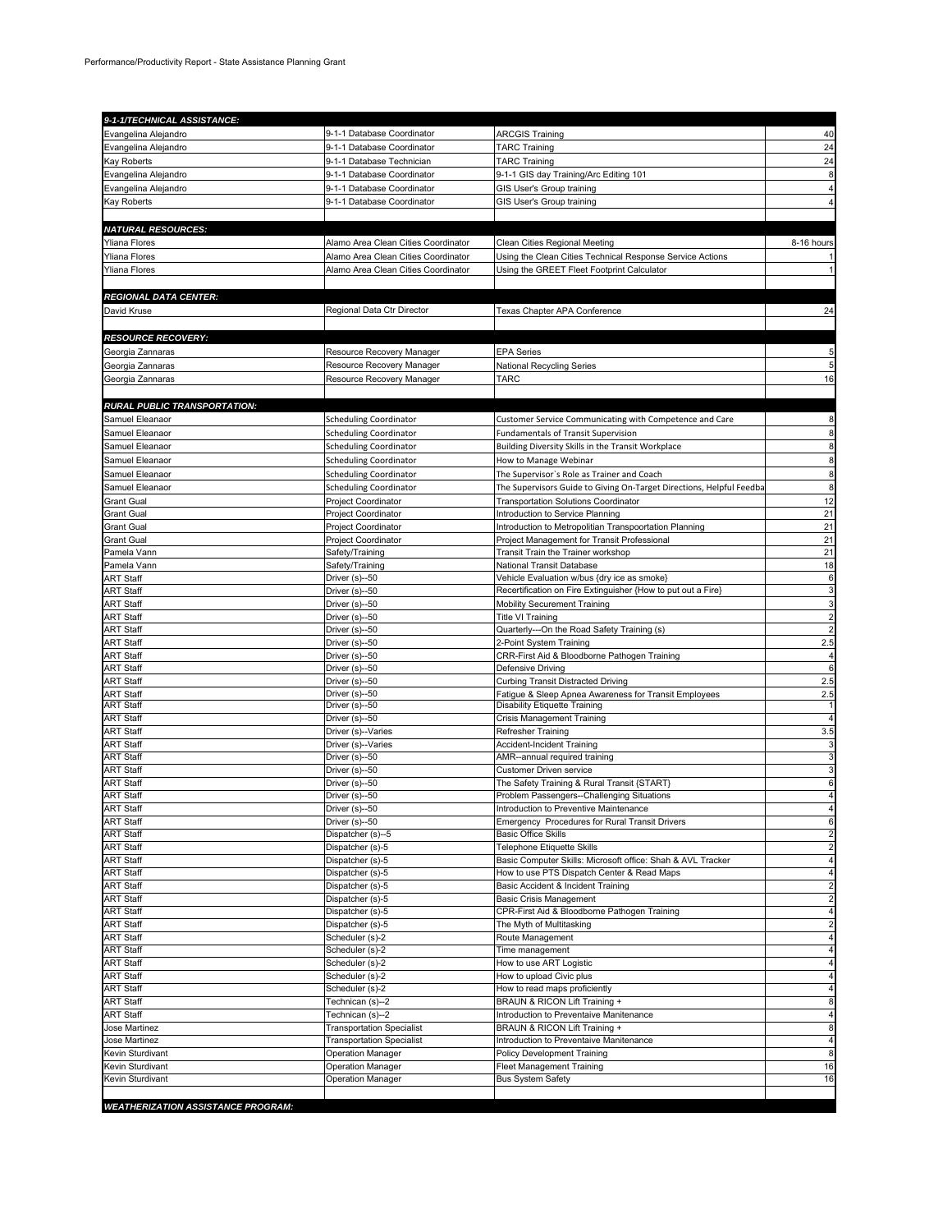Performance/Productivity Report - State Assistance Planning Grant

| 9-1-1/TECHNICAL ASSISTANCE: | | | |
|---|---|---|---|
| Evangelina Alejandro | 9-1-1 Database Coordinator | ARCGIS Training | 40 |
| Evangelina Alejandro | 9-1-1 Database Coordinator | TARC Training | 24 |
| Kay Roberts | 9-1-1 Database Technician | TARC Training | 24 |
| Evangelina Alejandro | 9-1-1 Database Coordinator | 9-1-1 GIS day Training/Arc Editing 101 | 8 |
| Evangelina Alejandro | 9-1-1 Database Coordinator | GIS User's Group training | 4 |
| Kay Roberts | 9-1-1 Database Coordinator | GIS User's Group training | 4 |
| | | | |
| **NATURAL RESOURCES:** | | | |
| Yliana Flores | Alamo Area Clean Cities Coordinator | Clean Cities Regional Meeting | 8-16 hours |
| Yliana Flores | Alamo Area Clean Cities Coordinator | Using the Clean Cities Technical Response Service Actions | 1 |
| Yliana Flores | Alamo Area Clean Cities Coordinator | Using the GREET Fleet Footprint Calculator | 1 |
| | | | |
| **REGIONAL DATA CENTER:** | | | |
| David Kruse | Regional Data Ctr Director | Texas Chapter APA Conference | 24 |
| | | | |
| **RESOURCE RECOVERY:** | | | |
| Georgia Zannaras | Resource Recovery Manager | EPA Series | 5 |
| Georgia Zannaras | Resource Recovery Manager | National Recycling Series | 5 |
| Georgia Zannaras | Resource Recovery Manager | TARC | 16 |
| | | | |
| **RURAL PUBLIC TRANSPORTATION:** | | | |
| Samuel Eleanaor | Scheduling Coordinator | Customer Service Communicating with Competence and Care | 8 |
| Samuel Eleanaor | Scheduling Coordinator | Fundamentals of Transit Supervision | 8 |
| Samuel Eleanaor | Scheduling Coordinator | Building Diversity Skills in the Transit Workplace | 8 |
| Samuel Eleanaor | Scheduling Coordinator | How to Manage Webinar | 8 |
| Samuel Eleanaor | Scheduling Coordinator | The Supervisor`s Role as Trainer and Coach | 8 |
| Samuel Eleanaor | Scheduling Coordinator | The Supervisors Guide to Giving On-Target Directions, Helpful Feedba | 8 |
| Grant Gual | Project Coordinator | Transportation Solutions Coordinator | 12 |
| Grant Gual | Project Coordinator | Introduction to Service Planning | 21 |
| Grant Gual | Project Coordinator | Introduction to Metropolitan Transpoortation Planning | 21 |
| Grant Gual | Project Coordinator | Project Management for Transit Professional | 21 |
| Pamela Vann | Safety/Training | Transit Train the Trainer workshop | 21 |
| Pamela Vann | Safety/Training | National Transit Database | 18 |
| ART Staff | Driver (s)--50 | Vehicle Evaluation w/bus {dry ice as smoke} | 6 |
| ART Staff | Driver (s)--50 | Recertification on Fire Extinguisher {How to put out a Fire} | 3 |
| ART Staff | Driver (s)--50 | Mobility Securement Training | 3 |
| ART Staff | Driver (s)--50 | Title VI Training | 2 |
| ART Staff | Driver (s)--50 | Quarterly---On the Road Safety Training (s) | 2 |
| ART Staff | Driver (s)--50 | 2-Point System Training | 2.5 |
| ART Staff | Driver (s)--50 | CRR-First Aid & Bloodborne Pathogen Training | 4 |
| ART Staff | Driver (s)--50 | Defensive Driving | 6 |
| ART Staff | Driver (s)--50 | Curbing Transit Distracted Driving | 2.5 |
| ART Staff | Driver (s)--50 | Fatigue & Sleep Apnea Awareness for Transit Employees | 2.5 |
| ART Staff | Driver (s)--50 | Disability Etiquette Training | 1 |
| ART Staff | Driver (s)--50 | Crisis Management Training | 4 |
| ART Staff | Driver (s)--Varies | Refresher Training | 3.5 |
| ART Staff | Driver (s)--Varies | Accident-Incident Training | 3 |
| ART Staff | Driver (s)--50 | AMR--annual required training | 3 |
| ART Staff | Driver (s)--50 | Customer Driven service | 3 |
| ART Staff | Driver (s)--50 | The Safety Training & Rural Transit {START} | 6 |
| ART Staff | Driver (s)--50 | Problem Passengers--Challenging Situations | 4 |
| ART Staff | Driver (s)--50 | Introduction to Preventive Maintenance | 4 |
| ART Staff | Driver (s)--50 | Emergency Procedures for Rural Transit Drivers | 6 |
| ART Staff | Dispatcher (s)--5 | Basic Office Skills | 2 |
| ART Staff | Dispatcher (s)-5 | Telephone Etiquette Skills | 2 |
| ART Staff | Dispatcher (s)-5 | Basic Computer Skills: Microsoft office: Shah & AVL Tracker | 4 |
| ART Staff | Dispatcher (s)-5 | How to use PTS Dispatch Center & Read Maps | 4 |
| ART Staff | Dispatcher (s)-5 | Basic Accident & Incident Training | 2 |
| ART Staff | Dispatcher (s)-5 | Basic Crisis Management | 2 |
| ART Staff | Dispatcher (s)-5 | CPR-First Aid & Bloodborne Pathogen Training | 4 |
| ART Staff | Dispatcher (s)-5 | The Myth of Multitasking | 2 |
| ART Staff | Scheduler (s)-2 | Route Management | 4 |
| ART Staff | Scheduler (s)-2 | Time management | 4 |
| ART Staff | Scheduler (s)-2 | How to use ART Logistic | 4 |
| ART Staff | Scheduler (s)-2 | How to upload Civic plus | 4 |
| ART Staff | Scheduler (s)-2 | How to read maps proficiently | 4 |
| ART Staff | Technican (s)--2 | BRAUN & RICON Lift Training + | 8 |
| ART Staff | Technican (s)--2 | Introduction to Preventaive Manitenance | 4 |
| Jose Martinez | Transportation Specialist | BRAUN & RICON Lift Training + | 8 |
| Jose Martinez | Transportation Specialist | Introduction to Preventaive Manitenance | 4 |
| Kevin Sturdivant | Operation Manager | Policy Development Training | 8 |
| Kevin Sturdivant | Operation Manager | Fleet Management Training | 16 |
| Kevin Sturdivant | Operation Manager | Bus System Safety | 16 |
| | | | |
| **WEATHERIZATION ASSISTANCE PROGRAM:** | | | |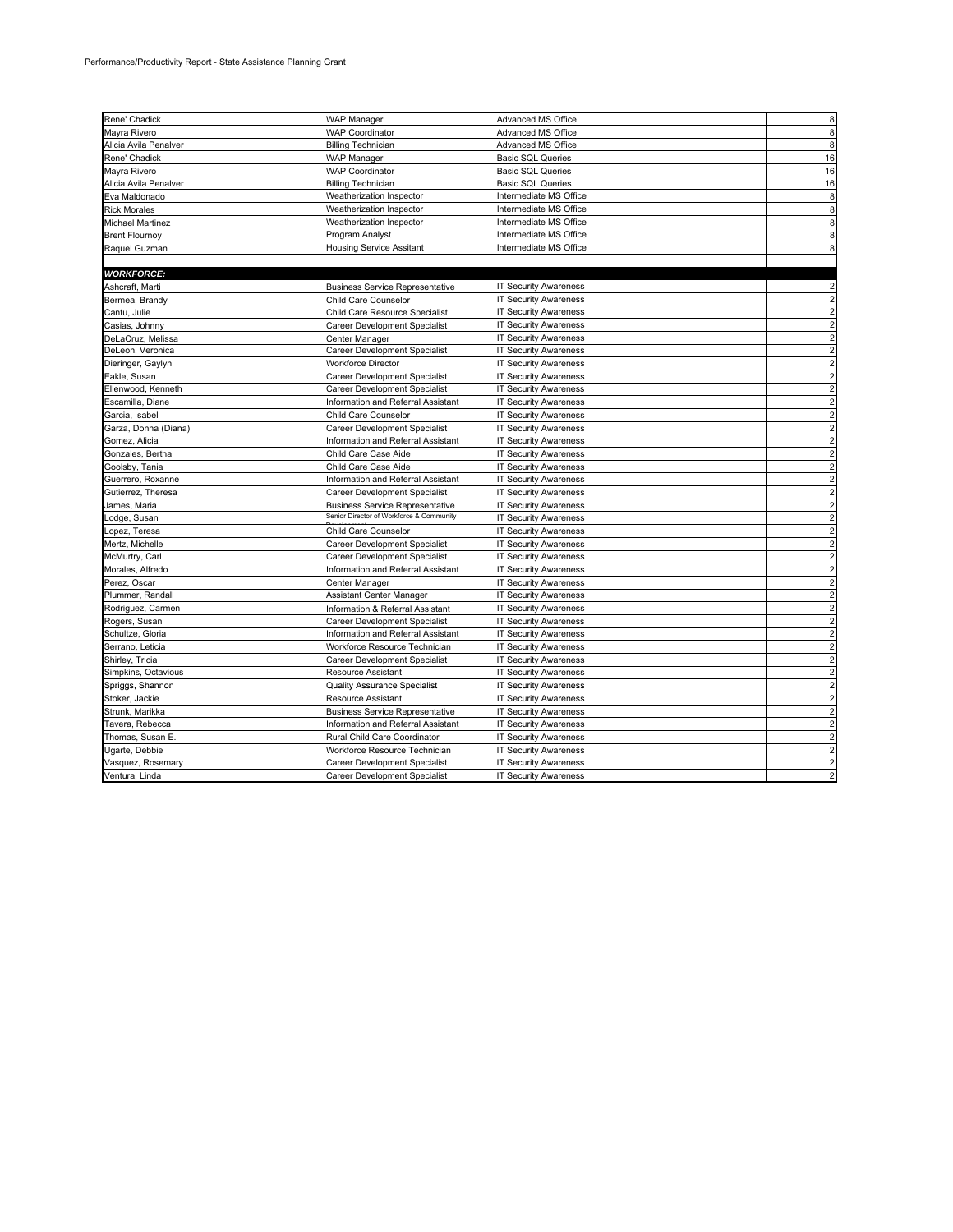Performance/Productivity Report - State Assistance Planning Grant

| | | | |
|---|---|---|---|
| Rene' Chadick | WAP Manager | Advanced MS Office | 8 |
| Mayra Rivero | WAP Coordinator | Advanced MS Office | 8 |
| Alicia Avila Penalver | Billing Technician | Advanced MS Office | 8 |
| Rene' Chadick | WAP Manager | Basic SQL Queries | 16 |
| Mayra Rivero | WAP Coordinator | Basic SQL Queries | 16 |
| Alicia Avila Penalver | Billing Technician | Basic SQL Queries | 16 |
| Eva Maldonado | Weatherization Inspector | Intermediate MS Office | 8 |
| Rick Morales | Weatherization Inspector | Intermediate MS Office | 8 |
| Michael Martinez | Weatherization Inspector | Intermediate MS Office | 8 |
| Brent Flournoy | Program Analyst | Intermediate MS Office | 8 |
| Raquel Guzman | Housing Service Assitant | Intermediate MS Office | 8 |
| | | | |
| ***WORKFORCE:*** | | | |
| Ashcraft, Marti | Business Service Representative | IT Security Awareness | 2 |
| Bermea, Brandy | Child Care Counselor | IT Security Awareness | 2 |
| Cantu, Julie | Child Care Resource Specialist | IT Security Awareness | 2 |
| Casias, Johnny | Career Development Specialist | IT Security Awareness | 2 |
| DeLaCruz, Melissa | Center Manager | IT Security Awareness | 2 |
| DeLeon, Veronica | Career Development Specialist | IT Security Awareness | 2 |
| Dieringer, Gaylyn | Workforce Director | IT Security Awareness | 2 |
| Eakle, Susan | Career Development Specialist | IT Security Awareness | 2 |
| Ellenwood, Kenneth | Career Development Specialist | IT Security Awareness | 2 |
| Escamilla, Diane | Information and Referral Assistant | IT Security Awareness | 2 |
| Garcia, Isabel | Child Care Counselor | IT Security Awareness | 2 |
| Garza, Donna (Diana) | Career Development Specialist | IT Security Awareness | 2 |
| Gomez, Alicia | Information and Referral Assistant | IT Security Awareness | 2 |
| Gonzales, Bertha | Child Care Case Aide | IT Security Awareness | 2 |
| Goolsby, Tania | Child Care Case Aide | IT Security Awareness | 2 |
| Guerrero, Roxanne | Information and Referral Assistant | IT Security Awareness | 2 |
| Gutierrez, Theresa | Career Development Specialist | IT Security Awareness | 2 |
| James, Maria | Business Service Representative | IT Security Awareness | 2 |
| Lodge, Susan | Senior Director of Workforce & Community Development | IT Security Awareness | 2 |
| Lopez, Teresa | Child Care Counselor | IT Security Awareness | 2 |
| Mertz, Michelle | Career Development Specialist | IT Security Awareness | 2 |
| McMurtry, Carl | Career Development Specialist | IT Security Awareness | 2 |
| Morales, Alfredo | Information and Referral Assistant | IT Security Awareness | 2 |
| Perez, Oscar | Center Manager | IT Security Awareness | 2 |
| Plummer, Randall | Assistant Center Manager | IT Security Awareness | 2 |
| Rodriguez, Carmen | Information & Referral Assistant | IT Security Awareness | 2 |
| Rogers, Susan | Career Development Specialist | IT Security Awareness | 2 |
| Schultze, Gloria | Information and Referral Assistant | IT Security Awareness | 2 |
| Serrano, Leticia | Workforce Resource Technician | IT Security Awareness | 2 |
| Shirley, Tricia | Career Development Specialist | IT Security Awareness | 2 |
| Simpkins, Octavious | Resource Assistant | IT Security Awareness | 2 |
| Spriggs, Shannon | Quality Assurance Specialist | IT Security Awareness | 2 |
| Stoker, Jackie | Resource Assistant | IT Security Awareness | 2 |
| Strunk, Marikka | Business Service Representative | IT Security Awareness | 2 |
| Tavera, Rebecca | Information and Referral Assistant | IT Security Awareness | 2 |
| Thomas, Susan E. | Rural Child Care Coordinator | IT Security Awareness | 2 |
| Ugarte, Debbie | Workforce Resource Technician | IT Security Awareness | 2 |
| Vasquez, Rosemary | Career Development Specialist | IT Security Awareness | 2 |
| Ventura, Linda | Career Development Specialist | IT Security Awareness | 2 |